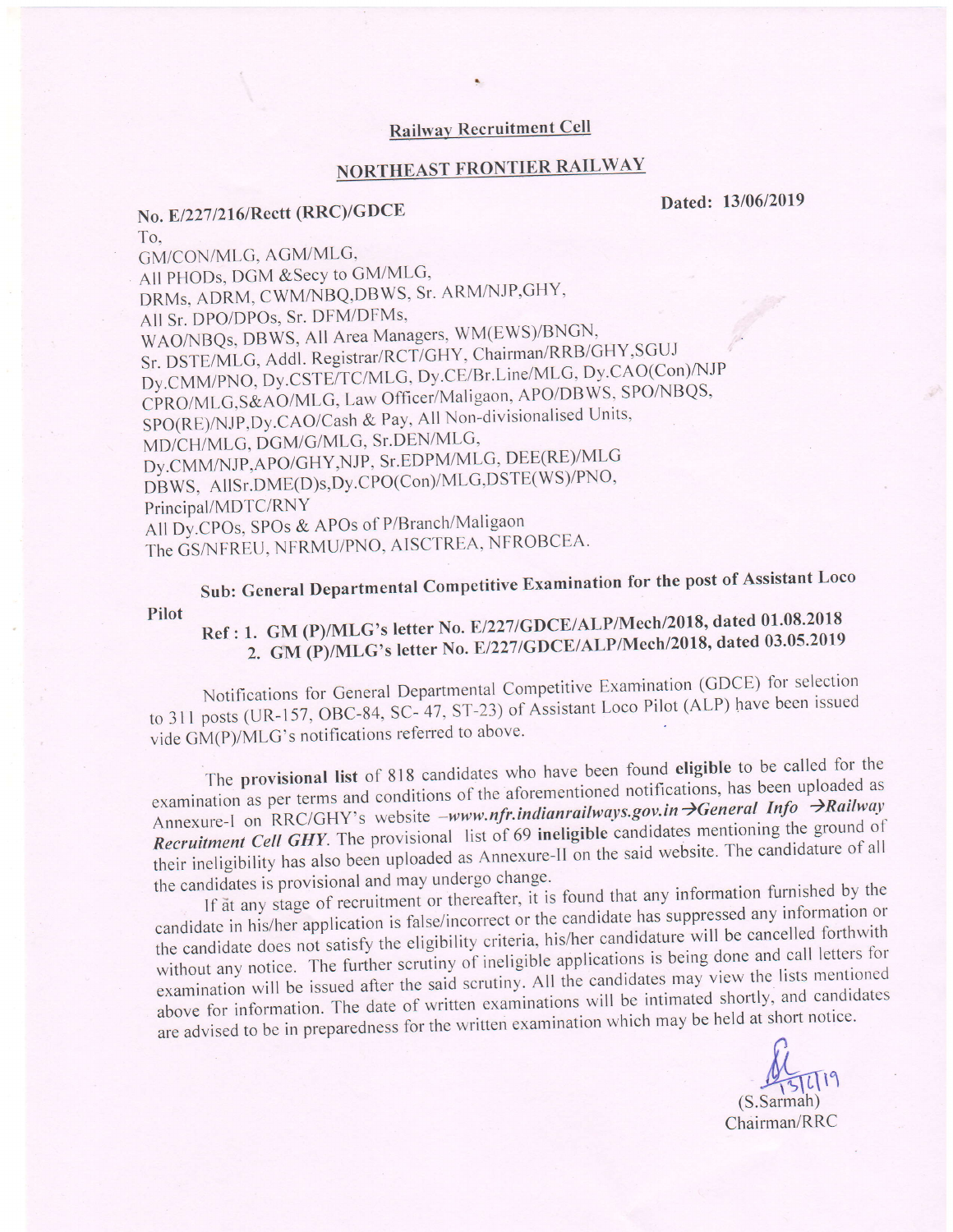## Railway Recruitment Cell

## NORTHEAST FRONTIER RAILWAY

No. E/227/216/Rectt (RRC)/GDCE

Dated: 13/06/2019

To,
GM/CON/MLG, AGM/MLG,
All PHODs, DGM &Secy to GM/MLG,
DRMs, ADRM, CWM/NBQ,DBWS, Sr. ARM/NJP,GHY,
All Sr. DPO/DPOs, Sr. DFM/DFMs,
WAO/NBQs, DBWS, All Area Managers, WM(EWS)/BNGN,
Sr. DSTE/MLG, Addl. Registrar/RCT/GHY, Chairman/RRB/GHY,SGUJ
Dy.CMM/PNO, Dy.CSTE/TC/MLG, Dy.CE/Br.Line/MLG, Dy.CAO(Con)/NJP
CPRO/MLG,S&AO/MLG, Law Officer/Maligaon, APO/DBWS, SPO/NBQS,
SPO(RE)/NJP,Dy.CAO/Cash & Pay, All Non-divisionalised Units,
MD/CH/MLG, DGM/G/MLG, Sr.DEN/MLG,
Dy.CMM/NJP,APO/GHY,NJP, Sr.EDPM/MLG, DEE(RE)/MLG
DBWS, AllSr.DME(D)s,Dy.CPO(Con)/MLG,DSTE(WS)/PNO,
Principal/MDTC/RNY
All Dy.CPOs, SPOs & APOs of P/Branch/Maligaon
The GS/NFREU, NFRMU/PNO, AISCTREA, NFROBCEA.

**Sub: General Departmental Competitive Examination for the post of Assistant Loco Pilot**

**Ref : 1. GM (P)/MLG's letter No. E/227/GDCE/ALP/Mech/2018, dated 01.08.2018**
**2. GM (P)/MLG's letter No. E/227/GDCE/ALP/Mech/2018, dated 03.05.2019**

Notifications for General Departmental Competitive Examination (GDCE) for selection to 311 posts (UR-157, OBC-84, SC- 47, ST-23) of Assistant Loco Pilot (ALP) have been issued vide GM(P)/MLG's notifications referred to above.

The **provisional list** of 818 candidates who have been found **eligible** to be called for the examination as per terms and conditions of the aforementioned notifications, has been uploaded as Annexure-I on RRC/GHY's website –***www.nfr.indianrailways.gov.in→General Info →Railway Recruitment Cell GHY***. The provisional list of 69 **ineligible** candidates mentioning the ground of their ineligibility has also been uploaded as Annexure-II on the said website. The candidature of all the candidates is provisional and may undergo change.

If at any stage of recruitment or thereafter, it is found that any information furnished by the candidate in his/her application is false/incorrect or the candidate has suppressed any information or the candidate does not satisfy the eligibility criteria, his/her candidature will be cancelled forthwith without any notice. The further scrutiny of ineligible applications is being done and call letters for examination will be issued after the said scrutiny. All the candidates may view the lists mentioned above for information. The date of written examinations will be intimated shortly, and candidates are advised to be in preparedness for the written examination which may be held at short notice.

13/6/19
(S.Sarmah)
Chairman/RRC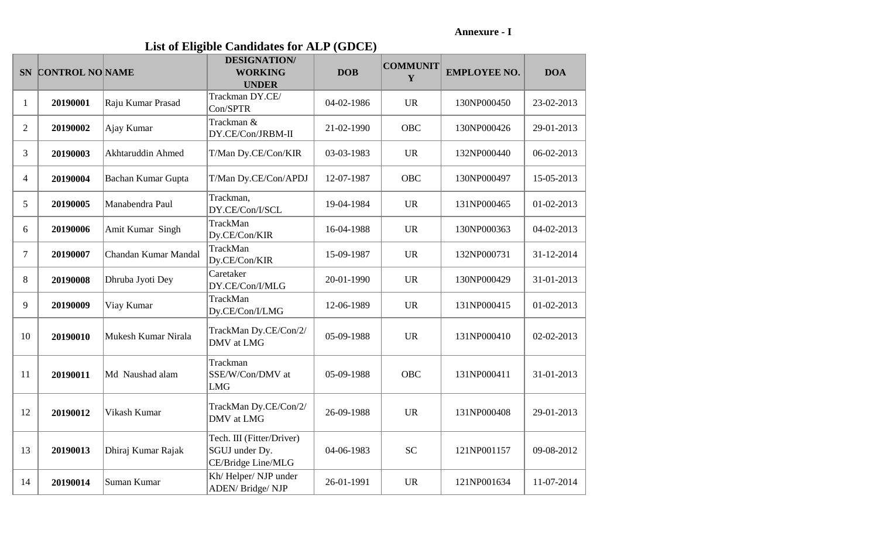**Annexure - I**

## List of Eligible Candidates for ALP (GDCE)

| SN | CONTROL NO | NAME | DESIGNATION/ WORKING UNDER | DOB | COMMUNITY | EMPLOYEE NO. | DOA |
|---|---|---|---|---|---|---|---|
| 1 | **20190001** | Raju Kumar Prasad | Trackman DY.CE/ Con/SPTR | 04-02-1986 | UR | 130NP000450 | 23-02-2013 |
| 2 | **20190002** | Ajay Kumar | Trackman & DY.CE/Con/JRBM-II | 21-02-1990 | OBC | 130NP000426 | 29-01-2013 |
| 3 | **20190003** | Akhtaruddin Ahmed | T/Man Dy.CE/Con/KIR | 03-03-1983 | UR | 132NP000440 | 06-02-2013 |
| 4 | **20190004** | Bachan Kumar Gupta | T/Man Dy.CE/Con/APDJ | 12-07-1987 | OBC | 130NP000497 | 15-05-2013 |
| 5 | **20190005** | Manabendra Paul | Trackman, DY.CE/Con/I/SCL | 19-04-1984 | UR | 131NP000465 | 01-02-2013 |
| 6 | **20190006** | Amit Kumar Singh | TrackMan Dy.CE/Con/KIR | 16-04-1988 | UR | 130NP000363 | 04-02-2013 |
| 7 | **20190007** | Chandan Kumar Mandal | TrackMan Dy.CE/Con/KIR | 15-09-1987 | UR | 132NP000731 | 31-12-2014 |
| 8 | **20190008** | Dhruba Jyoti Dey | Caretaker DY.CE/Con/I/MLG | 20-01-1990 | UR | 130NP000429 | 31-01-2013 |
| 9 | **20190009** | Viay Kumar | TrackMan Dy.CE/Con/I/LMG | 12-06-1989 | UR | 131NP000415 | 01-02-2013 |
| 10 | **20190010** | Mukesh Kumar Nirala | TrackMan Dy.CE/Con/2/ DMV at LMG | 05-09-1988 | UR | 131NP000410 | 02-02-2013 |
| 11 | **20190011** | Md Naushad alam | Trackman SSE/W/Con/DMV at LMG | 05-09-1988 | OBC | 131NP000411 | 31-01-2013 |
| 12 | **20190012** | Vikash Kumar | TrackMan Dy.CE/Con/2/ DMV at LMG | 26-09-1988 | UR | 131NP000408 | 29-01-2013 |
| 13 | **20190013** | Dhiraj Kumar Rajak | Tech. III (Fitter/Driver) SGUJ under Dy. CE/Bridge Line/MLG | 04-06-1983 | SC | 121NP001157 | 09-08-2012 |
| 14 | **20190014** | Suman Kumar | Kh/ Helper/ NJP under ADEN/ Bridge/ NJP | 26-01-1991 | UR | 121NP001634 | 11-07-2014 |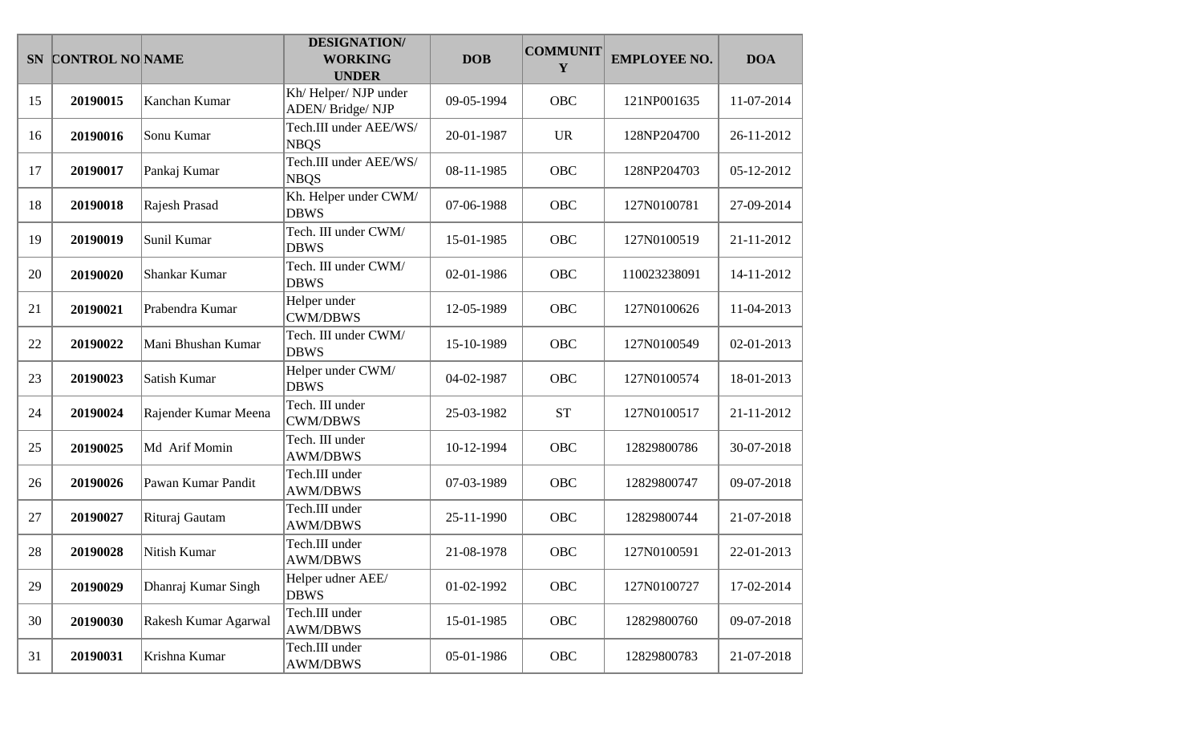| SN | CONTROL NO | NAME | DESIGNATION/ WORKING UNDER | DOB | COMMUNITY | EMPLOYEE NO. | DOA |
|---|---|---|---|---|---|---|---|
| 15 | **20190015** | Kanchan Kumar | Kh/ Helper/ NJP under ADEN/ Bridge/ NJP | 09-05-1994 | OBC | 121NP001635 | 11-07-2014 |
| 16 | **20190016** | Sonu Kumar | Tech.III under AEE/WS/ NBQS | 20-01-1987 | UR | 128NP204700 | 26-11-2012 |
| 17 | **20190017** | Pankaj Kumar | Tech.III under AEE/WS/ NBQS | 08-11-1985 | OBC | 128NP204703 | 05-12-2012 |
| 18 | **20190018** | Rajesh Prasad | Kh. Helper under CWM/ DBWS | 07-06-1988 | OBC | 127N0100781 | 27-09-2014 |
| 19 | **20190019** | Sunil Kumar | Tech. III under CWM/ DBWS | 15-01-1985 | OBC | 127N0100519 | 21-11-2012 |
| 20 | **20190020** | Shankar Kumar | Tech. III under CWM/ DBWS | 02-01-1986 | OBC | 110023238091 | 14-11-2012 |
| 21 | **20190021** | Prabendra Kumar | Helper under CWM/DBWS | 12-05-1989 | OBC | 127N0100626 | 11-04-2013 |
| 22 | **20190022** | Mani Bhushan Kumar | Tech. III under CWM/ DBWS | 15-10-1989 | OBC | 127N0100549 | 02-01-2013 |
| 23 | **20190023** | Satish Kumar | Helper under CWM/ DBWS | 04-02-1987 | OBC | 127N0100574 | 18-01-2013 |
| 24 | **20190024** | Rajender Kumar Meena | Tech. III under CWM/DBWS | 25-03-1982 | ST | 127N0100517 | 21-11-2012 |
| 25 | **20190025** | Md Arif Momin | Tech. III under AWM/DBWS | 10-12-1994 | OBC | 12829800786 | 30-07-2018 |
| 26 | **20190026** | Pawan Kumar Pandit | Tech.III under AWM/DBWS | 07-03-1989 | OBC | 12829800747 | 09-07-2018 |
| 27 | **20190027** | Rituraj Gautam | Tech.III under AWM/DBWS | 25-11-1990 | OBC | 12829800744 | 21-07-2018 |
| 28 | **20190028** | Nitish Kumar | Tech.III under AWM/DBWS | 21-08-1978 | OBC | 127N0100591 | 22-01-2013 |
| 29 | **20190029** | Dhanraj Kumar Singh | Helper udner AEE/ DBWS | 01-02-1992 | OBC | 127N0100727 | 17-02-2014 |
| 30 | **20190030** | Rakesh Kumar Agarwal | Tech.III under AWM/DBWS | 15-01-1985 | OBC | 12829800760 | 09-07-2018 |
| 31 | **20190031** | Krishna Kumar | Tech.III under AWM/DBWS | 05-01-1986 | OBC | 12829800783 | 21-07-2018 |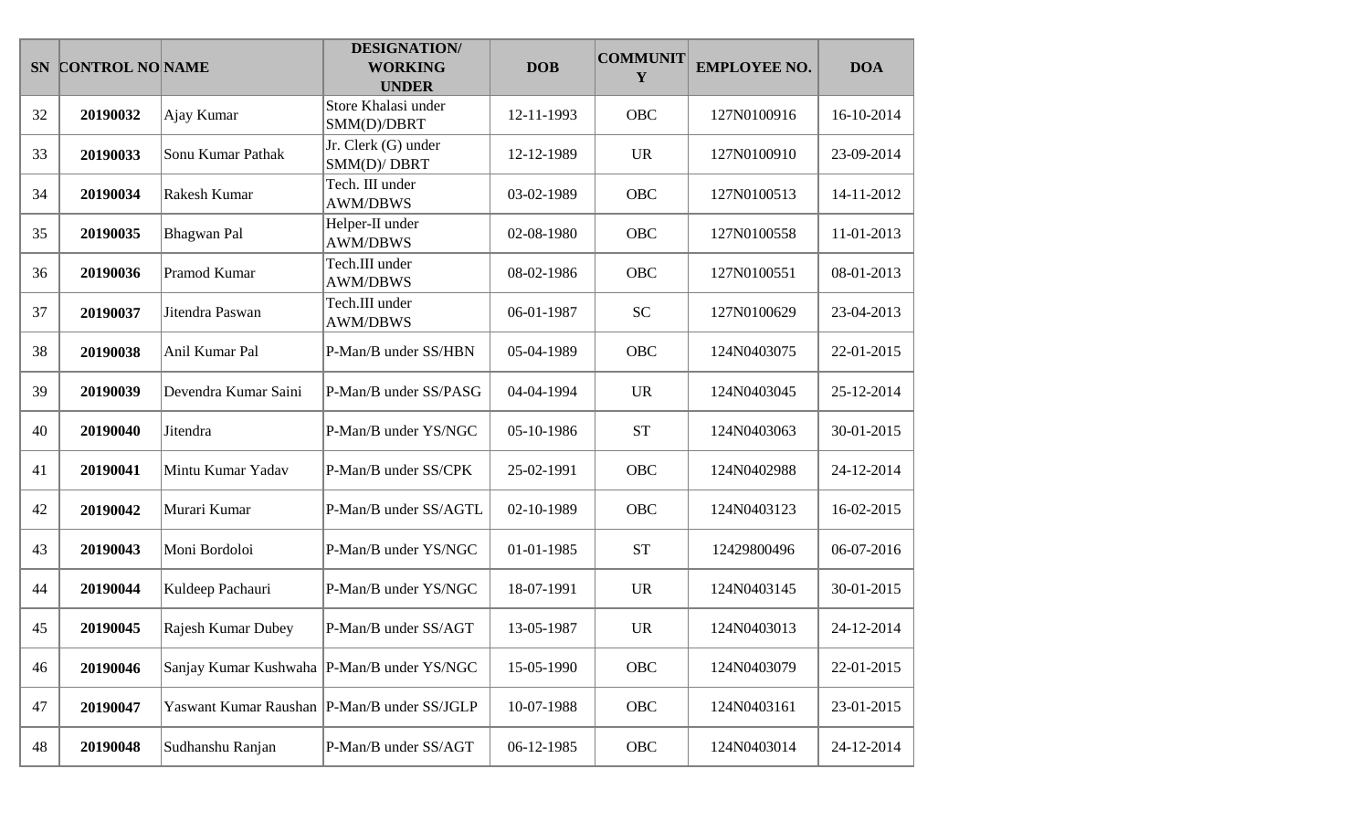| SN | CONTROL NO | NAME | DESIGNATION/ WORKING UNDER | DOB | COMMUNITY | EMPLOYEE NO. | DOA |
|---|---|---|---|---|---|---|---|
| 32 | **20190032** | Ajay Kumar | Store Khalasi under SMM(D)/DBRT | 12-11-1993 | OBC | 127N0100916 | 16-10-2014 |
| 33 | **20190033** | Sonu Kumar Pathak | Jr. Clerk (G) under SMM(D)/ DBRT | 12-12-1989 | UR | 127N0100910 | 23-09-2014 |
| 34 | **20190034** | Rakesh Kumar | Tech. III under AWM/DBWS | 03-02-1989 | OBC | 127N0100513 | 14-11-2012 |
| 35 | **20190035** | Bhagwan Pal | Helper-II under AWM/DBWS | 02-08-1980 | OBC | 127N0100558 | 11-01-2013 |
| 36 | **20190036** | Pramod Kumar | Tech.III under AWM/DBWS | 08-02-1986 | OBC | 127N0100551 | 08-01-2013 |
| 37 | **20190037** | Jitendra Paswan | Tech.III under AWM/DBWS | 06-01-1987 | SC | 127N0100629 | 23-04-2013 |
| 38 | **20190038** | Anil Kumar Pal | P-Man/B under SS/HBN | 05-04-1989 | OBC | 124N0403075 | 22-01-2015 |
| 39 | **20190039** | Devendra Kumar Saini | P-Man/B under SS/PASG | 04-04-1994 | UR | 124N0403045 | 25-12-2014 |
| 40 | **20190040** | Jitendra | P-Man/B under YS/NGC | 05-10-1986 | ST | 124N0403063 | 30-01-2015 |
| 41 | **20190041** | Mintu Kumar Yadav | P-Man/B under SS/CPK | 25-02-1991 | OBC | 124N0402988 | 24-12-2014 |
| 42 | **20190042** | Murari Kumar | P-Man/B under SS/AGTL | 02-10-1989 | OBC | 124N0403123 | 16-02-2015 |
| 43 | **20190043** | Moni Bordoloi | P-Man/B under YS/NGC | 01-01-1985 | ST | 12429800496 | 06-07-2016 |
| 44 | **20190044** | Kuldeep Pachauri | P-Man/B under YS/NGC | 18-07-1991 | UR | 124N0403145 | 30-01-2015 |
| 45 | **20190045** | Rajesh Kumar Dubey | P-Man/B under SS/AGT | 13-05-1987 | UR | 124N0403013 | 24-12-2014 |
| 46 | **20190046** | Sanjay Kumar Kushwaha | P-Man/B under YS/NGC | 15-05-1990 | OBC | 124N0403079 | 22-01-2015 |
| 47 | **20190047** | Yaswant Kumar Raushan | P-Man/B under SS/JGLP | 10-07-1988 | OBC | 124N0403161 | 23-01-2015 |
| 48 | **20190048** | Sudhanshu Ranjan | P-Man/B under SS/AGT | 06-12-1985 | OBC | 124N0403014 | 24-12-2014 |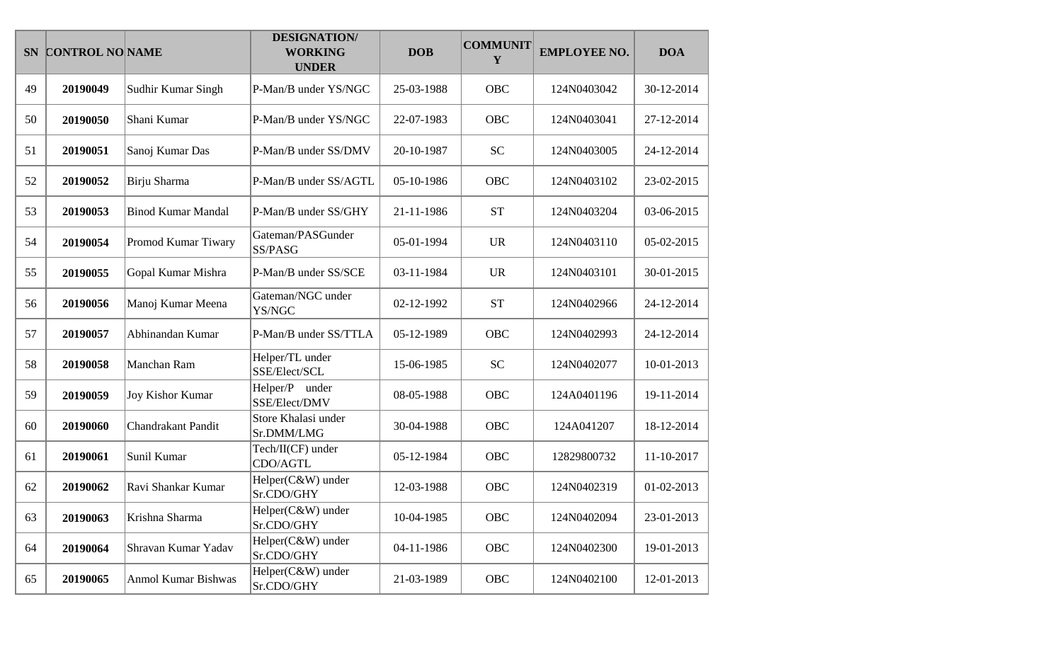| SN | CONTROL NO | NAME | DESIGNATION/ WORKING UNDER | DOB | COMMUNITY | EMPLOYEE NO. | DOA |
|---|---|---|---|---|---|---|---|
| 49 | **20190049** | Sudhir Kumar Singh | P-Man/B under YS/NGC | 25-03-1988 | OBC | 124N0403042 | 30-12-2014 |
| 50 | **20190050** | Shani Kumar | P-Man/B under YS/NGC | 22-07-1983 | OBC | 124N0403041 | 27-12-2014 |
| 51 | **20190051** | Sanoj Kumar Das | P-Man/B under SS/DMV | 20-10-1987 | SC | 124N0403005 | 24-12-2014 |
| 52 | **20190052** | Birju Sharma | P-Man/B under SS/AGTL | 05-10-1986 | OBC | 124N0403102 | 23-02-2015 |
| 53 | **20190053** | Binod Kumar Mandal | P-Man/B under SS/GHY | 21-11-1986 | ST | 124N0403204 | 03-06-2015 |
| 54 | **20190054** | Promod Kumar Tiwary | Gateman/PASGunder SS/PASG | 05-01-1994 | UR | 124N0403110 | 05-02-2015 |
| 55 | **20190055** | Gopal Kumar Mishra | P-Man/B under SS/SCE | 03-11-1984 | UR | 124N0403101 | 30-01-2015 |
| 56 | **20190056** | Manoj Kumar Meena | Gateman/NGC under YS/NGC | 02-12-1992 | ST | 124N0402966 | 24-12-2014 |
| 57 | **20190057** | Abhinandan Kumar | P-Man/B under SS/TTLA | 05-12-1989 | OBC | 124N0402993 | 24-12-2014 |
| 58 | **20190058** | Manchan Ram | Helper/TL under SSE/Elect/SCL | 15-06-1985 | SC | 124N0402077 | 10-01-2013 |
| 59 | **20190059** | Joy Kishor Kumar | Helper/P under SSE/Elect/DMV | 08-05-1988 | OBC | 124A0401196 | 19-11-2014 |
| 60 | **20190060** | Chandrakant Pandit | Store Khalasi under Sr.DMM/LMG | 30-04-1988 | OBC | 124A041207 | 18-12-2014 |
| 61 | **20190061** | Sunil Kumar | Tech/II(CF) under CDO/AGTL | 05-12-1984 | OBC | 12829800732 | 11-10-2017 |
| 62 | **20190062** | Ravi Shankar Kumar | Helper(C&W) under Sr.CDO/GHY | 12-03-1988 | OBC | 124N0402319 | 01-02-2013 |
| 63 | **20190063** | Krishna Sharma | Helper(C&W) under Sr.CDO/GHY | 10-04-1985 | OBC | 124N0402094 | 23-01-2013 |
| 64 | **20190064** | Shravan Kumar Yadav | Helper(C&W) under Sr.CDO/GHY | 04-11-1986 | OBC | 124N0402300 | 19-01-2013 |
| 65 | **20190065** | Anmol Kumar Bishwas | Helper(C&W) under Sr.CDO/GHY | 21-03-1989 | OBC | 124N0402100 | 12-01-2013 |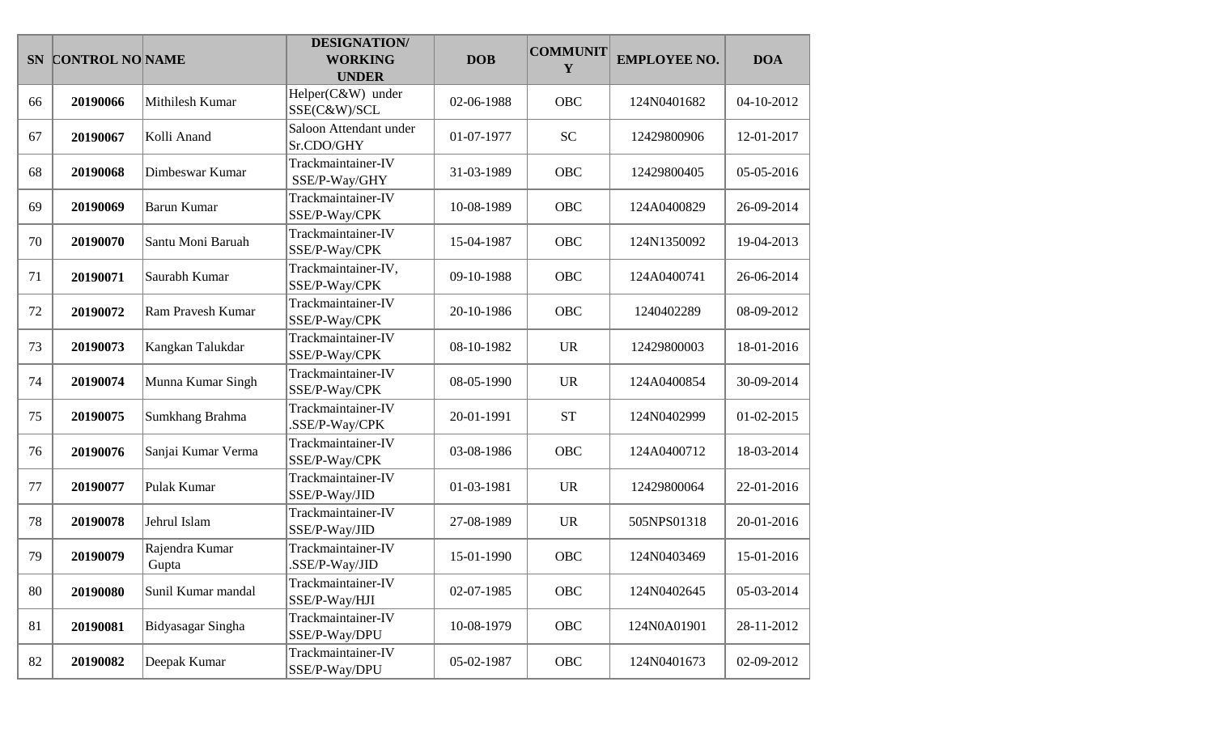| SN | CONTROL NO | NAME | DESIGNATION/ WORKING UNDER | DOB | COMMUNITY | EMPLOYEE NO. | DOA |
|---|---|---|---|---|---|---|---|
| 66 | **20190066** | Mithilesh Kumar | Helper(C&W) under SSE(C&W)/SCL | 02-06-1988 | OBC | 124N0401682 | 04-10-2012 |
| 67 | **20190067** | Kolli Anand | Saloon Attendant under Sr.CDO/GHY | 01-07-1977 | SC | 12429800906 | 12-01-2017 |
| 68 | **20190068** | Dimbeswar Kumar | Trackmaintainer-IV SSE/P-Way/GHY | 31-03-1989 | OBC | 12429800405 | 05-05-2016 |
| 69 | **20190069** | Barun Kumar | Trackmaintainer-IV SSE/P-Way/CPK | 10-08-1989 | OBC | 124A0400829 | 26-09-2014 |
| 70 | **20190070** | Santu Moni Baruah | Trackmaintainer-IV SSE/P-Way/CPK | 15-04-1987 | OBC | 124N1350092 | 19-04-2013 |
| 71 | **20190071** | Saurabh Kumar | Trackmaintainer-IV, SSE/P-Way/CPK | 09-10-1988 | OBC | 124A0400741 | 26-06-2014 |
| 72 | **20190072** | Ram Pravesh Kumar | Trackmaintainer-IV SSE/P-Way/CPK | 20-10-1986 | OBC | 1240402289 | 08-09-2012 |
| 73 | **20190073** | Kangkan Talukdar | Trackmaintainer-IV SSE/P-Way/CPK | 08-10-1982 | UR | 12429800003 | 18-01-2016 |
| 74 | **20190074** | Munna Kumar Singh | Trackmaintainer-IV SSE/P-Way/CPK | 08-05-1990 | UR | 124A0400854 | 30-09-2014 |
| 75 | **20190075** | Sumkhang Brahma | Trackmaintainer-IV .SSE/P-Way/CPK | 20-01-1991 | ST | 124N0402999 | 01-02-2015 |
| 76 | **20190076** | Sanjai Kumar Verma | Trackmaintainer-IV SSE/P-Way/CPK | 03-08-1986 | OBC | 124A0400712 | 18-03-2014 |
| 77 | **20190077** | Pulak Kumar | Trackmaintainer-IV SSE/P-Way/JID | 01-03-1981 | UR | 12429800064 | 22-01-2016 |
| 78 | **20190078** | Jehrul Islam | Trackmaintainer-IV SSE/P-Way/JID | 27-08-1989 | UR | 505NPS01318 | 20-01-2016 |
| 79 | **20190079** | Rajendra Kumar Gupta | Trackmaintainer-IV .SSE/P-Way/JID | 15-01-1990 | OBC | 124N0403469 | 15-01-2016 |
| 80 | **20190080** | Sunil Kumar mandal | Trackmaintainer-IV SSE/P-Way/HJI | 02-07-1985 | OBC | 124N0402645 | 05-03-2014 |
| 81 | **20190081** | Bidyasagar Singha | Trackmaintainer-IV SSE/P-Way/DPU | 10-08-1979 | OBC | 124N0A01901 | 28-11-2012 |
| 82 | **20190082** | Deepak Kumar | Trackmaintainer-IV SSE/P-Way/DPU | 05-02-1987 | OBC | 124N0401673 | 02-09-2012 |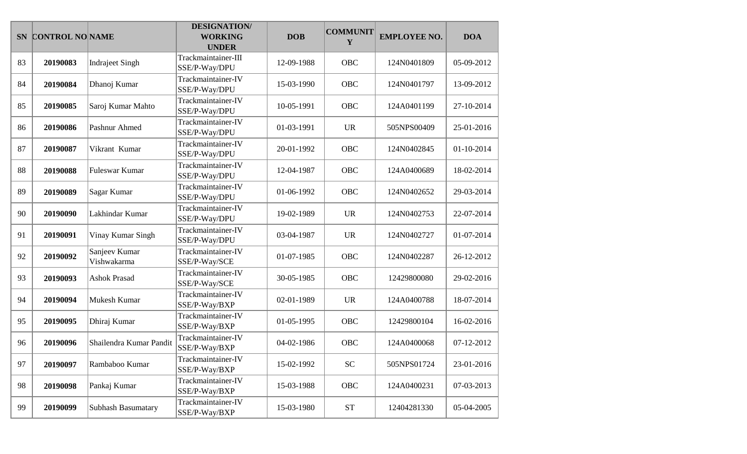| SN | CONTROL NO | NAME | DESIGNATION/ WORKING UNDER | DOB | COMMUNITY | EMPLOYEE NO. | DOA |
|---|---|---|---|---|---|---|---|
| 83 | **20190083** | Indrajeet Singh | Trackmaintainer-III SSE/P-Way/DPU | 12-09-1988 | OBC | 124N0401809 | 05-09-2012 |
| 84 | **20190084** | Dhanoj Kumar | Trackmaintainer-IV SSE/P-Way/DPU | 15-03-1990 | OBC | 124N0401797 | 13-09-2012 |
| 85 | **20190085** | Saroj Kumar Mahto | Trackmaintainer-IV SSE/P-Way/DPU | 10-05-1991 | OBC | 124A0401199 | 27-10-2014 |
| 86 | **20190086** | Pashnur Ahmed | Trackmaintainer-IV SSE/P-Way/DPU | 01-03-1991 | UR | 505NPS00409 | 25-01-2016 |
| 87 | **20190087** | Vikrant Kumar | Trackmaintainer-IV SSE/P-Way/DPU | 20-01-1992 | OBC | 124N0402845 | 01-10-2014 |
| 88 | **20190088** | Fuleswar Kumar | Trackmaintainer-IV SSE/P-Way/DPU | 12-04-1987 | OBC | 124A0400689 | 18-02-2014 |
| 89 | **20190089** | Sagar Kumar | Trackmaintainer-IV SSE/P-Way/DPU | 01-06-1992 | OBC | 124N0402652 | 29-03-2014 |
| 90 | **20190090** | Lakhindar Kumar | Trackmaintainer-IV SSE/P-Way/DPU | 19-02-1989 | UR | 124N0402753 | 22-07-2014 |
| 91 | **20190091** | Vinay Kumar Singh | Trackmaintainer-IV SSE/P-Way/DPU | 03-04-1987 | UR | 124N0402727 | 01-07-2014 |
| 92 | **20190092** | Sanjeev Kumar Vishwakarma | Trackmaintainer-IV SSE/P-Way/SCE | 01-07-1985 | OBC | 124N0402287 | 26-12-2012 |
| 93 | **20190093** | Ashok Prasad | Trackmaintainer-IV SSE/P-Way/SCE | 30-05-1985 | OBC | 12429800080 | 29-02-2016 |
| 94 | **20190094** | Mukesh Kumar | Trackmaintainer-IV SSE/P-Way/BXP | 02-01-1989 | UR | 124A0400788 | 18-07-2014 |
| 95 | **20190095** | Dhiraj Kumar | Trackmaintainer-IV SSE/P-Way/BXP | 01-05-1995 | OBC | 12429800104 | 16-02-2016 |
| 96 | **20190096** | Shailendra Kumar Pandit | Trackmaintainer-IV SSE/P-Way/BXP | 04-02-1986 | OBC | 124A0400068 | 07-12-2012 |
| 97 | **20190097** | Rambaboo Kumar | Trackmaintainer-IV SSE/P-Way/BXP | 15-02-1992 | SC | 505NPS01724 | 23-01-2016 |
| 98 | **20190098** | Pankaj Kumar | Trackmaintainer-IV SSE/P-Way/BXP | 15-03-1988 | OBC | 124A0400231 | 07-03-2013 |
| 99 | **20190099** | Subhash Basumatary | Trackmaintainer-IV SSE/P-Way/BXP | 15-03-1980 | ST | 12404281330 | 05-04-2005 |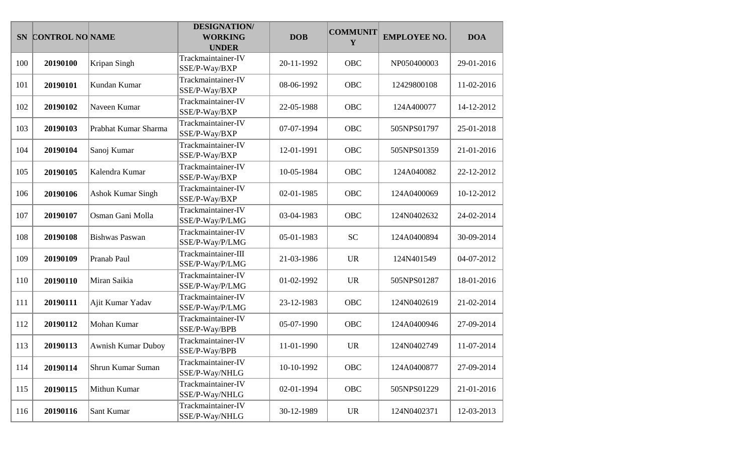| SN | CONTROL NO | NAME | DESIGNATION/ WORKING UNDER | DOB | COMMUNITY | EMPLOYEE NO. | DOA |
|---|---|---|---|---|---|---|---|
| 100 | **20190100** | Kripan Singh | Trackmaintainer-IV SSE/P-Way/BXP | 20-11-1992 | OBC | NP050400003 | 29-01-2016 |
| 101 | **20190101** | Kundan Kumar | Trackmaintainer-IV SSE/P-Way/BXP | 08-06-1992 | OBC | 12429800108 | 11-02-2016 |
| 102 | **20190102** | Naveen Kumar | Trackmaintainer-IV SSE/P-Way/BXP | 22-05-1988 | OBC | 124A400077 | 14-12-2012 |
| 103 | **20190103** | Prabhat Kumar Sharma | Trackmaintainer-IV SSE/P-Way/BXP | 07-07-1994 | OBC | 505NPS01797 | 25-01-2018 |
| 104 | **20190104** | Sanoj Kumar | Trackmaintainer-IV SSE/P-Way/BXP | 12-01-1991 | OBC | 505NPS01359 | 21-01-2016 |
| 105 | **20190105** | Kalendra Kumar | Trackmaintainer-IV SSE/P-Way/BXP | 10-05-1984 | OBC | 124A040082 | 22-12-2012 |
| 106 | **20190106** | Ashok Kumar Singh | Trackmaintainer-IV SSE/P-Way/BXP | 02-01-1985 | OBC | 124A0400069 | 10-12-2012 |
| 107 | **20190107** | Osman Gani Molla | Trackmaintainer-IV SSE/P-Way/P/LMG | 03-04-1983 | OBC | 124N0402632 | 24-02-2014 |
| 108 | **20190108** | Bishwas Paswan | Trackmaintainer-IV SSE/P-Way/P/LMG | 05-01-1983 | SC | 124A0400894 | 30-09-2014 |
| 109 | **20190109** | Pranab Paul | Trackmaintainer-III SSE/P-Way/P/LMG | 21-03-1986 | UR | 124N401549 | 04-07-2012 |
| 110 | **20190110** | Miran Saikia | Trackmaintainer-IV SSE/P-Way/P/LMG | 01-02-1992 | UR | 505NPS01287 | 18-01-2016 |
| 111 | **20190111** | Ajit Kumar Yadav | Trackmaintainer-IV SSE/P-Way/P/LMG | 23-12-1983 | OBC | 124N0402619 | 21-02-2014 |
| 112 | **20190112** | Mohan Kumar | Trackmaintainer-IV SSE/P-Way/BPB | 05-07-1990 | OBC | 124A0400946 | 27-09-2014 |
| 113 | **20190113** | Awnish Kumar Duboy | Trackmaintainer-IV SSE/P-Way/BPB | 11-01-1990 | UR | 124N0402749 | 11-07-2014 |
| 114 | **20190114** | Shrun Kumar Suman | Trackmaintainer-IV SSE/P-Way/NHLG | 10-10-1992 | OBC | 124A0400877 | 27-09-2014 |
| 115 | **20190115** | Mithun Kumar | Trackmaintainer-IV SSE/P-Way/NHLG | 02-01-1994 | OBC | 505NPS01229 | 21-01-2016 |
| 116 | **20190116** | Sant Kumar | Trackmaintainer-IV SSE/P-Way/NHLG | 30-12-1989 | UR | 124N0402371 | 12-03-2013 |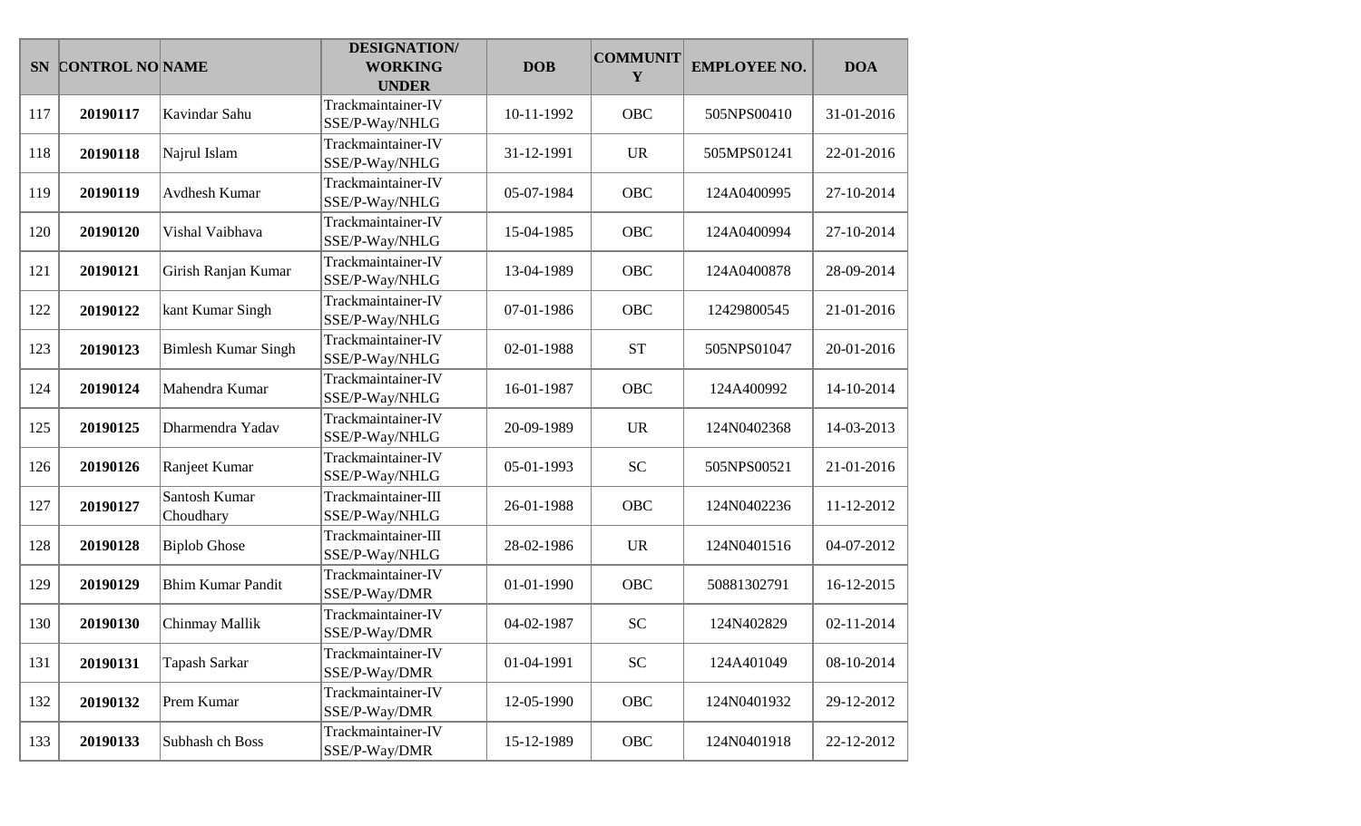| SN | CONTROL NO | NAME | DESIGNATION/ WORKING UNDER | DOB | COMMUNITY | EMPLOYEE NO. | DOA |
|---|---|---|---|---|---|---|---|
| 117 | **20190117** | Kavindar Sahu | Trackmaintainer-IV SSE/P-Way/NHLG | 10-11-1992 | OBC | 505NPS00410 | 31-01-2016 |
| 118 | **20190118** | Najrul Islam | Trackmaintainer-IV SSE/P-Way/NHLG | 31-12-1991 | UR | 505MPS01241 | 22-01-2016 |
| 119 | **20190119** | Avdhesh Kumar | Trackmaintainer-IV SSE/P-Way/NHLG | 05-07-1984 | OBC | 124A0400995 | 27-10-2014 |
| 120 | **20190120** | Vishal Vaibhava | Trackmaintainer-IV SSE/P-Way/NHLG | 15-04-1985 | OBC | 124A0400994 | 27-10-2014 |
| 121 | **20190121** | Girish Ranjan Kumar | Trackmaintainer-IV SSE/P-Way/NHLG | 13-04-1989 | OBC | 124A0400878 | 28-09-2014 |
| 122 | **20190122** | kant Kumar Singh | Trackmaintainer-IV SSE/P-Way/NHLG | 07-01-1986 | OBC | 12429800545 | 21-01-2016 |
| 123 | **20190123** | Bimlesh Kumar Singh | Trackmaintainer-IV SSE/P-Way/NHLG | 02-01-1988 | ST | 505NPS01047 | 20-01-2016 |
| 124 | **20190124** | Mahendra Kumar | Trackmaintainer-IV SSE/P-Way/NHLG | 16-01-1987 | OBC | 124A400992 | 14-10-2014 |
| 125 | **20190125** | Dharmendra Yadav | Trackmaintainer-IV SSE/P-Way/NHLG | 20-09-1989 | UR | 124N0402368 | 14-03-2013 |
| 126 | **20190126** | Ranjeet Kumar | Trackmaintainer-IV SSE/P-Way/NHLG | 05-01-1993 | SC | 505NPS00521 | 21-01-2016 |
| 127 | **20190127** | Santosh Kumar Choudhary | Trackmaintainer-III SSE/P-Way/NHLG | 26-01-1988 | OBC | 124N0402236 | 11-12-2012 |
| 128 | **20190128** | Biplob Ghose | Trackmaintainer-III SSE/P-Way/NHLG | 28-02-1986 | UR | 124N0401516 | 04-07-2012 |
| 129 | **20190129** | Bhim Kumar Pandit | Trackmaintainer-IV SSE/P-Way/DMR | 01-01-1990 | OBC | 50881302791 | 16-12-2015 |
| 130 | **20190130** | Chinmay Mallik | Trackmaintainer-IV SSE/P-Way/DMR | 04-02-1987 | SC | 124N402829 | 02-11-2014 |
| 131 | **20190131** | Tapash Sarkar | Trackmaintainer-IV SSE/P-Way/DMR | 01-04-1991 | SC | 124A401049 | 08-10-2014 |
| 132 | **20190132** | Prem Kumar | Trackmaintainer-IV SSE/P-Way/DMR | 12-05-1990 | OBC | 124N0401932 | 29-12-2012 |
| 133 | **20190133** | Subhash ch Boss | Trackmaintainer-IV SSE/P-Way/DMR | 15-12-1989 | OBC | 124N0401918 | 22-12-2012 |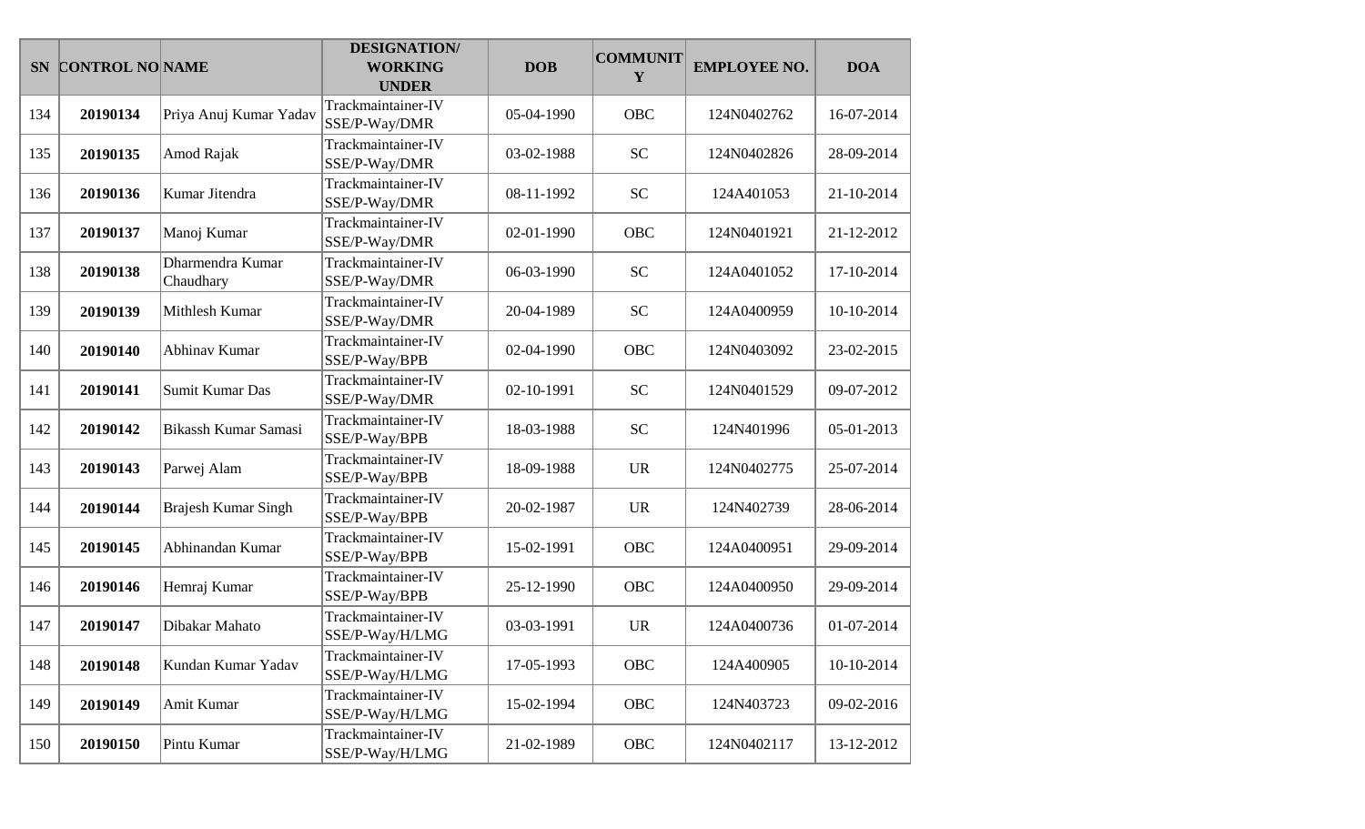| SN | CONTROL NO | NAME | DESIGNATION/ WORKING UNDER | DOB | COMMUNITY | EMPLOYEE NO. | DOA |
|---|---|---|---|---|---|---|---|
| 134 | **20190134** | Priya Anuj Kumar Yadav | Trackmaintainer-IV SSE/P-Way/DMR | 05-04-1990 | OBC | 124N0402762 | 16-07-2014 |
| 135 | **20190135** | Amod Rajak | Trackmaintainer-IV SSE/P-Way/DMR | 03-02-1988 | SC | 124N0402826 | 28-09-2014 |
| 136 | **20190136** | Kumar Jitendra | Trackmaintainer-IV SSE/P-Way/DMR | 08-11-1992 | SC | 124A401053 | 21-10-2014 |
| 137 | **20190137** | Manoj Kumar | Trackmaintainer-IV SSE/P-Way/DMR | 02-01-1990 | OBC | 124N0401921 | 21-12-2012 |
| 138 | **20190138** | Dharmendra Kumar Chaudhary | Trackmaintainer-IV SSE/P-Way/DMR | 06-03-1990 | SC | 124A0401052 | 17-10-2014 |
| 139 | **20190139** | Mithlesh Kumar | Trackmaintainer-IV SSE/P-Way/DMR | 20-04-1989 | SC | 124A0400959 | 10-10-2014 |
| 140 | **20190140** | Abhinav Kumar | Trackmaintainer-IV SSE/P-Way/BPB | 02-04-1990 | OBC | 124N0403092 | 23-02-2015 |
| 141 | **20190141** | Sumit Kumar Das | Trackmaintainer-IV SSE/P-Way/DMR | 02-10-1991 | SC | 124N0401529 | 09-07-2012 |
| 142 | **20190142** | Bikassh Kumar Samasi | Trackmaintainer-IV SSE/P-Way/BPB | 18-03-1988 | SC | 124N401996 | 05-01-2013 |
| 143 | **20190143** | Parwej Alam | Trackmaintainer-IV SSE/P-Way/BPB | 18-09-1988 | UR | 124N0402775 | 25-07-2014 |
| 144 | **20190144** | Brajesh Kumar Singh | Trackmaintainer-IV SSE/P-Way/BPB | 20-02-1987 | UR | 124N402739 | 28-06-2014 |
| 145 | **20190145** | Abhinandan Kumar | Trackmaintainer-IV SSE/P-Way/BPB | 15-02-1991 | OBC | 124A0400951 | 29-09-2014 |
| 146 | **20190146** | Hemraj Kumar | Trackmaintainer-IV SSE/P-Way/BPB | 25-12-1990 | OBC | 124A0400950 | 29-09-2014 |
| 147 | **20190147** | Dibakar Mahato | Trackmaintainer-IV SSE/P-Way/H/LMG | 03-03-1991 | UR | 124A0400736 | 01-07-2014 |
| 148 | **20190148** | Kundan Kumar Yadav | Trackmaintainer-IV SSE/P-Way/H/LMG | 17-05-1993 | OBC | 124A400905 | 10-10-2014 |
| 149 | **20190149** | Amit Kumar | Trackmaintainer-IV SSE/P-Way/H/LMG | 15-02-1994 | OBC | 124N403723 | 09-02-2016 |
| 150 | **20190150** | Pintu Kumar | Trackmaintainer-IV SSE/P-Way/H/LMG | 21-02-1989 | OBC | 124N0402117 | 13-12-2012 |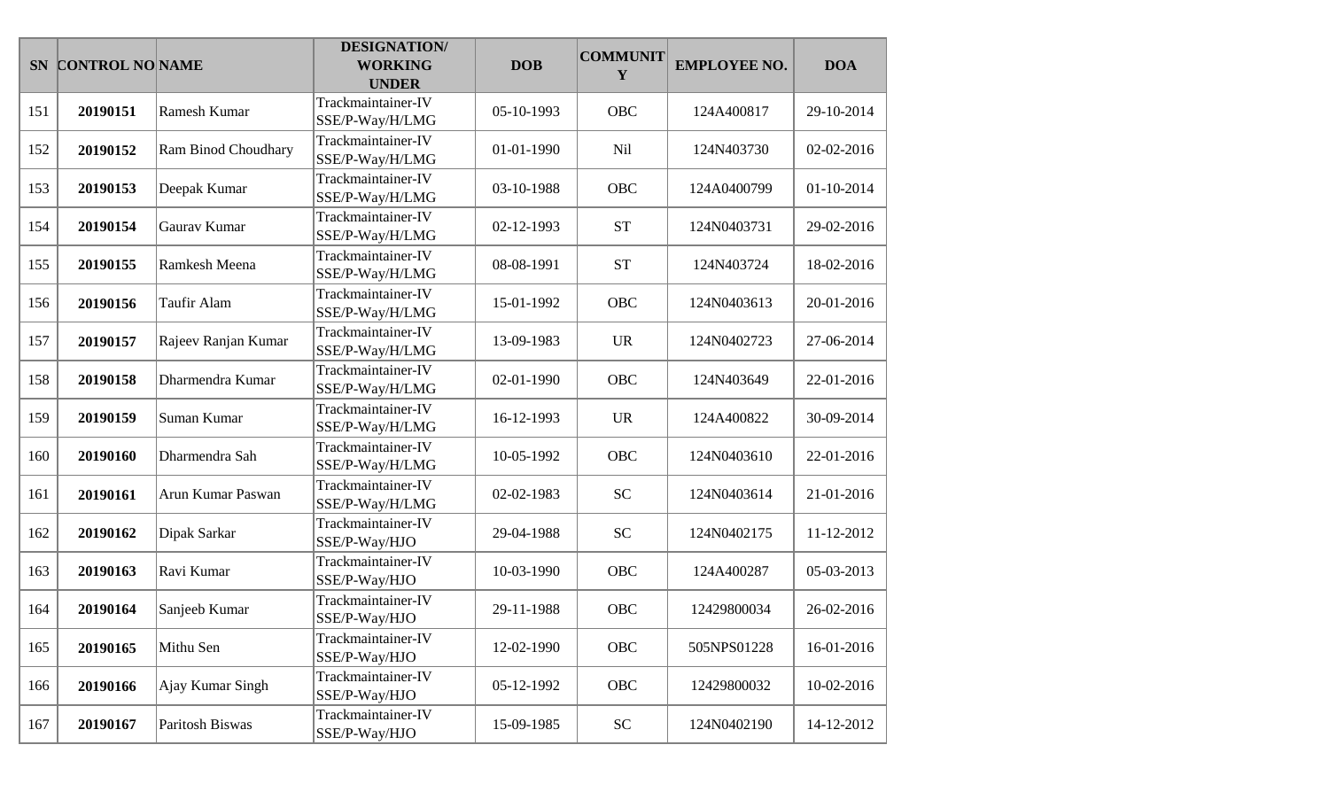| SN | CONTROL NO | NAME | DESIGNATION/ WORKING UNDER | DOB | COMMUNITY | EMPLOYEE NO. | DOA |
|---|---|---|---|---|---|---|---|
| 151 | **20190151** | Ramesh Kumar | Trackmaintainer-IV SSE/P-Way/H/LMG | 05-10-1993 | OBC | 124A400817 | 29-10-2014 |
| 152 | **20190152** | Ram Binod Choudhary | Trackmaintainer-IV SSE/P-Way/H/LMG | 01-01-1990 | Nil | 124N403730 | 02-02-2016 |
| 153 | **20190153** | Deepak Kumar | Trackmaintainer-IV SSE/P-Way/H/LMG | 03-10-1988 | OBC | 124A0400799 | 01-10-2014 |
| 154 | **20190154** | Gaurav Kumar | Trackmaintainer-IV SSE/P-Way/H/LMG | 02-12-1993 | ST | 124N0403731 | 29-02-2016 |
| 155 | **20190155** | Ramkesh Meena | Trackmaintainer-IV SSE/P-Way/H/LMG | 08-08-1991 | ST | 124N403724 | 18-02-2016 |
| 156 | **20190156** | Taufir Alam | Trackmaintainer-IV SSE/P-Way/H/LMG | 15-01-1992 | OBC | 124N0403613 | 20-01-2016 |
| 157 | **20190157** | Rajeev Ranjan Kumar | Trackmaintainer-IV SSE/P-Way/H/LMG | 13-09-1983 | UR | 124N0402723 | 27-06-2014 |
| 158 | **20190158** | Dharmendra Kumar | Trackmaintainer-IV SSE/P-Way/H/LMG | 02-01-1990 | OBC | 124N403649 | 22-01-2016 |
| 159 | **20190159** | Suman Kumar | Trackmaintainer-IV SSE/P-Way/H/LMG | 16-12-1993 | UR | 124A400822 | 30-09-2014 |
| 160 | **20190160** | Dharmendra Sah | Trackmaintainer-IV SSE/P-Way/H/LMG | 10-05-1992 | OBC | 124N0403610 | 22-01-2016 |
| 161 | **20190161** | Arun Kumar Paswan | Trackmaintainer-IV SSE/P-Way/H/LMG | 02-02-1983 | SC | 124N0403614 | 21-01-2016 |
| 162 | **20190162** | Dipak Sarkar | Trackmaintainer-IV SSE/P-Way/HJO | 29-04-1988 | SC | 124N0402175 | 11-12-2012 |
| 163 | **20190163** | Ravi Kumar | Trackmaintainer-IV SSE/P-Way/HJO | 10-03-1990 | OBC | 124A400287 | 05-03-2013 |
| 164 | **20190164** | Sanjeeb Kumar | Trackmaintainer-IV SSE/P-Way/HJO | 29-11-1988 | OBC | 12429800034 | 26-02-2016 |
| 165 | **20190165** | Mithu Sen | Trackmaintainer-IV SSE/P-Way/HJO | 12-02-1990 | OBC | 505NPS01228 | 16-01-2016 |
| 166 | **20190166** | Ajay Kumar Singh | Trackmaintainer-IV SSE/P-Way/HJO | 05-12-1992 | OBC | 12429800032 | 10-02-2016 |
| 167 | **20190167** | Paritosh Biswas | Trackmaintainer-IV SSE/P-Way/HJO | 15-09-1985 | SC | 124N0402190 | 14-12-2012 |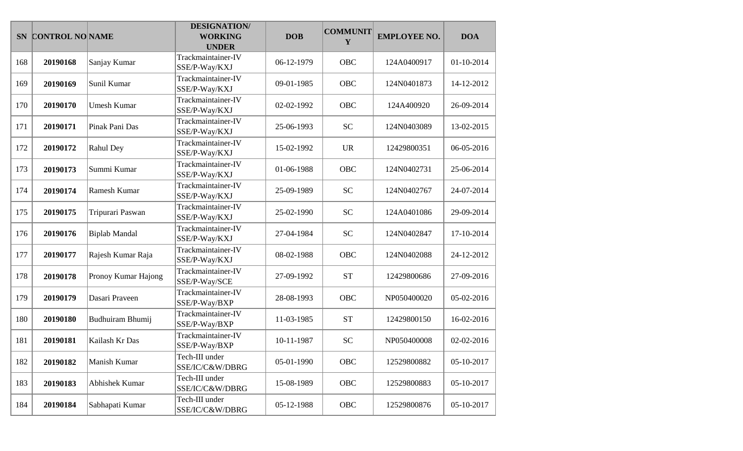| SN | CONTROL NO | NAME | DESIGNATION/ WORKING UNDER | DOB | COMMUNITY | EMPLOYEE NO. | DOA |
|---|---|---|---|---|---|---|---|
| 168 | **20190168** | Sanjay Kumar | Trackmaintainer-IV SSE/P-Way/KXJ | 06-12-1979 | OBC | 124A0400917 | 01-10-2014 |
| 169 | **20190169** | Sunil Kumar | Trackmaintainer-IV SSE/P-Way/KXJ | 09-01-1985 | OBC | 124N0401873 | 14-12-2012 |
| 170 | **20190170** | Umesh Kumar | Trackmaintainer-IV SSE/P-Way/KXJ | 02-02-1992 | OBC | 124A400920 | 26-09-2014 |
| 171 | **20190171** | Pinak Pani Das | Trackmaintainer-IV SSE/P-Way/KXJ | 25-06-1993 | SC | 124N0403089 | 13-02-2015 |
| 172 | **20190172** | Rahul Dey | Trackmaintainer-IV SSE/P-Way/KXJ | 15-02-1992 | UR | 12429800351 | 06-05-2016 |
| 173 | **20190173** | Summi Kumar | Trackmaintainer-IV SSE/P-Way/KXJ | 01-06-1988 | OBC | 124N0402731 | 25-06-2014 |
| 174 | **20190174** | Ramesh Kumar | Trackmaintainer-IV SSE/P-Way/KXJ | 25-09-1989 | SC | 124N0402767 | 24-07-2014 |
| 175 | **20190175** | Tripurari Paswan | Trackmaintainer-IV SSE/P-Way/KXJ | 25-02-1990 | SC | 124A0401086 | 29-09-2014 |
| 176 | **20190176** | Biplab Mandal | Trackmaintainer-IV SSE/P-Way/KXJ | 27-04-1984 | SC | 124N0402847 | 17-10-2014 |
| 177 | **20190177** | Rajesh Kumar Raja | Trackmaintainer-IV SSE/P-Way/KXJ | 08-02-1988 | OBC | 124N0402088 | 24-12-2012 |
| 178 | **20190178** | Pronoy Kumar Hajong | Trackmaintainer-IV SSE/P-Way/SCE | 27-09-1992 | ST | 12429800686 | 27-09-2016 |
| 179 | **20190179** | Dasari Praveen | Trackmaintainer-IV SSE/P-Way/BXP | 28-08-1993 | OBC | NP050400020 | 05-02-2016 |
| 180 | **20190180** | Budhuiram Bhumij | Trackmaintainer-IV SSE/P-Way/BXP | 11-03-1985 | ST | 12429800150 | 16-02-2016 |
| 181 | **20190181** | Kailash Kr Das | Trackmaintainer-IV SSE/P-Way/BXP | 10-11-1987 | SC | NP050400008 | 02-02-2016 |
| 182 | **20190182** | Manish Kumar | Tech-III under SSE/IC/C&W/DBRG | 05-01-1990 | OBC | 12529800882 | 05-10-2017 |
| 183 | **20190183** | Abhishek Kumar | Tech-III under SSE/IC/C&W/DBRG | 15-08-1989 | OBC | 12529800883 | 05-10-2017 |
| 184 | **20190184** | Sabhapati Kumar | Tech-III under SSE/IC/C&W/DBRG | 05-12-1988 | OBC | 12529800876 | 05-10-2017 |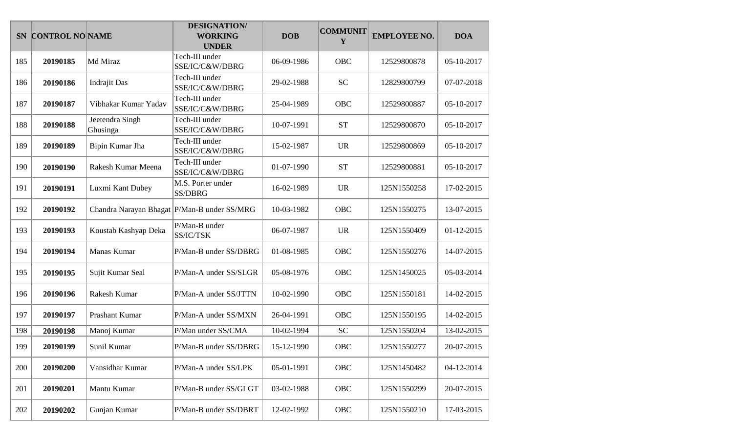| SN | CONTROL NO | NAME | DESIGNATION/ WORKING UNDER | DOB | COMMUNITY | EMPLOYEE NO. | DOA |
|---|---|---|---|---|---|---|---|
| 185 | **20190185** | Md Miraz | Tech-III under SSE/IC/C&W/DBRG | 06-09-1986 | OBC | 12529800878 | 05-10-2017 |
| 186 | **20190186** | Indrajit Das | Tech-III under SSE/IC/C&W/DBRG | 29-02-1988 | SC | 12829800799 | 07-07-2018 |
| 187 | **20190187** | Vibhakar Kumar Yadav | Tech-III under SSE/IC/C&W/DBRG | 25-04-1989 | OBC | 12529800887 | 05-10-2017 |
| 188 | **20190188** | Jeetendra Singh Ghusinga | Tech-III under SSE/IC/C&W/DBRG | 10-07-1991 | ST | 12529800870 | 05-10-2017 |
| 189 | **20190189** | Bipin Kumar Jha | Tech-III under SSE/IC/C&W/DBRG | 15-02-1987 | UR | 12529800869 | 05-10-2017 |
| 190 | **20190190** | Rakesh Kumar Meena | Tech-III under SSE/IC/C&W/DBRG | 01-07-1990 | ST | 12529800881 | 05-10-2017 |
| 191 | **20190191** | Luxmi Kant Dubey | M.S. Porter under SS/DBRG | 16-02-1989 | UR | 125N1550258 | 17-02-2015 |
| 192 | **20190192** | Chandra Narayan Bhagat | P/Man-B under SS/MRG | 10-03-1982 | OBC | 125N1550275 | 13-07-2015 |
| 193 | **20190193** | Koustab Kashyap Deka | P/Man-B under SS/IC/TSK | 06-07-1987 | UR | 125N1550409 | 01-12-2015 |
| 194 | **20190194** | Manas Kumar | P/Man-B under SS/DBRG | 01-08-1985 | OBC | 125N1550276 | 14-07-2015 |
| 195 | **20190195** | Sujit Kumar Seal | P/Man-A under SS/SLGR | 05-08-1976 | OBC | 125N1450025 | 05-03-2014 |
| 196 | **20190196** | Rakesh Kumar | P/Man-A under SS/JTTN | 10-02-1990 | OBC | 125N1550181 | 14-02-2015 |
| 197 | **20190197** | Prashant Kumar | P/Man-A under SS/MXN | 26-04-1991 | OBC | 125N1550195 | 14-02-2015 |
| 198 | **20190198** | Manoj Kumar | P/Man under SS/CMA | 10-02-1994 | SC | 125N1550204 | 13-02-2015 |
| 199 | **20190199** | Sunil Kumar | P/Man-B under SS/DBRG | 15-12-1990 | OBC | 125N1550277 | 20-07-2015 |
| 200 | **20190200** | Vansidhar Kumar | P/Man-A under SS/LPK | 05-01-1991 | OBC | 125N1450482 | 04-12-2014 |
| 201 | **20190201** | Mantu Kumar | P/Man-B under SS/GLGT | 03-02-1988 | OBC | 125N1550299 | 20-07-2015 |
| 202 | **20190202** | Gunjan Kumar | P/Man-B under SS/DBRT | 12-02-1992 | OBC | 125N1550210 | 17-03-2015 |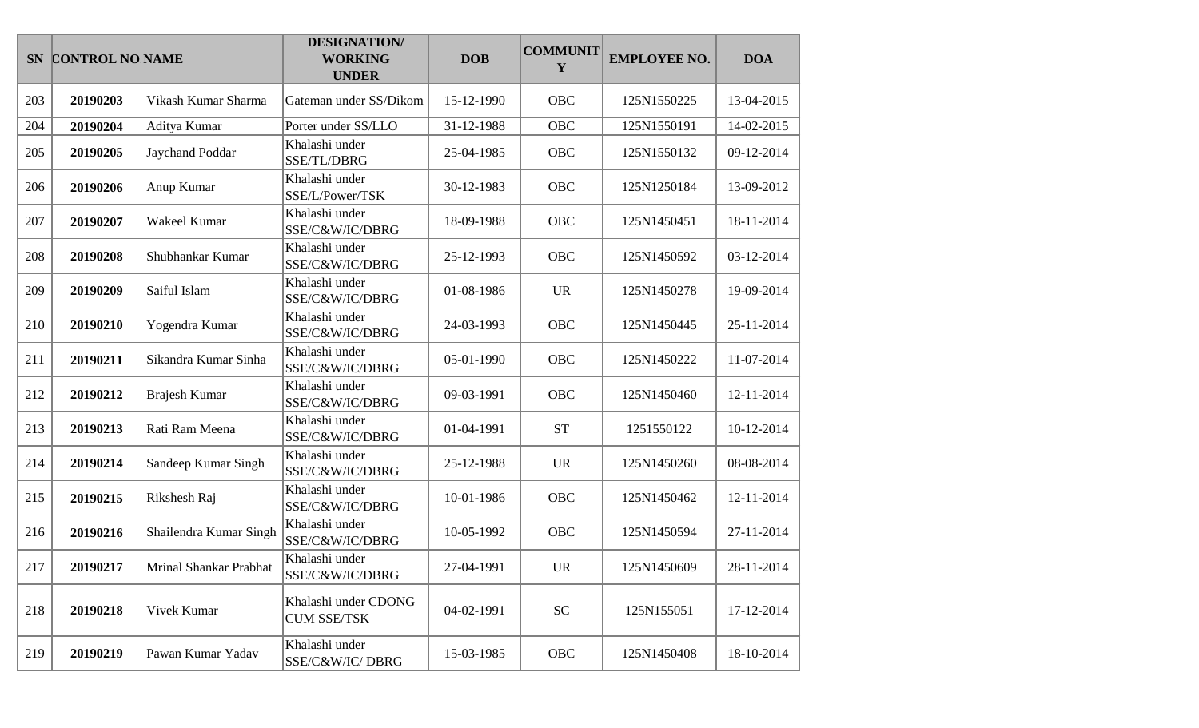| SN | CONTROL NO | NAME | DESIGNATION/ WORKING UNDER | DOB | COMMUNITY | EMPLOYEE NO. | DOA |
|---|---|---|---|---|---|---|---|
| 203 | **20190203** | Vikash Kumar Sharma | Gateman under SS/Dikom | 15-12-1990 | OBC | 125N1550225 | 13-04-2015 |
| 204 | **20190204** | Aditya Kumar | Porter under SS/LLO | 31-12-1988 | OBC | 125N1550191 | 14-02-2015 |
| 205 | **20190205** | Jaychand Poddar | Khalashi under SSE/TL/DBRG | 25-04-1985 | OBC | 125N1550132 | 09-12-2014 |
| 206 | **20190206** | Anup Kumar | Khalashi under SSE/L/Power/TSK | 30-12-1983 | OBC | 125N1250184 | 13-09-2012 |
| 207 | **20190207** | Wakeel Kumar | Khalashi under SSE/C&W/IC/DBRG | 18-09-1988 | OBC | 125N1450451 | 18-11-2014 |
| 208 | **20190208** | Shubhankar Kumar | Khalashi under SSE/C&W/IC/DBRG | 25-12-1993 | OBC | 125N1450592 | 03-12-2014 |
| 209 | **20190209** | Saiful Islam | Khalashi under SSE/C&W/IC/DBRG | 01-08-1986 | UR | 125N1450278 | 19-09-2014 |
| 210 | **20190210** | Yogendra Kumar | Khalashi under SSE/C&W/IC/DBRG | 24-03-1993 | OBC | 125N1450445 | 25-11-2014 |
| 211 | **20190211** | Sikandra Kumar Sinha | Khalashi under SSE/C&W/IC/DBRG | 05-01-1990 | OBC | 125N1450222 | 11-07-2014 |
| 212 | **20190212** | Brajesh Kumar | Khalashi under SSE/C&W/IC/DBRG | 09-03-1991 | OBC | 125N1450460 | 12-11-2014 |
| 213 | **20190213** | Rati Ram Meena | Khalashi under SSE/C&W/IC/DBRG | 01-04-1991 | ST | 1251550122 | 10-12-2014 |
| 214 | **20190214** | Sandeep Kumar Singh | Khalashi under SSE/C&W/IC/DBRG | 25-12-1988 | UR | 125N1450260 | 08-08-2014 |
| 215 | **20190215** | Rikshesh Raj | Khalashi under SSE/C&W/IC/DBRG | 10-01-1986 | OBC | 125N1450462 | 12-11-2014 |
| 216 | **20190216** | Shailendra Kumar Singh | Khalashi under SSE/C&W/IC/DBRG | 10-05-1992 | OBC | 125N1450594 | 27-11-2014 |
| 217 | **20190217** | Mrinal Shankar Prabhat | Khalashi under SSE/C&W/IC/DBRG | 27-04-1991 | UR | 125N1450609 | 28-11-2014 |
| 218 | **20190218** | Vivek Kumar | Khalashi under CDONG CUM SSE/TSK | 04-02-1991 | SC | 125N155051 | 17-12-2014 |
| 219 | **20190219** | Pawan Kumar Yadav | Khalashi under SSE/C&W/IC/ DBRG | 15-03-1985 | OBC | 125N1450408 | 18-10-2014 |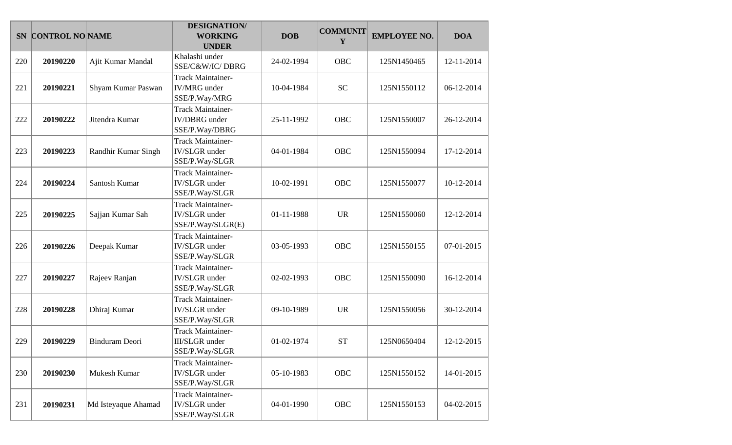| SN | CONTROL NO | NAME | DESIGNATION/ WORKING UNDER | DOB | COMMUNITY | EMPLOYEE NO. | DOA |
|---|---|---|---|---|---|---|---|
| 220 | **20190220** | Ajit Kumar Mandal | Khalashi under SSE/C&W/IC/ DBRG | 24-02-1994 | OBC | 125N1450465 | 12-11-2014 |
| 221 | **20190221** | Shyam Kumar Paswan | Track Maintainer-IV/MRG under SSE/P.Way/MRG | 10-04-1984 | SC | 125N1550112 | 06-12-2014 |
| 222 | **20190222** | Jitendra Kumar | Track Maintainer-IV/DBRG under SSE/P.Way/DBRG | 25-11-1992 | OBC | 125N1550007 | 26-12-2014 |
| 223 | **20190223** | Randhir Kumar Singh | Track Maintainer-IV/SLGR under SSE/P.Way/SLGR | 04-01-1984 | OBC | 125N1550094 | 17-12-2014 |
| 224 | **20190224** | Santosh Kumar | Track Maintainer-IV/SLGR under SSE/P.Way/SLGR | 10-02-1991 | OBC | 125N1550077 | 10-12-2014 |
| 225 | **20190225** | Sajjan Kumar Sah | Track Maintainer-IV/SLGR under SSE/P.Way/SLGR(E) | 01-11-1988 | UR | 125N1550060 | 12-12-2014 |
| 226 | **20190226** | Deepak Kumar | Track Maintainer-IV/SLGR under SSE/P.Way/SLGR | 03-05-1993 | OBC | 125N1550155 | 07-01-2015 |
| 227 | **20190227** | Rajeev Ranjan | Track Maintainer-IV/SLGR under SSE/P.Way/SLGR | 02-02-1993 | OBC | 125N1550090 | 16-12-2014 |
| 228 | **20190228** | Dhiraj Kumar | Track Maintainer-IV/SLGR under SSE/P.Way/SLGR | 09-10-1989 | UR | 125N1550056 | 30-12-2014 |
| 229 | **20190229** | Binduram Deori | Track Maintainer-III/SLGR under SSE/P.Way/SLGR | 01-02-1974 | ST | 125N0650404 | 12-12-2015 |
| 230 | **20190230** | Mukesh Kumar | Track Maintainer-IV/SLGR under SSE/P.Way/SLGR | 05-10-1983 | OBC | 125N1550152 | 14-01-2015 |
| 231 | **20190231** | Md Isteyaque Ahamad | Track Maintainer-IV/SLGR under SSE/P.Way/SLGR | 04-01-1990 | OBC | 125N1550153 | 04-02-2015 |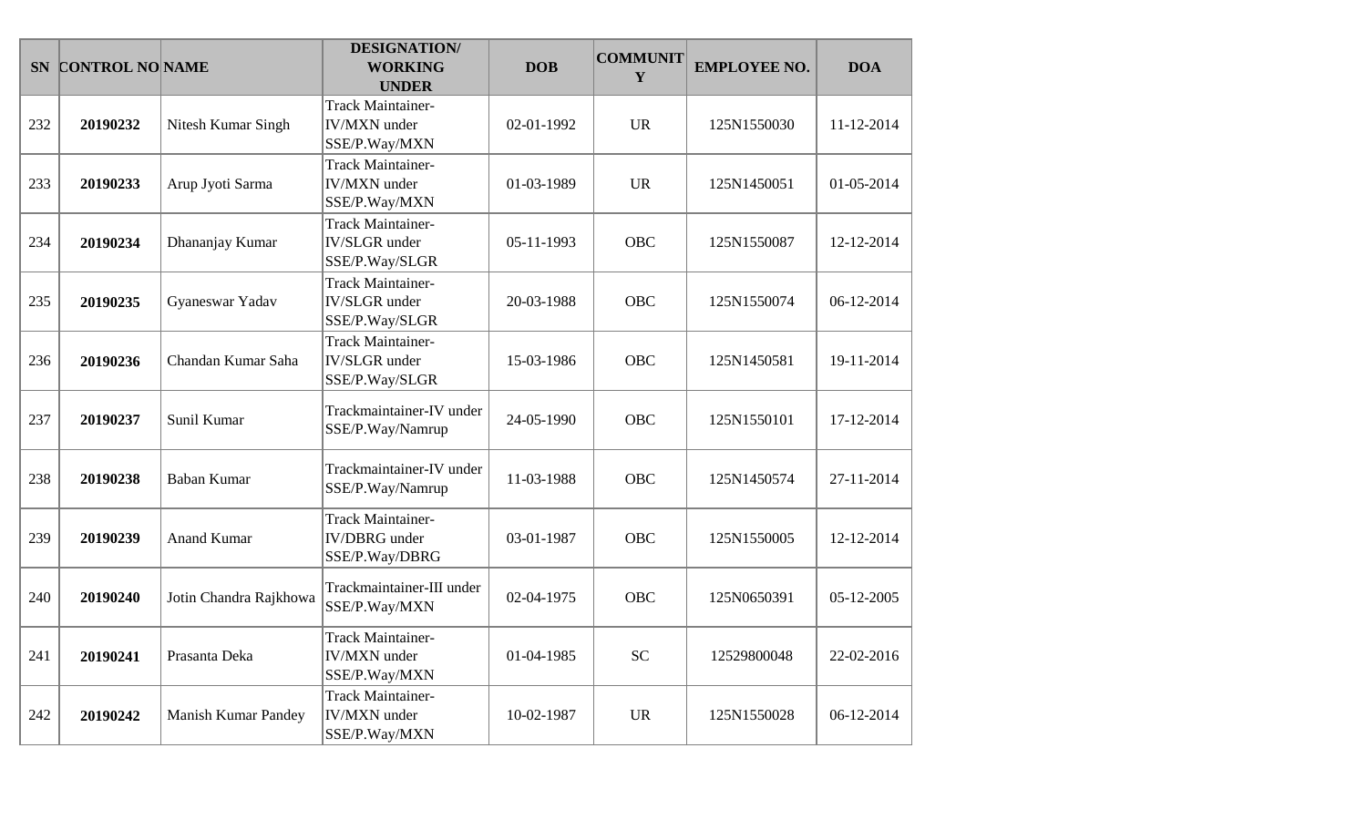| SN | CONTROL NO | NAME | DESIGNATION/ WORKING UNDER | DOB | COMMUNITY | EMPLOYEE NO. | DOA |
|---|---|---|---|---|---|---|---|
| 232 | **20190232** | Nitesh Kumar Singh | Track Maintainer-IV/MXN under SSE/P.Way/MXN | 02-01-1992 | UR | 125N1550030 | 11-12-2014 |
| 233 | **20190233** | Arup Jyoti Sarma | Track Maintainer-IV/MXN under SSE/P.Way/MXN | 01-03-1989 | UR | 125N1450051 | 01-05-2014 |
| 234 | **20190234** | Dhananjay Kumar | Track Maintainer-IV/SLGR under SSE/P.Way/SLGR | 05-11-1993 | OBC | 125N1550087 | 12-12-2014 |
| 235 | **20190235** | Gyaneswar Yadav | Track Maintainer-IV/SLGR under SSE/P.Way/SLGR | 20-03-1988 | OBC | 125N1550074 | 06-12-2014 |
| 236 | **20190236** | Chandan Kumar Saha | Track Maintainer-IV/SLGR under SSE/P.Way/SLGR | 15-03-1986 | OBC | 125N1450581 | 19-11-2014 |
| 237 | **20190237** | Sunil Kumar | Trackmaintainer-IV under SSE/P.Way/Namrup | 24-05-1990 | OBC | 125N1550101 | 17-12-2014 |
| 238 | **20190238** | Baban Kumar | Trackmaintainer-IV under SSE/P.Way/Namrup | 11-03-1988 | OBC | 125N1450574 | 27-11-2014 |
| 239 | **20190239** | Anand Kumar | Track Maintainer-IV/DBRG under SSE/P.Way/DBRG | 03-01-1987 | OBC | 125N1550005 | 12-12-2014 |
| 240 | **20190240** | Jotin Chandra Rajkhowa | Trackmaintainer-III under SSE/P.Way/MXN | 02-04-1975 | OBC | 125N0650391 | 05-12-2005 |
| 241 | **20190241** | Prasanta Deka | Track Maintainer-IV/MXN under SSE/P.Way/MXN | 01-04-1985 | SC | 12529800048 | 22-02-2016 |
| 242 | **20190242** | Manish Kumar Pandey | Track Maintainer-IV/MXN under SSE/P.Way/MXN | 10-02-1987 | UR | 125N1550028 | 06-12-2014 |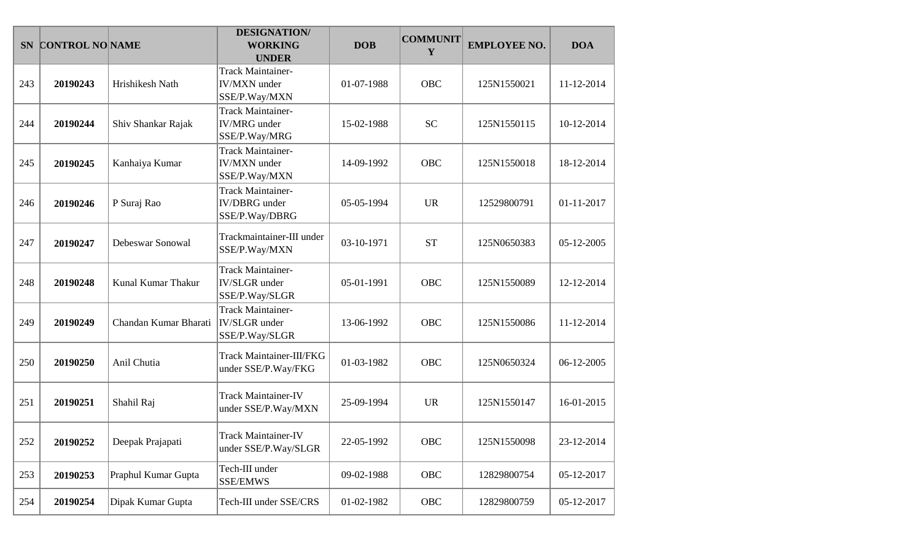| SN | CONTROL NO | NAME | DESIGNATION/ WORKING UNDER | DOB | COMMUNITY | EMPLOYEE NO. | DOA |
|---|---|---|---|---|---|---|---|
| 243 | **20190243** | Hrishikesh Nath | Track Maintainer-IV/MXN under SSE/P.Way/MXN | 01-07-1988 | OBC | 125N1550021 | 11-12-2014 |
| 244 | **20190244** | Shiv Shankar Rajak | Track Maintainer-IV/MRG under SSE/P.Way/MRG | 15-02-1988 | SC | 125N1550115 | 10-12-2014 |
| 245 | **20190245** | Kanhaiya Kumar | Track Maintainer-IV/MXN under SSE/P.Way/MXN | 14-09-1992 | OBC | 125N1550018 | 18-12-2014 |
| 246 | **20190246** | P Suraj Rao | Track Maintainer-IV/DBRG under SSE/P.Way/DBRG | 05-05-1994 | UR | 12529800791 | 01-11-2017 |
| 247 | **20190247** | Debeswar Sonowal | Trackmaintainer-III under SSE/P.Way/MXN | 03-10-1971 | ST | 125N0650383 | 05-12-2005 |
| 248 | **20190248** | Kunal Kumar Thakur | Track Maintainer-IV/SLGR under SSE/P.Way/SLGR | 05-01-1991 | OBC | 125N1550089 | 12-12-2014 |
| 249 | **20190249** | Chandan Kumar Bharati | Track Maintainer-IV/SLGR under SSE/P.Way/SLGR | 13-06-1992 | OBC | 125N1550086 | 11-12-2014 |
| 250 | **20190250** | Anil Chutia | Track Maintainer-III/FKG under SSE/P.Way/FKG | 01-03-1982 | OBC | 125N0650324 | 06-12-2005 |
| 251 | **20190251** | Shahil Raj | Track Maintainer-IV under SSE/P.Way/MXN | 25-09-1994 | UR | 125N1550147 | 16-01-2015 |
| 252 | **20190252** | Deepak Prajapati | Track Maintainer-IV under SSE/P.Way/SLGR | 22-05-1992 | OBC | 125N1550098 | 23-12-2014 |
| 253 | **20190253** | Praphul Kumar Gupta | Tech-III under SSE/EMWS | 09-02-1988 | OBC | 12829800754 | 05-12-2017 |
| 254 | **20190254** | Dipak Kumar Gupta | Tech-III under SSE/CRS | 01-02-1982 | OBC | 12829800759 | 05-12-2017 |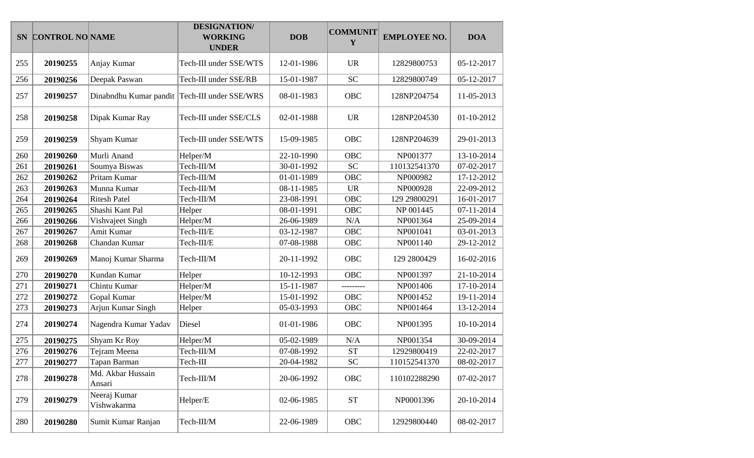| SN | CONTROL NO | NAME | DESIGNATION/ WORKING UNDER | DOB | COMMUNITY | EMPLOYEE NO. | DOA |
|---|---|---|---|---|---|---|---|
| 255 | **20190255** | Anjay Kumar | Tech-III under SSE/WTS | 12-01-1986 | UR | 12829800753 | 05-12-2017 |
| 256 | **20190256** | Deepak Paswan | Tech-III under SSE/RB | 15-01-1987 | SC | 12829800749 | 05-12-2017 |
| 257 | **20190257** | Dinabndhu Kumar pandit | Tech-III under SSE/WRS | 08-01-1983 | OBC | 128NP204754 | 11-05-2013 |
| 258 | **20190258** | Dipak Kumar Ray | Tech-III under SSE/CLS | 02-01-1988 | UR | 128NP204530 | 01-10-2012 |
| 259 | **20190259** | Shyam Kumar | Tech-III under SSE/WTS | 15-09-1985 | OBC | 128NP204639 | 29-01-2013 |
| 260 | **20190260** | Murli Anand | Helper/M | 22-10-1990 | OBC | NP001377 | 13-10-2014 |
| 261 | **20190261** | Soumya Biswas | Tech-III/M | 30-01-1992 | SC | 110132541370 | 07-02-2017 |
| 262 | **20190262** | Pritam Kumar | Tech-III/M | 01-01-1989 | OBC | NP000982 | 17-12-2012 |
| 263 | **20190263** | Munna Kumar | Tech-III/M | 08-11-1985 | UR | NP000928 | 22-09-2012 |
| 264 | **20190264** | Ritesh Patel | Tech-III/M | 23-08-1991 | OBC | 129 29800291 | 16-01-2017 |
| 265 | **20190265** | Shashi Kant Pal | Helper | 08-01-1991 | OBC | NP 001445 | 07-11-2014 |
| 266 | **20190266** | Vishvajeet Singh | Helper/M | 26-06-1989 | N/A | NP001364 | 25-09-2014 |
| 267 | **20190267** | Amit Kumar | Tech-III/E | 03-12-1987 | OBC | NP001041 | 03-01-2013 |
| 268 | **20190268** | Chandan Kumar | Tech-III/E | 07-08-1988 | OBC | NP001140 | 29-12-2012 |
| 269 | **20190269** | Manoj Kumar Sharma | Tech-III/M | 20-11-1992 | OBC | 129 2800429 | 16-02-2016 |
| 270 | **20190270** | Kundan Kumar | Helper | 10-12-1993 | OBC | NP001397 | 21-10-2014 |
| 271 | **20190271** | Chintu Kumar | Helper/M | 15-11-1987 | --------- | NP001406 | 17-10-2014 |
| 272 | **20190272** | Gopal Kumar | Helper/M | 15-01-1992 | OBC | NP001452 | 19-11-2014 |
| 273 | **20190273** | Arjun Kumar Singh | Helper | 05-03-1993 | OBC | NP001464 | 13-12-2014 |
| 274 | **20190274** | Nagendra Kumar Yadav | Diesel | 01-01-1986 | OBC | NP001395 | 10-10-2014 |
| 275 | **20190275** | Shyam Kr Roy | Helper/M | 05-02-1989 | N/A | NP001354 | 30-09-2014 |
| 276 | **20190276** | Tejram Meena | Tech-III/M | 07-08-1992 | ST | 12929800419 | 22-02-2017 |
| 277 | **20190277** | Tapan Barman | Tech-III | 20-04-1982 | SC | 110152541370 | 08-02-2017 |
| 278 | **20190278** | Md. Akbar Hussain Ansari | Tech-III/M | 20-06-1992 | OBC | 110102288290 | 07-02-2017 |
| 279 | **20190279** | Neeraj Kumar Vishwakarma | Helper/E | 02-06-1985 | ST | NP0001396 | 20-10-2014 |
| 280 | **20190280** | Sumit Kumar Ranjan | Tech-III/M | 22-06-1989 | OBC | 12929800440 | 08-02-2017 |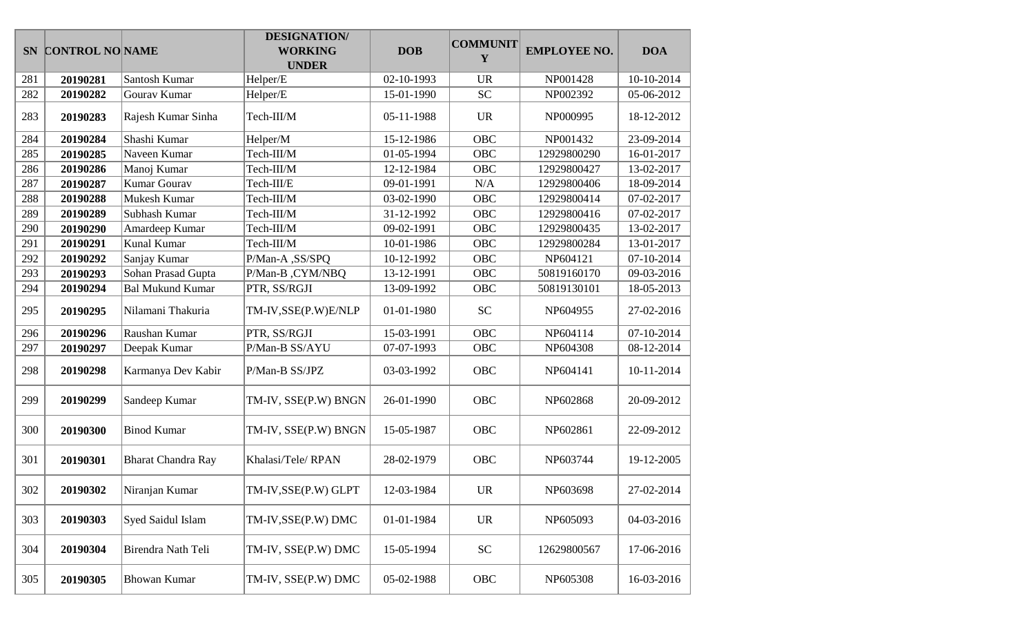| SN | CONTROL NO | NAME | DESIGNATION/ WORKING UNDER | DOB | COMMUNITY | EMPLOYEE NO. | DOA |
|---|---|---|---|---|---|---|---|
| 281 | **20190281** | Santosh Kumar | Helper/E | 02-10-1993 | UR | NP001428 | 10-10-2014 |
| 282 | **20190282** | Gourav Kumar | Helper/E | 15-01-1990 | SC | NP002392 | 05-06-2012 |
| 283 | **20190283** | Rajesh Kumar Sinha | Tech-III/M | 05-11-1988 | UR | NP000995 | 18-12-2012 |
| 284 | **20190284** | Shashi Kumar | Helper/M | 15-12-1986 | OBC | NP001432 | 23-09-2014 |
| 285 | **20190285** | Naveen Kumar | Tech-III/M | 01-05-1994 | OBC | 12929800290 | 16-01-2017 |
| 286 | **20190286** | Manoj Kumar | Tech-III/M | 12-12-1984 | OBC | 12929800427 | 13-02-2017 |
| 287 | **20190287** | Kumar Gourav | Tech-III/E | 09-01-1991 | N/A | 12929800406 | 18-09-2014 |
| 288 | **20190288** | Mukesh Kumar | Tech-III/M | 03-02-1990 | OBC | 12929800414 | 07-02-2017 |
| 289 | **20190289** | Subhash Kumar | Tech-III/M | 31-12-1992 | OBC | 12929800416 | 07-02-2017 |
| 290 | **20190290** | Amardeep Kumar | Tech-III/M | 09-02-1991 | OBC | 12929800435 | 13-02-2017 |
| 291 | **20190291** | Kunal Kumar | Tech-III/M | 10-01-1986 | OBC | 12929800284 | 13-01-2017 |
| 292 | **20190292** | Sanjay Kumar | P/Man-A ,SS/SPQ | 10-12-1992 | OBC | NP604121 | 07-10-2014 |
| 293 | **20190293** | Sohan Prasad Gupta | P/Man-B ,CYM/NBQ | 13-12-1991 | OBC | 50819160170 | 09-03-2016 |
| 294 | **20190294** | Bal Mukund Kumar | PTR, SS/RGJI | 13-09-1992 | OBC | 50819130101 | 18-05-2013 |
| 295 | **20190295** | Nilamani Thakuria | TM-IV,SSE(P.W)E/NLP | 01-01-1980 | SC | NP604955 | 27-02-2016 |
| 296 | **20190296** | Raushan Kumar | PTR, SS/RGJI | 15-03-1991 | OBC | NP604114 | 07-10-2014 |
| 297 | **20190297** | Deepak Kumar | P/Man-B SS/AYU | 07-07-1993 | OBC | NP604308 | 08-12-2014 |
| 298 | **20190298** | Karmanya Dev Kabir | P/Man-B SS/JPZ | 03-03-1992 | OBC | NP604141 | 10-11-2014 |
| 299 | **20190299** | Sandeep Kumar | TM-IV, SSE(P.W) BNGN | 26-01-1990 | OBC | NP602868 | 20-09-2012 |
| 300 | **20190300** | Binod Kumar | TM-IV, SSE(P.W) BNGN | 15-05-1987 | OBC | NP602861 | 22-09-2012 |
| 301 | **20190301** | Bharat Chandra Ray | Khalasi/Tele/ RPAN | 28-02-1979 | OBC | NP603744 | 19-12-2005 |
| 302 | **20190302** | Niranjan Kumar | TM-IV,SSE(P.W) GLPT | 12-03-1984 | UR | NP603698 | 27-02-2014 |
| 303 | **20190303** | Syed Saidul Islam | TM-IV,SSE(P.W) DMC | 01-01-1984 | UR | NP605093 | 04-03-2016 |
| 304 | **20190304** | Birendra Nath Teli | TM-IV, SSE(P.W) DMC | 15-05-1994 | SC | 12629800567 | 17-06-2016 |
| 305 | **20190305** | Bhowan Kumar | TM-IV, SSE(P.W) DMC | 05-02-1988 | OBC | NP605308 | 16-03-2016 |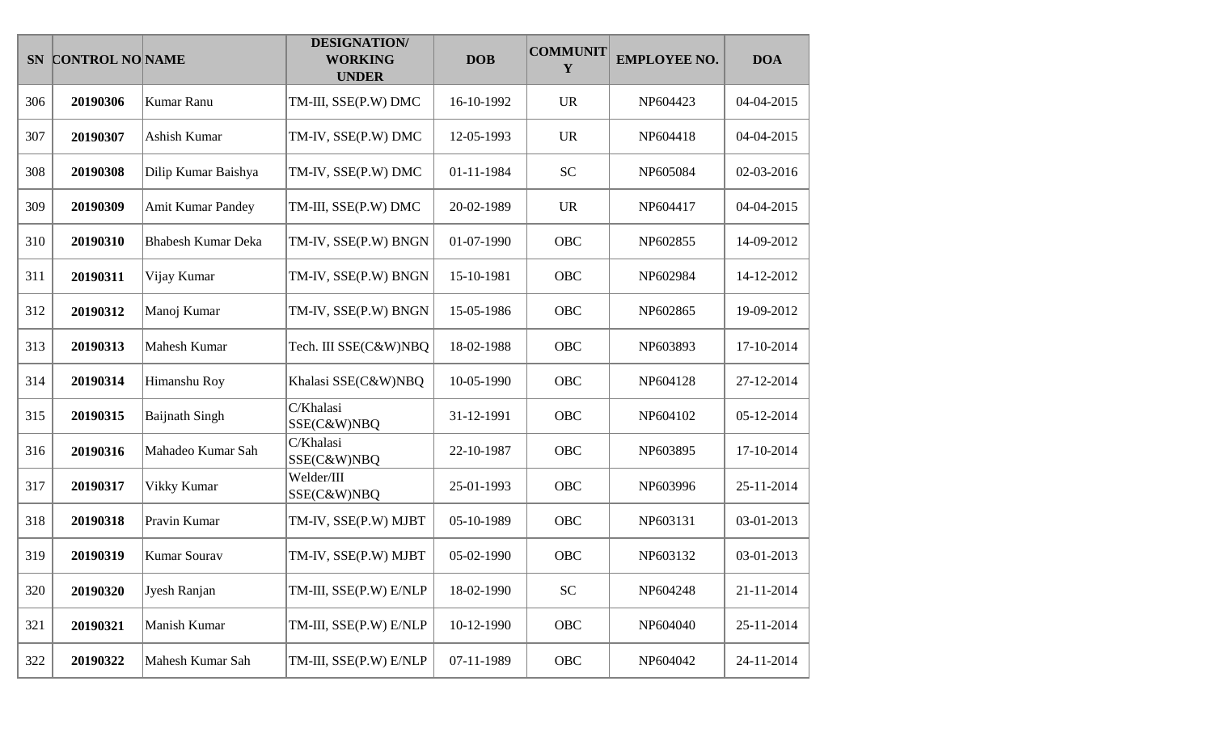| SN | CONTROL NO | NAME | DESIGNATION/ WORKING UNDER | DOB | COMMUNITY | EMPLOYEE NO. | DOA |
|---|---|---|---|---|---|---|---|
| 306 | **20190306** | Kumar Ranu | TM-III, SSE(P.W) DMC | 16-10-1992 | UR | NP604423 | 04-04-2015 |
| 307 | **20190307** | Ashish Kumar | TM-IV, SSE(P.W) DMC | 12-05-1993 | UR | NP604418 | 04-04-2015 |
| 308 | **20190308** | Dilip Kumar Baishya | TM-IV, SSE(P.W) DMC | 01-11-1984 | SC | NP605084 | 02-03-2016 |
| 309 | **20190309** | Amit Kumar Pandey | TM-III, SSE(P.W) DMC | 20-02-1989 | UR | NP604417 | 04-04-2015 |
| 310 | **20190310** | Bhabesh Kumar Deka | TM-IV, SSE(P.W) BNGN | 01-07-1990 | OBC | NP602855 | 14-09-2012 |
| 311 | **20190311** | Vijay Kumar | TM-IV, SSE(P.W) BNGN | 15-10-1981 | OBC | NP602984 | 14-12-2012 |
| 312 | **20190312** | Manoj Kumar | TM-IV, SSE(P.W) BNGN | 15-05-1986 | OBC | NP602865 | 19-09-2012 |
| 313 | **20190313** | Mahesh Kumar | Tech. III SSE(C&W)NBQ | 18-02-1988 | OBC | NP603893 | 17-10-2014 |
| 314 | **20190314** | Himanshu Roy | Khalasi SSE(C&W)NBQ | 10-05-1990 | OBC | NP604128 | 27-12-2014 |
| 315 | **20190315** | Baijnath Singh | C/Khalasi SSE(C&W)NBQ | 31-12-1991 | OBC | NP604102 | 05-12-2014 |
| 316 | **20190316** | Mahadeo Kumar Sah | C/Khalasi SSE(C&W)NBQ | 22-10-1987 | OBC | NP603895 | 17-10-2014 |
| 317 | **20190317** | Vikky Kumar | Welder/III SSE(C&W)NBQ | 25-01-1993 | OBC | NP603996 | 25-11-2014 |
| 318 | **20190318** | Pravin Kumar | TM-IV, SSE(P.W) MJBT | 05-10-1989 | OBC | NP603131 | 03-01-2013 |
| 319 | **20190319** | Kumar Sourav | TM-IV, SSE(P.W) MJBT | 05-02-1990 | OBC | NP603132 | 03-01-2013 |
| 320 | **20190320** | Jyesh Ranjan | TM-III, SSE(P.W) E/NLP | 18-02-1990 | SC | NP604248 | 21-11-2014 |
| 321 | **20190321** | Manish Kumar | TM-III, SSE(P.W) E/NLP | 10-12-1990 | OBC | NP604040 | 25-11-2014 |
| 322 | **20190322** | Mahesh Kumar Sah | TM-III, SSE(P.W) E/NLP | 07-11-1989 | OBC | NP604042 | 24-11-2014 |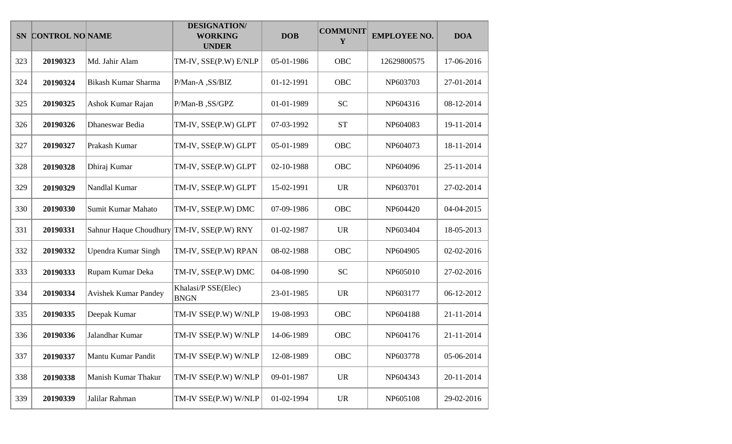| SN | CONTROL NO | NAME | DESIGNATION/ WORKING UNDER | DOB | COMMUNITY | EMPLOYEE NO. | DOA |
|---|---|---|---|---|---|---|---|
| 323 | **20190323** | Md. Jahir Alam | TM-IV, SSE(P.W) E/NLP | 05-01-1986 | OBC | 12629800575 | 17-06-2016 |
| 324 | **20190324** | Bikash Kumar Sharma | P/Man-A ,SS/BIZ | 01-12-1991 | OBC | NP603703 | 27-01-2014 |
| 325 | **20190325** | Ashok Kumar Rajan | P/Man-B ,SS/GPZ | 01-01-1989 | SC | NP604316 | 08-12-2014 |
| 326 | **20190326** | Dhaneswar Bedia | TM-IV, SSE(P.W) GLPT | 07-03-1992 | ST | NP604083 | 19-11-2014 |
| 327 | **20190327** | Prakash Kumar | TM-IV, SSE(P.W) GLPT | 05-01-1989 | OBC | NP604073 | 18-11-2014 |
| 328 | **20190328** | Dhiraj Kumar | TM-IV, SSE(P.W) GLPT | 02-10-1988 | OBC | NP604096 | 25-11-2014 |
| 329 | **20190329** | Nandlal Kumar | TM-IV, SSE(P.W) GLPT | 15-02-1991 | UR | NP603701 | 27-02-2014 |
| 330 | **20190330** | Sumit Kumar Mahato | TM-IV, SSE(P.W) DMC | 07-09-1986 | OBC | NP604420 | 04-04-2015 |
| 331 | **20190331** | Sahnur Haque Choudhury | TM-IV, SSE(P.W) RNY | 01-02-1987 | UR | NP603404 | 18-05-2013 |
| 332 | **20190332** | Upendra Kumar Singh | TM-IV, SSE(P.W) RPAN | 08-02-1988 | OBC | NP604905 | 02-02-2016 |
| 333 | **20190333** | Rupam Kumar Deka | TM-IV, SSE(P.W) DMC | 04-08-1990 | SC | NP605010 | 27-02-2016 |
| 334 | **20190334** | Avishek Kumar Pandey | Khalasi/P SSE(Elec) BNGN | 23-01-1985 | UR | NP603177 | 06-12-2012 |
| 335 | **20190335** | Deepak Kumar | TM-IV SSE(P.W) W/NLP | 19-08-1993 | OBC | NP604188 | 21-11-2014 |
| 336 | **20190336** | Jalandhar Kumar | TM-IV SSE(P.W) W/NLP | 14-06-1989 | OBC | NP604176 | 21-11-2014 |
| 337 | **20190337** | Mantu Kumar Pandit | TM-IV SSE(P.W) W/NLP | 12-08-1989 | OBC | NP603778 | 05-06-2014 |
| 338 | **20190338** | Manish Kumar Thakur | TM-IV SSE(P.W) W/NLP | 09-01-1987 | UR | NP604343 | 20-11-2014 |
| 339 | **20190339** | Jalilar Rahman | TM-IV SSE(P.W) W/NLP | 01-02-1994 | UR | NP605108 | 29-02-2016 |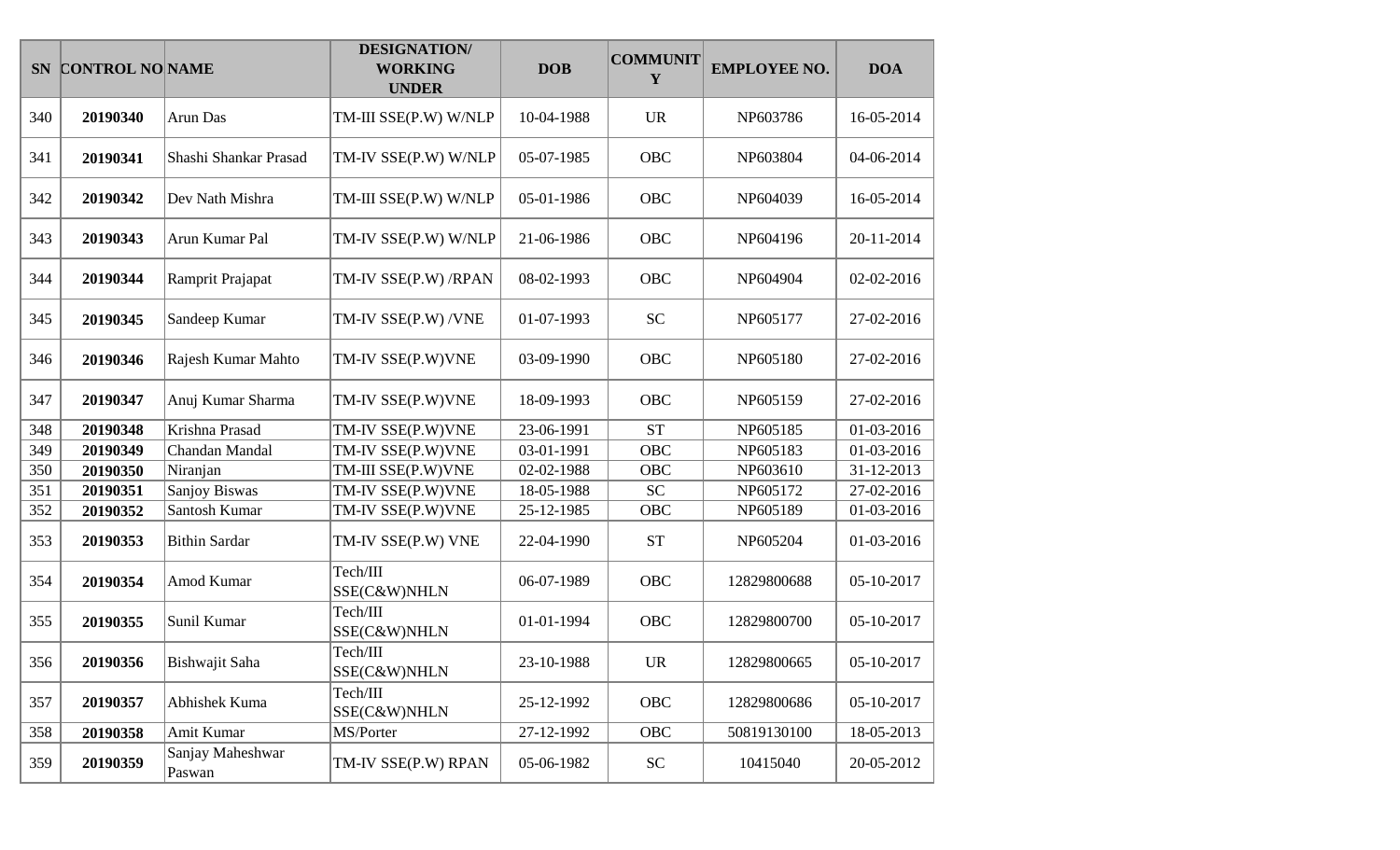| SN | CONTROL NO | NAME | DESIGNATION/ WORKING UNDER | DOB | COMMUNITY | EMPLOYEE NO. | DOA |
|---|---|---|---|---|---|---|---|
| 340 | **20190340** | Arun Das | TM-III SSE(P.W) W/NLP | 10-04-1988 | UR | NP603786 | 16-05-2014 |
| 341 | **20190341** | Shashi Shankar Prasad | TM-IV SSE(P.W) W/NLP | 05-07-1985 | OBC | NP603804 | 04-06-2014 |
| 342 | **20190342** | Dev Nath Mishra | TM-III SSE(P.W) W/NLP | 05-01-1986 | OBC | NP604039 | 16-05-2014 |
| 343 | **20190343** | Arun Kumar Pal | TM-IV SSE(P.W) W/NLP | 21-06-1986 | OBC | NP604196 | 20-11-2014 |
| 344 | **20190344** | Ramprit Prajapat | TM-IV SSE(P.W) /RPAN | 08-02-1993 | OBC | NP604904 | 02-02-2016 |
| 345 | **20190345** | Sandeep Kumar | TM-IV SSE(P.W) /VNE | 01-07-1993 | SC | NP605177 | 27-02-2016 |
| 346 | **20190346** | Rajesh Kumar Mahto | TM-IV SSE(P.W)VNE | 03-09-1990 | OBC | NP605180 | 27-02-2016 |
| 347 | **20190347** | Anuj Kumar Sharma | TM-IV SSE(P.W)VNE | 18-09-1993 | OBC | NP605159 | 27-02-2016 |
| 348 | **20190348** | Krishna Prasad | TM-IV SSE(P.W)VNE | 23-06-1991 | ST | NP605185 | 01-03-2016 |
| 349 | **20190349** | Chandan Mandal | TM-IV SSE(P.W)VNE | 03-01-1991 | OBC | NP605183 | 01-03-2016 |
| 350 | **20190350** | Niranjan | TM-III SSE(P.W)VNE | 02-02-1988 | OBC | NP603610 | 31-12-2013 |
| 351 | **20190351** | Sanjoy Biswas | TM-IV SSE(P.W)VNE | 18-05-1988 | SC | NP605172 | 27-02-2016 |
| 352 | **20190352** | Santosh Kumar | TM-IV SSE(P.W)VNE | 25-12-1985 | OBC | NP605189 | 01-03-2016 |
| 353 | **20190353** | Bithin Sardar | TM-IV SSE(P.W) VNE | 22-04-1990 | ST | NP605204 | 01-03-2016 |
| 354 | **20190354** | Amod Kumar | Tech/III SSE(C&W)NHLN | 06-07-1989 | OBC | 12829800688 | 05-10-2017 |
| 355 | **20190355** | Sunil Kumar | Tech/III SSE(C&W)NHLN | 01-01-1994 | OBC | 12829800700 | 05-10-2017 |
| 356 | **20190356** | Bishwajit Saha | Tech/III SSE(C&W)NHLN | 23-10-1988 | UR | 12829800665 | 05-10-2017 |
| 357 | **20190357** | Abhishek Kuma | Tech/III SSE(C&W)NHLN | 25-12-1992 | OBC | 12829800686 | 05-10-2017 |
| 358 | **20190358** | Amit Kumar | MS/Porter | 27-12-1992 | OBC | 50819130100 | 18-05-2013 |
| 359 | **20190359** | Sanjay Maheshwar Paswan | TM-IV SSE(P.W) RPAN | 05-06-1982 | SC | 10415040 | 20-05-2012 |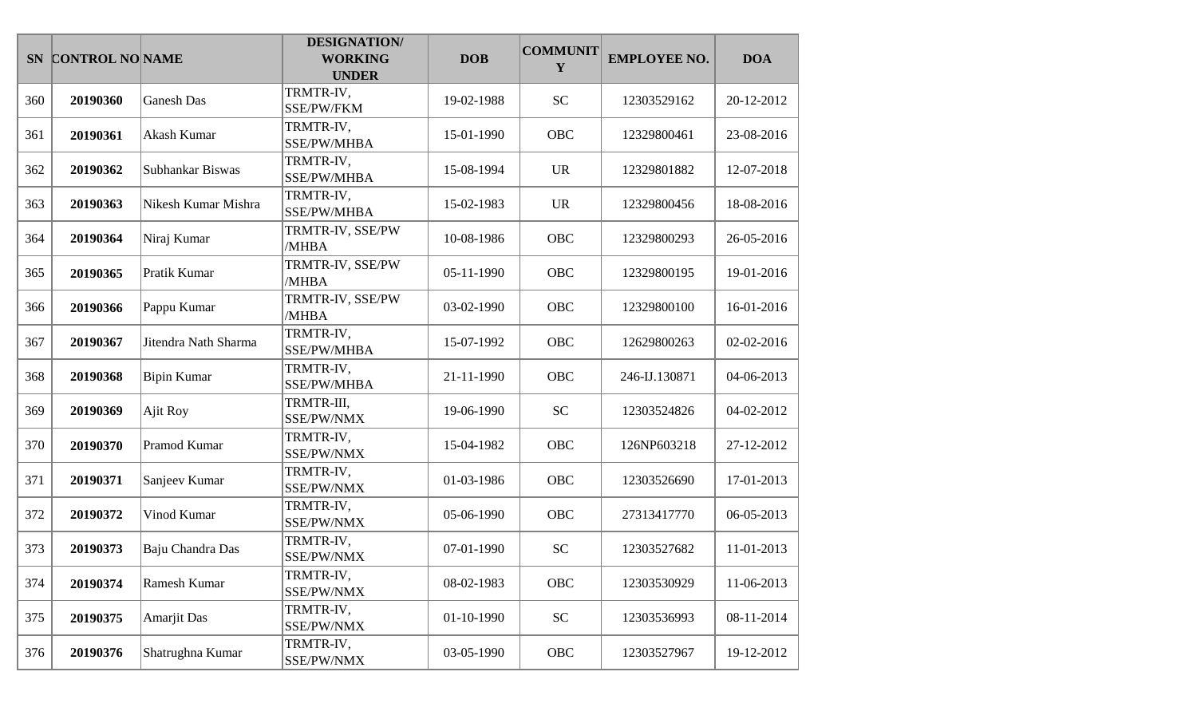| SN | CONTROL NO | NAME | DESIGNATION/ WORKING UNDER | DOB | COMMUNITY | EMPLOYEE NO. | DOA |
|---|---|---|---|---|---|---|---|
| 360 | **20190360** | Ganesh Das | TRMTR-IV, SSE/PW/FKM | 19-02-1988 | SC | 12303529162 | 20-12-2012 |
| 361 | **20190361** | Akash Kumar | TRMTR-IV, SSE/PW/MHBA | 15-01-1990 | OBC | 12329800461 | 23-08-2016 |
| 362 | **20190362** | Subhankar Biswas | TRMTR-IV, SSE/PW/MHBA | 15-08-1994 | UR | 12329801882 | 12-07-2018 |
| 363 | **20190363** | Nikesh Kumar Mishra | TRMTR-IV, SSE/PW/MHBA | 15-02-1983 | UR | 12329800456 | 18-08-2016 |
| 364 | **20190364** | Niraj Kumar | TRMTR-IV, SSE/PW /MHBA | 10-08-1986 | OBC | 12329800293 | 26-05-2016 |
| 365 | **20190365** | Pratik Kumar | TRMTR-IV, SSE/PW /MHBA | 05-11-1990 | OBC | 12329800195 | 19-01-2016 |
| 366 | **20190366** | Pappu Kumar | TRMTR-IV, SSE/PW /MHBA | 03-02-1990 | OBC | 12329800100 | 16-01-2016 |
| 367 | **20190367** | Jitendra Nath Sharma | TRMTR-IV, SSE/PW/MHBA | 15-07-1992 | OBC | 12629800263 | 02-02-2016 |
| 368 | **20190368** | Bipin Kumar | TRMTR-IV, SSE/PW/MHBA | 21-11-1990 | OBC | 246-IJ.130871 | 04-06-2013 |
| 369 | **20190369** | Ajit Roy | TRMTR-III, SSE/PW/NMX | 19-06-1990 | SC | 12303524826 | 04-02-2012 |
| 370 | **20190370** | Pramod Kumar | TRMTR-IV, SSE/PW/NMX | 15-04-1982 | OBC | 126NP603218 | 27-12-2012 |
| 371 | **20190371** | Sanjeev Kumar | TRMTR-IV, SSE/PW/NMX | 01-03-1986 | OBC | 12303526690 | 17-01-2013 |
| 372 | **20190372** | Vinod Kumar | TRMTR-IV, SSE/PW/NMX | 05-06-1990 | OBC | 27313417770 | 06-05-2013 |
| 373 | **20190373** | Baju Chandra Das | TRMTR-IV, SSE/PW/NMX | 07-01-1990 | SC | 12303527682 | 11-01-2013 |
| 374 | **20190374** | Ramesh Kumar | TRMTR-IV, SSE/PW/NMX | 08-02-1983 | OBC | 12303530929 | 11-06-2013 |
| 375 | **20190375** | Amarjit Das | TRMTR-IV, SSE/PW/NMX | 01-10-1990 | SC | 12303536993 | 08-11-2014 |
| 376 | **20190376** | Shatrughna Kumar | TRMTR-IV, SSE/PW/NMX | 03-05-1990 | OBC | 12303527967 | 19-12-2012 |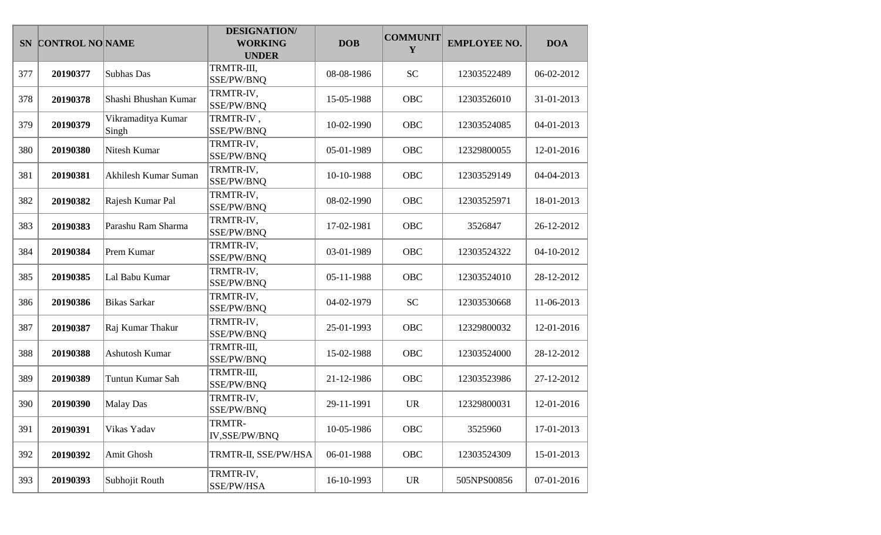| SN | CONTROL NO | NAME | DESIGNATION/ WORKING UNDER | DOB | COMMUNITY | EMPLOYEE NO. | DOA |
|---|---|---|---|---|---|---|---|
| 377 | **20190377** | Subhas Das | TRMTR-III, SSE/PW/BNQ | 08-08-1986 | SC | 12303522489 | 06-02-2012 |
| 378 | **20190378** | Shashi Bhushan Kumar | TRMTR-IV, SSE/PW/BNQ | 15-05-1988 | OBC | 12303526010 | 31-01-2013 |
| 379 | **20190379** | Vikramaditya Kumar Singh | TRMTR-IV , SSE/PW/BNQ | 10-02-1990 | OBC | 12303524085 | 04-01-2013 |
| 380 | **20190380** | Nitesh Kumar | TRMTR-IV, SSE/PW/BNQ | 05-01-1989 | OBC | 12329800055 | 12-01-2016 |
| 381 | **20190381** | Akhilesh Kumar Suman | TRMTR-IV, SSE/PW/BNQ | 10-10-1988 | OBC | 12303529149 | 04-04-2013 |
| 382 | **20190382** | Rajesh Kumar Pal | TRMTR-IV, SSE/PW/BNQ | 08-02-1990 | OBC | 12303525971 | 18-01-2013 |
| 383 | **20190383** | Parashu Ram Sharma | TRMTR-IV, SSE/PW/BNQ | 17-02-1981 | OBC | 3526847 | 26-12-2012 |
| 384 | **20190384** | Prem Kumar | TRMTR-IV, SSE/PW/BNQ | 03-01-1989 | OBC | 12303524322 | 04-10-2012 |
| 385 | **20190385** | Lal Babu Kumar | TRMTR-IV, SSE/PW/BNQ | 05-11-1988 | OBC | 12303524010 | 28-12-2012 |
| 386 | **20190386** | Bikas Sarkar | TRMTR-IV, SSE/PW/BNQ | 04-02-1979 | SC | 12303530668 | 11-06-2013 |
| 387 | **20190387** | Raj Kumar Thakur | TRMTR-IV, SSE/PW/BNQ | 25-01-1993 | OBC | 12329800032 | 12-01-2016 |
| 388 | **20190388** | Ashutosh Kumar | TRMTR-III, SSE/PW/BNQ | 15-02-1988 | OBC | 12303524000 | 28-12-2012 |
| 389 | **20190389** | Tuntun Kumar Sah | TRMTR-III, SSE/PW/BNQ | 21-12-1986 | OBC | 12303523986 | 27-12-2012 |
| 390 | **20190390** | Malay Das | TRMTR-IV, SSE/PW/BNQ | 29-11-1991 | UR | 12329800031 | 12-01-2016 |
| 391 | **20190391** | Vikas Yadav | TRMTR-IV,SSE/PW/BNQ | 10-05-1986 | OBC | 3525960 | 17-01-2013 |
| 392 | **20190392** | Amit Ghosh | TRMTR-II, SSE/PW/HSA | 06-01-1988 | OBC | 12303524309 | 15-01-2013 |
| 393 | **20190393** | Subhojit Routh | TRMTR-IV, SSE/PW/HSA | 16-10-1993 | UR | 505NPS00856 | 07-01-2016 |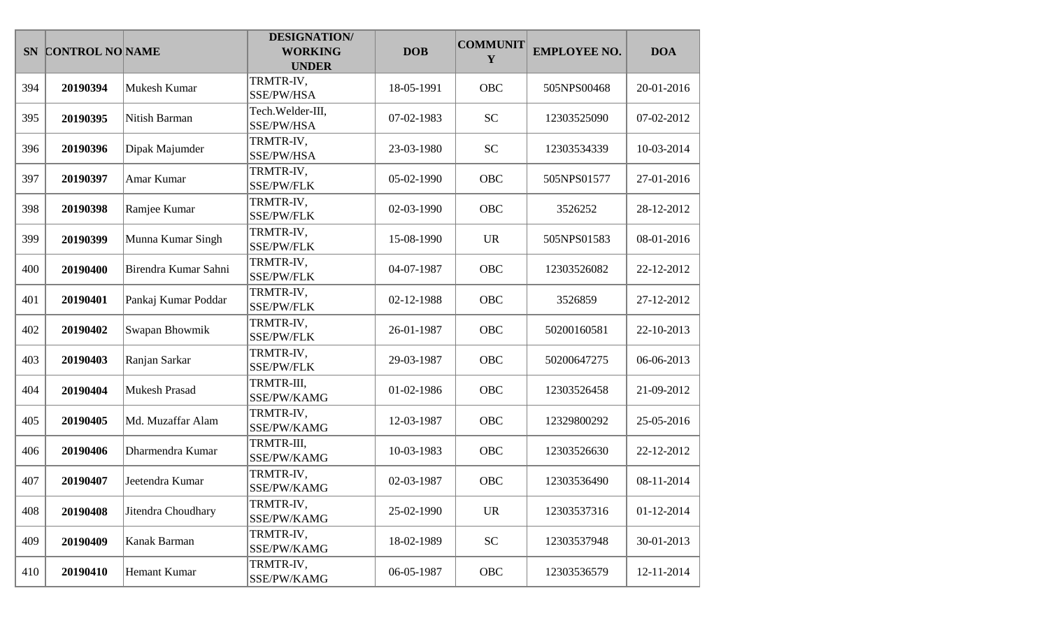| SN | CONTROL NO | NAME | DESIGNATION/ WORKING UNDER | DOB | COMMUNITY | EMPLOYEE NO. | DOA |
|---|---|---|---|---|---|---|---|
| 394 | **20190394** | Mukesh Kumar | TRMTR-IV, SSE/PW/HSA | 18-05-1991 | OBC | 505NPS00468 | 20-01-2016 |
| 395 | **20190395** | Nitish Barman | Tech.Welder-III, SSE/PW/HSA | 07-02-1983 | SC | 12303525090 | 07-02-2012 |
| 396 | **20190396** | Dipak Majumder | TRMTR-IV, SSE/PW/HSA | 23-03-1980 | SC | 12303534339 | 10-03-2014 |
| 397 | **20190397** | Amar Kumar | TRMTR-IV, SSE/PW/FLK | 05-02-1990 | OBC | 505NPS01577 | 27-01-2016 |
| 398 | **20190398** | Ramjee Kumar | TRMTR-IV, SSE/PW/FLK | 02-03-1990 | OBC | 3526252 | 28-12-2012 |
| 399 | **20190399** | Munna Kumar Singh | TRMTR-IV, SSE/PW/FLK | 15-08-1990 | UR | 505NPS01583 | 08-01-2016 |
| 400 | **20190400** | Birendra Kumar Sahni | TRMTR-IV, SSE/PW/FLK | 04-07-1987 | OBC | 12303526082 | 22-12-2012 |
| 401 | **20190401** | Pankaj Kumar Poddar | TRMTR-IV, SSE/PW/FLK | 02-12-1988 | OBC | 3526859 | 27-12-2012 |
| 402 | **20190402** | Swapan Bhowmik | TRMTR-IV, SSE/PW/FLK | 26-01-1987 | OBC | 50200160581 | 22-10-2013 |
| 403 | **20190403** | Ranjan Sarkar | TRMTR-IV, SSE/PW/FLK | 29-03-1987 | OBC | 50200647275 | 06-06-2013 |
| 404 | **20190404** | Mukesh Prasad | TRMTR-III, SSE/PW/KAMG | 01-02-1986 | OBC | 12303526458 | 21-09-2012 |
| 405 | **20190405** | Md. Muzaffar Alam | TRMTR-IV, SSE/PW/KAMG | 12-03-1987 | OBC | 12329800292 | 25-05-2016 |
| 406 | **20190406** | Dharmendra Kumar | TRMTR-III, SSE/PW/KAMG | 10-03-1983 | OBC | 12303526630 | 22-12-2012 |
| 407 | **20190407** | Jeetendra Kumar | TRMTR-IV, SSE/PW/KAMG | 02-03-1987 | OBC | 12303536490 | 08-11-2014 |
| 408 | **20190408** | Jitendra Choudhary | TRMTR-IV, SSE/PW/KAMG | 25-02-1990 | UR | 12303537316 | 01-12-2014 |
| 409 | **20190409** | Kanak Barman | TRMTR-IV, SSE/PW/KAMG | 18-02-1989 | SC | 12303537948 | 30-01-2013 |
| 410 | **20190410** | Hemant Kumar | TRMTR-IV, SSE/PW/KAMG | 06-05-1987 | OBC | 12303536579 | 12-11-2014 |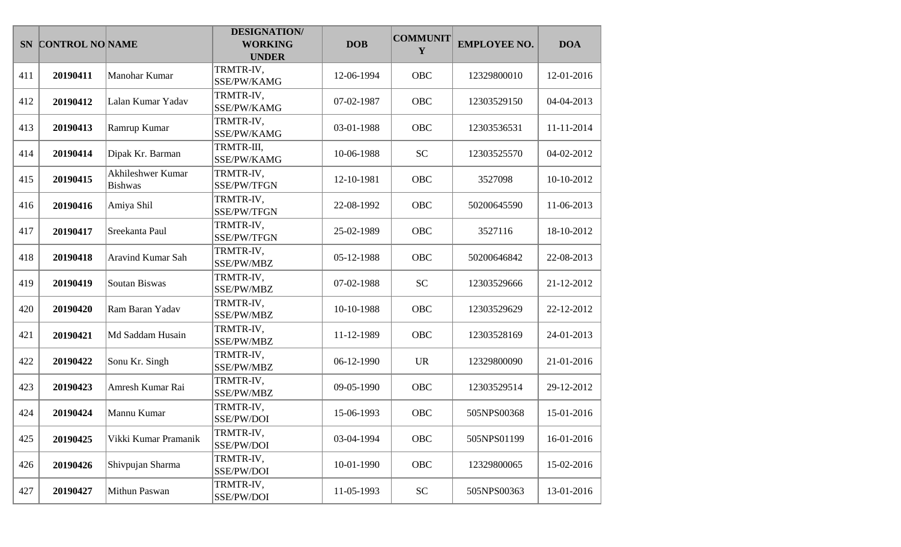| SN | CONTROL NO | NAME | DESIGNATION/ WORKING UNDER | DOB | COMMUNITY | EMPLOYEE NO. | DOA |
|---|---|---|---|---|---|---|---|
| 411 | **20190411** | Manohar Kumar | TRMTR-IV, SSE/PW/KAMG | 12-06-1994 | OBC | 12329800010 | 12-01-2016 |
| 412 | **20190412** | Lalan Kumar Yadav | TRMTR-IV, SSE/PW/KAMG | 07-02-1987 | OBC | 12303529150 | 04-04-2013 |
| 413 | **20190413** | Ramrup Kumar | TRMTR-IV, SSE/PW/KAMG | 03-01-1988 | OBC | 12303536531 | 11-11-2014 |
| 414 | **20190414** | Dipak Kr. Barman | TRMTR-III, SSE/PW/KAMG | 10-06-1988 | SC | 12303525570 | 04-02-2012 |
| 415 | **20190415** | Akhileshwer Kumar Bishwas | TRMTR-IV, SSE/PW/TFGN | 12-10-1981 | OBC | 3527098 | 10-10-2012 |
| 416 | **20190416** | Amiya Shil | TRMTR-IV, SSE/PW/TFGN | 22-08-1992 | OBC | 50200645590 | 11-06-2013 |
| 417 | **20190417** | Sreekanta Paul | TRMTR-IV, SSE/PW/TFGN | 25-02-1989 | OBC | 3527116 | 18-10-2012 |
| 418 | **20190418** | Aravind Kumar Sah | TRMTR-IV, SSE/PW/MBZ | 05-12-1988 | OBC | 50200646842 | 22-08-2013 |
| 419 | **20190419** | Soutan Biswas | TRMTR-IV, SSE/PW/MBZ | 07-02-1988 | SC | 12303529666 | 21-12-2012 |
| 420 | **20190420** | Ram Baran Yadav | TRMTR-IV, SSE/PW/MBZ | 10-10-1988 | OBC | 12303529629 | 22-12-2012 |
| 421 | **20190421** | Md Saddam Husain | TRMTR-IV, SSE/PW/MBZ | 11-12-1989 | OBC | 12303528169 | 24-01-2013 |
| 422 | **20190422** | Sonu Kr. Singh | TRMTR-IV, SSE/PW/MBZ | 06-12-1990 | UR | 12329800090 | 21-01-2016 |
| 423 | **20190423** | Amresh Kumar Rai | TRMTR-IV, SSE/PW/MBZ | 09-05-1990 | OBC | 12303529514 | 29-12-2012 |
| 424 | **20190424** | Mannu Kumar | TRMTR-IV, SSE/PW/DOI | 15-06-1993 | OBC | 505NPS00368 | 15-01-2016 |
| 425 | **20190425** | Vikki Kumar Pramanik | TRMTR-IV, SSE/PW/DOI | 03-04-1994 | OBC | 505NPS01199 | 16-01-2016 |
| 426 | **20190426** | Shivpujan Sharma | TRMTR-IV, SSE/PW/DOI | 10-01-1990 | OBC | 12329800065 | 15-02-2016 |
| 427 | **20190427** | Mithun Paswan | TRMTR-IV, SSE/PW/DOI | 11-05-1993 | SC | 505NPS00363 | 13-01-2016 |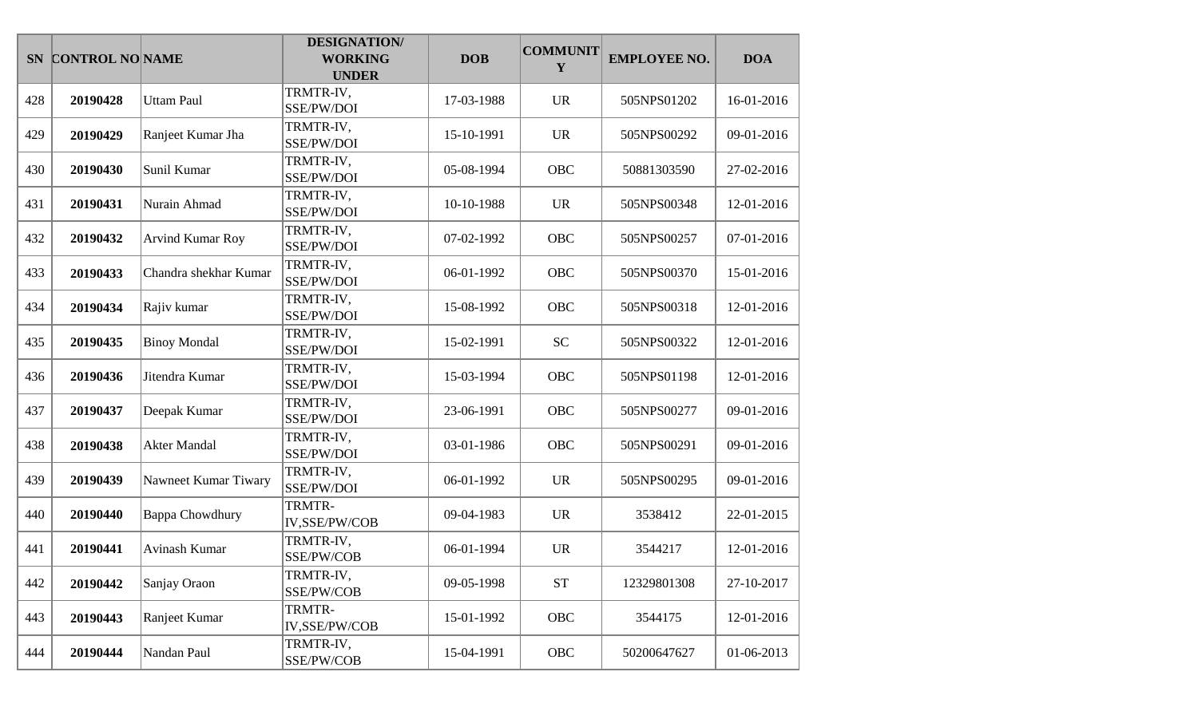| SN | CONTROL NO | NAME | DESIGNATION/ WORKING UNDER | DOB | COMMUNITY | EMPLOYEE NO. | DOA |
|---|---|---|---|---|---|---|---|
| 428 | **20190428** | Uttam Paul | TRMTR-IV, SSE/PW/DOI | 17-03-1988 | UR | 505NPS01202 | 16-01-2016 |
| 429 | **20190429** | Ranjeet Kumar Jha | TRMTR-IV, SSE/PW/DOI | 15-10-1991 | UR | 505NPS00292 | 09-01-2016 |
| 430 | **20190430** | Sunil Kumar | TRMTR-IV, SSE/PW/DOI | 05-08-1994 | OBC | 50881303590 | 27-02-2016 |
| 431 | **20190431** | Nurain Ahmad | TRMTR-IV, SSE/PW/DOI | 10-10-1988 | UR | 505NPS00348 | 12-01-2016 |
| 432 | **20190432** | Arvind Kumar Roy | TRMTR-IV, SSE/PW/DOI | 07-02-1992 | OBC | 505NPS00257 | 07-01-2016 |
| 433 | **20190433** | Chandra shekhar Kumar | TRMTR-IV, SSE/PW/DOI | 06-01-1992 | OBC | 505NPS00370 | 15-01-2016 |
| 434 | **20190434** | Rajiv kumar | TRMTR-IV, SSE/PW/DOI | 15-08-1992 | OBC | 505NPS00318 | 12-01-2016 |
| 435 | **20190435** | Binoy Mondal | TRMTR-IV, SSE/PW/DOI | 15-02-1991 | SC | 505NPS00322 | 12-01-2016 |
| 436 | **20190436** | Jitendra Kumar | TRMTR-IV, SSE/PW/DOI | 15-03-1994 | OBC | 505NPS01198 | 12-01-2016 |
| 437 | **20190437** | Deepak Kumar | TRMTR-IV, SSE/PW/DOI | 23-06-1991 | OBC | 505NPS00277 | 09-01-2016 |
| 438 | **20190438** | Akter Mandal | TRMTR-IV, SSE/PW/DOI | 03-01-1986 | OBC | 505NPS00291 | 09-01-2016 |
| 439 | **20190439** | Nawneet Kumar Tiwary | TRMTR-IV, SSE/PW/DOI | 06-01-1992 | UR | 505NPS00295 | 09-01-2016 |
| 440 | **20190440** | Bappa Chowdhury | TRMTR-IV,SSE/PW/COB | 09-04-1983 | UR | 3538412 | 22-01-2015 |
| 441 | **20190441** | Avinash Kumar | TRMTR-IV, SSE/PW/COB | 06-01-1994 | UR | 3544217 | 12-01-2016 |
| 442 | **20190442** | Sanjay Oraon | TRMTR-IV, SSE/PW/COB | 09-05-1998 | ST | 12329801308 | 27-10-2017 |
| 443 | **20190443** | Ranjeet Kumar | TRMTR-IV,SSE/PW/COB | 15-01-1992 | OBC | 3544175 | 12-01-2016 |
| 444 | **20190444** | Nandan Paul | TRMTR-IV, SSE/PW/COB | 15-04-1991 | OBC | 50200647627 | 01-06-2013 |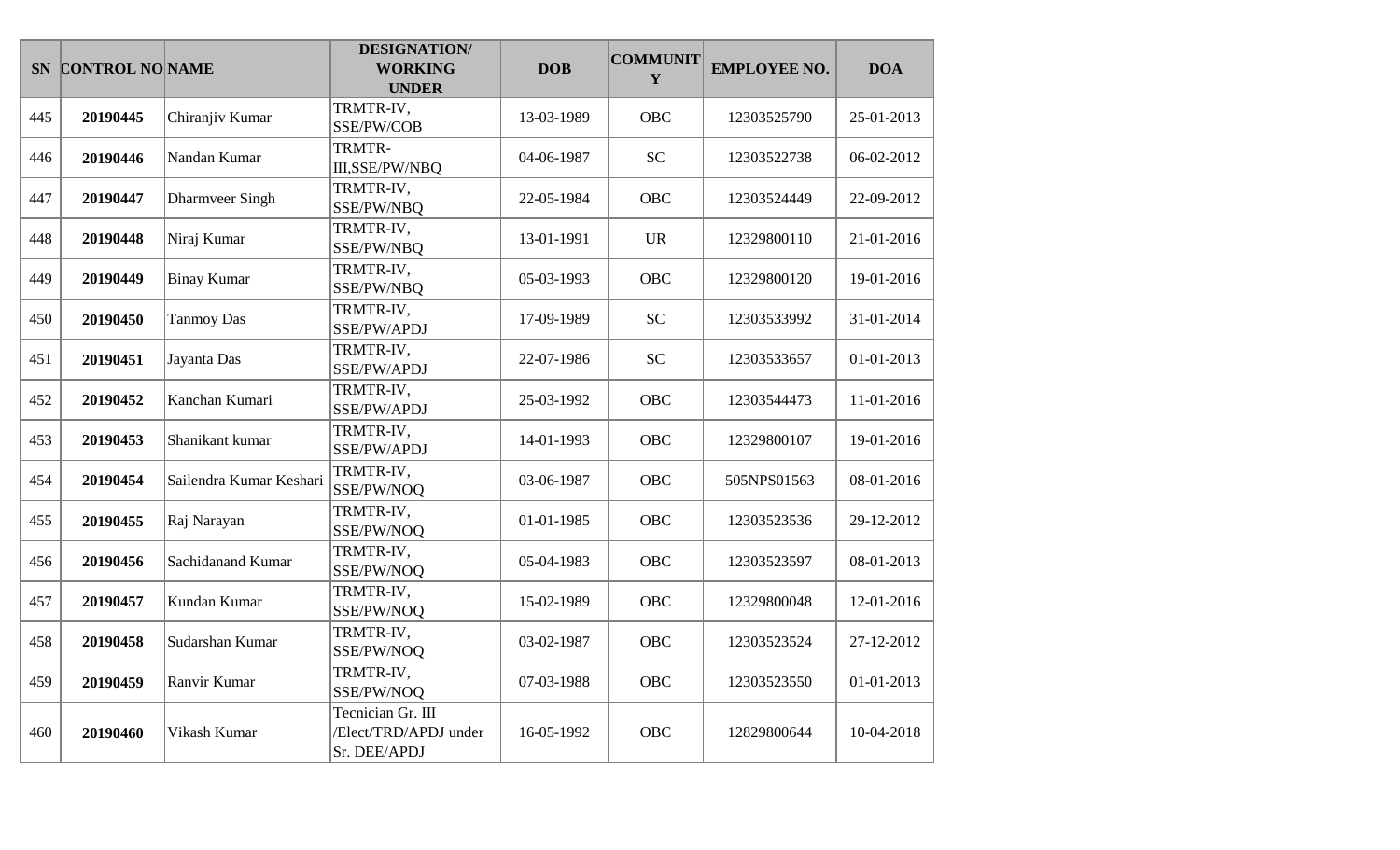| SN | CONTROL NO | NAME | DESIGNATION/ WORKING UNDER | DOB | COMMUNITY | EMPLOYEE NO. | DOA |
|---|---|---|---|---|---|---|---|
| 445 | **20190445** | Chiranjiv Kumar | TRMTR-IV, SSE/PW/COB | 13-03-1989 | OBC | 12303525790 | 25-01-2013 |
| 446 | **20190446** | Nandan Kumar | TRMTR-III,SSE/PW/NBQ | 04-06-1987 | SC | 12303522738 | 06-02-2012 |
| 447 | **20190447** | Dharmveer Singh | TRMTR-IV, SSE/PW/NBQ | 22-05-1984 | OBC | 12303524449 | 22-09-2012 |
| 448 | **20190448** | Niraj Kumar | TRMTR-IV, SSE/PW/NBQ | 13-01-1991 | UR | 12329800110 | 21-01-2016 |
| 449 | **20190449** | Binay Kumar | TRMTR-IV, SSE/PW/NBQ | 05-03-1993 | OBC | 12329800120 | 19-01-2016 |
| 450 | **20190450** | Tanmoy Das | TRMTR-IV, SSE/PW/APDJ | 17-09-1989 | SC | 12303533992 | 31-01-2014 |
| 451 | **20190451** | Jayanta Das | TRMTR-IV, SSE/PW/APDJ | 22-07-1986 | SC | 12303533657 | 01-01-2013 |
| 452 | **20190452** | Kanchan Kumari | TRMTR-IV, SSE/PW/APDJ | 25-03-1992 | OBC | 12303544473 | 11-01-2016 |
| 453 | **20190453** | Shanikant kumar | TRMTR-IV, SSE/PW/APDJ | 14-01-1993 | OBC | 12329800107 | 19-01-2016 |
| 454 | **20190454** | Sailendra Kumar Keshari | TRMTR-IV, SSE/PW/NOQ | 03-06-1987 | OBC | 505NPS01563 | 08-01-2016 |
| 455 | **20190455** | Raj Narayan | TRMTR-IV, SSE/PW/NOQ | 01-01-1985 | OBC | 12303523536 | 29-12-2012 |
| 456 | **20190456** | Sachidanand Kumar | TRMTR-IV, SSE/PW/NOQ | 05-04-1983 | OBC | 12303523597 | 08-01-2013 |
| 457 | **20190457** | Kundan Kumar | TRMTR-IV, SSE/PW/NOQ | 15-02-1989 | OBC | 12329800048 | 12-01-2016 |
| 458 | **20190458** | Sudarshan Kumar | TRMTR-IV, SSE/PW/NOQ | 03-02-1987 | OBC | 12303523524 | 27-12-2012 |
| 459 | **20190459** | Ranvir Kumar | TRMTR-IV, SSE/PW/NOQ | 07-03-1988 | OBC | 12303523550 | 01-01-2013 |
| 460 | **20190460** | Vikash Kumar | Tecnician Gr. III /Elect/TRD/APDJ under Sr. DEE/APDJ | 16-05-1992 | OBC | 12829800644 | 10-04-2018 |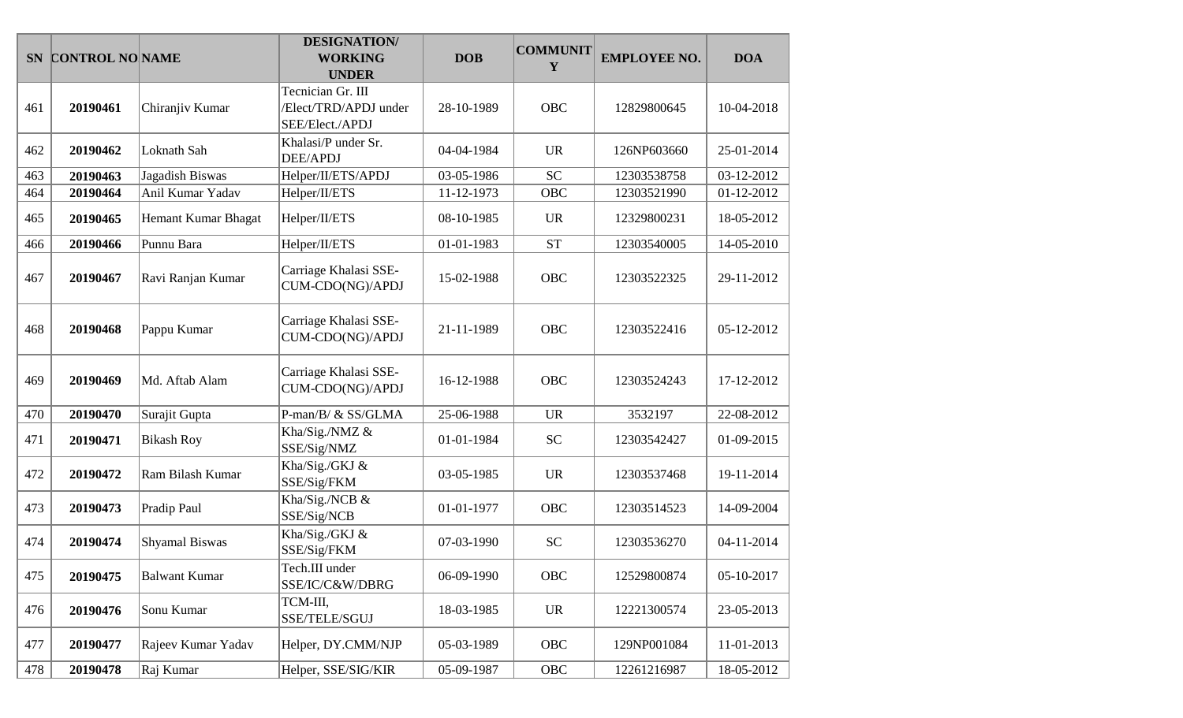| SN | CONTROL NO | NAME | DESIGNATION/ WORKING UNDER | DOB | COMMUNITY | EMPLOYEE NO. | DOA |
|---|---|---|---|---|---|---|---|
| 461 | **20190461** | Chiranjiv Kumar | Tecnician Gr. III /Elect/TRD/APDJ under SEE/Elect./APDJ | 28-10-1989 | OBC | 12829800645 | 10-04-2018 |
| 462 | **20190462** | Loknath Sah | Khalasi/P under Sr. DEE/APDJ | 04-04-1984 | UR | 126NP603660 | 25-01-2014 |
| 463 | **20190463** | Jagadish Biswas | Helper/II/ETS/APDJ | 03-05-1986 | SC | 12303538758 | 03-12-2012 |
| 464 | **20190464** | Anil Kumar Yadav | Helper/II/ETS | 11-12-1973 | OBC | 12303521990 | 01-12-2012 |
| 465 | **20190465** | Hemant Kumar Bhagat | Helper/II/ETS | 08-10-1985 | UR | 12329800231 | 18-05-2012 |
| 466 | **20190466** | Punnu Bara | Helper/II/ETS | 01-01-1983 | ST | 12303540005 | 14-05-2010 |
| 467 | **20190467** | Ravi Ranjan Kumar | Carriage Khalasi SSE-CUM-CDO(NG)/APDJ | 15-02-1988 | OBC | 12303522325 | 29-11-2012 |
| 468 | **20190468** | Pappu Kumar | Carriage Khalasi SSE-CUM-CDO(NG)/APDJ | 21-11-1989 | OBC | 12303522416 | 05-12-2012 |
| 469 | **20190469** | Md. Aftab Alam | Carriage Khalasi SSE-CUM-CDO(NG)/APDJ | 16-12-1988 | OBC | 12303524243 | 17-12-2012 |
| 470 | **20190470** | Surajit Gupta | P-man/B/ & SS/GLMA | 25-06-1988 | UR | 3532197 | 22-08-2012 |
| 471 | **20190471** | Bikash Roy | Kha/Sig./NMZ & SSE/Sig/NMZ | 01-01-1984 | SC | 12303542427 | 01-09-2015 |
| 472 | **20190472** | Ram Bilash Kumar | Kha/Sig./GKJ & SSE/Sig/FKM | 03-05-1985 | UR | 12303537468 | 19-11-2014 |
| 473 | **20190473** | Pradip Paul | Kha/Sig./NCB & SSE/Sig/NCB | 01-01-1977 | OBC | 12303514523 | 14-09-2004 |
| 474 | **20190474** | Shyamal Biswas | Kha/Sig./GKJ & SSE/Sig/FKM | 07-03-1990 | SC | 12303536270 | 04-11-2014 |
| 475 | **20190475** | Balwant Kumar | Tech.III under SSE/IC/C&W/DBRG | 06-09-1990 | OBC | 12529800874 | 05-10-2017 |
| 476 | **20190476** | Sonu Kumar | TCM-III, SSE/TELE/SGUJ | 18-03-1985 | UR | 12221300574 | 23-05-2013 |
| 477 | **20190477** | Rajeev Kumar Yadav | Helper, DY.CMM/NJP | 05-03-1989 | OBC | 129NP001084 | 11-01-2013 |
| 478 | **20190478** | Raj Kumar | Helper, SSE/SIG/KIR | 05-09-1987 | OBC | 12261216987 | 18-05-2012 |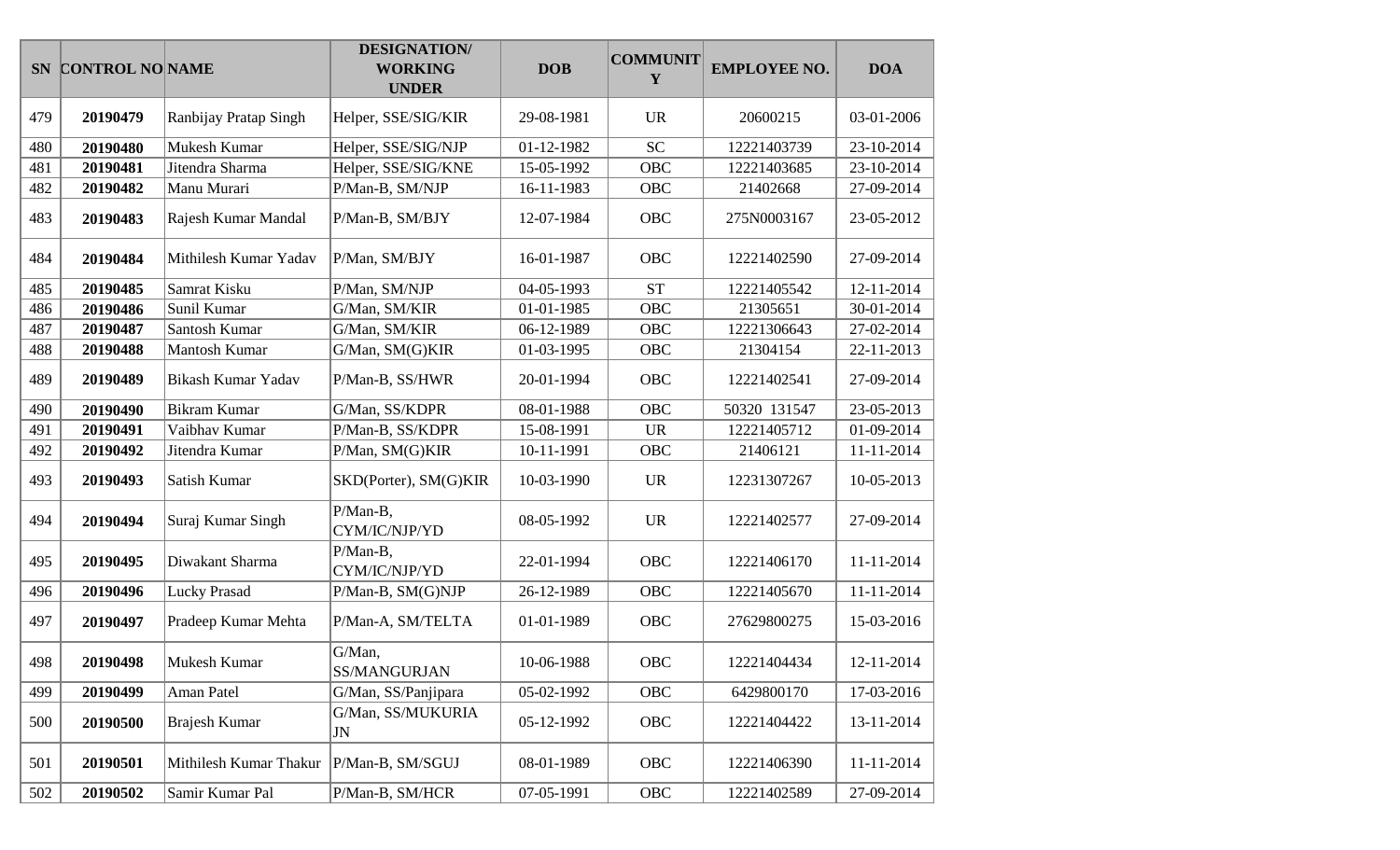| SN | CONTROL NO | NAME | DESIGNATION/ WORKING UNDER | DOB | COMMUNITY | EMPLOYEE NO. | DOA |
|---|---|---|---|---|---|---|---|
| 479 | **20190479** | Ranbijay Pratap Singh | Helper, SSE/SIG/KIR | 29-08-1981 | UR | 20600215 | 03-01-2006 |
| 480 | **20190480** | Mukesh Kumar | Helper, SSE/SIG/NJP | 01-12-1982 | SC | 12221403739 | 23-10-2014 |
| 481 | **20190481** | Jitendra Sharma | Helper, SSE/SIG/KNE | 15-05-1992 | OBC | 12221403685 | 23-10-2014 |
| 482 | **20190482** | Manu Murari | P/Man-B, SM/NJP | 16-11-1983 | OBC | 21402668 | 27-09-2014 |
| 483 | **20190483** | Rajesh Kumar Mandal | P/Man-B, SM/BJY | 12-07-1984 | OBC | 275N0003167 | 23-05-2012 |
| 484 | **20190484** | Mithilesh Kumar Yadav | P/Man, SM/BJY | 16-01-1987 | OBC | 12221402590 | 27-09-2014 |
| 485 | **20190485** | Samrat Kisku | P/Man, SM/NJP | 04-05-1993 | ST | 12221405542 | 12-11-2014 |
| 486 | **20190486** | Sunil Kumar | G/Man, SM/KIR | 01-01-1985 | OBC | 21305651 | 30-01-2014 |
| 487 | **20190487** | Santosh Kumar | G/Man, SM/KIR | 06-12-1989 | OBC | 12221306643 | 27-02-2014 |
| 488 | **20190488** | Mantosh Kumar | G/Man, SM(G)KIR | 01-03-1995 | OBC | 21304154 | 22-11-2013 |
| 489 | **20190489** | Bikash Kumar Yadav | P/Man-B, SS/HWR | 20-01-1994 | OBC | 12221402541 | 27-09-2014 |
| 490 | **20190490** | Bikram Kumar | G/Man, SS/KDPR | 08-01-1988 | OBC | 50320 131547 | 23-05-2013 |
| 491 | **20190491** | Vaibhav Kumar | P/Man-B, SS/KDPR | 15-08-1991 | UR | 12221405712 | 01-09-2014 |
| 492 | **20190492** | Jitendra Kumar | P/Man, SM(G)KIR | 10-11-1991 | OBC | 21406121 | 11-11-2014 |
| 493 | **20190493** | Satish Kumar | SKD(Porter), SM(G)KIR | 10-03-1990 | UR | 12231307267 | 10-05-2013 |
| 494 | **20190494** | Suraj Kumar Singh | P/Man-B, CYM/IC/NJP/YD | 08-05-1992 | UR | 12221402577 | 27-09-2014 |
| 495 | **20190495** | Diwakant Sharma | P/Man-B, CYM/IC/NJP/YD | 22-01-1994 | OBC | 12221406170 | 11-11-2014 |
| 496 | **20190496** | Lucky Prasad | P/Man-B, SM(G)NJP | 26-12-1989 | OBC | 12221405670 | 11-11-2014 |
| 497 | **20190497** | Pradeep Kumar Mehta | P/Man-A, SM/TELTA | 01-01-1989 | OBC | 27629800275 | 15-03-2016 |
| 498 | **20190498** | Mukesh Kumar | G/Man, SS/MANGURJAN | 10-06-1988 | OBC | 12221404434 | 12-11-2014 |
| 499 | **20190499** | Aman Patel | G/Man, SS/Panjipara | 05-02-1992 | OBC | 6429800170 | 17-03-2016 |
| 500 | **20190500** | Brajesh Kumar | G/Man, SS/MUKURIA JN | 05-12-1992 | OBC | 12221404422 | 13-11-2014 |
| 501 | **20190501** | Mithilesh Kumar Thakur | P/Man-B, SM/SGUJ | 08-01-1989 | OBC | 12221406390 | 11-11-2014 |
| 502 | **20190502** | Samir Kumar Pal | P/Man-B, SM/HCR | 07-05-1991 | OBC | 12221402589 | 27-09-2014 |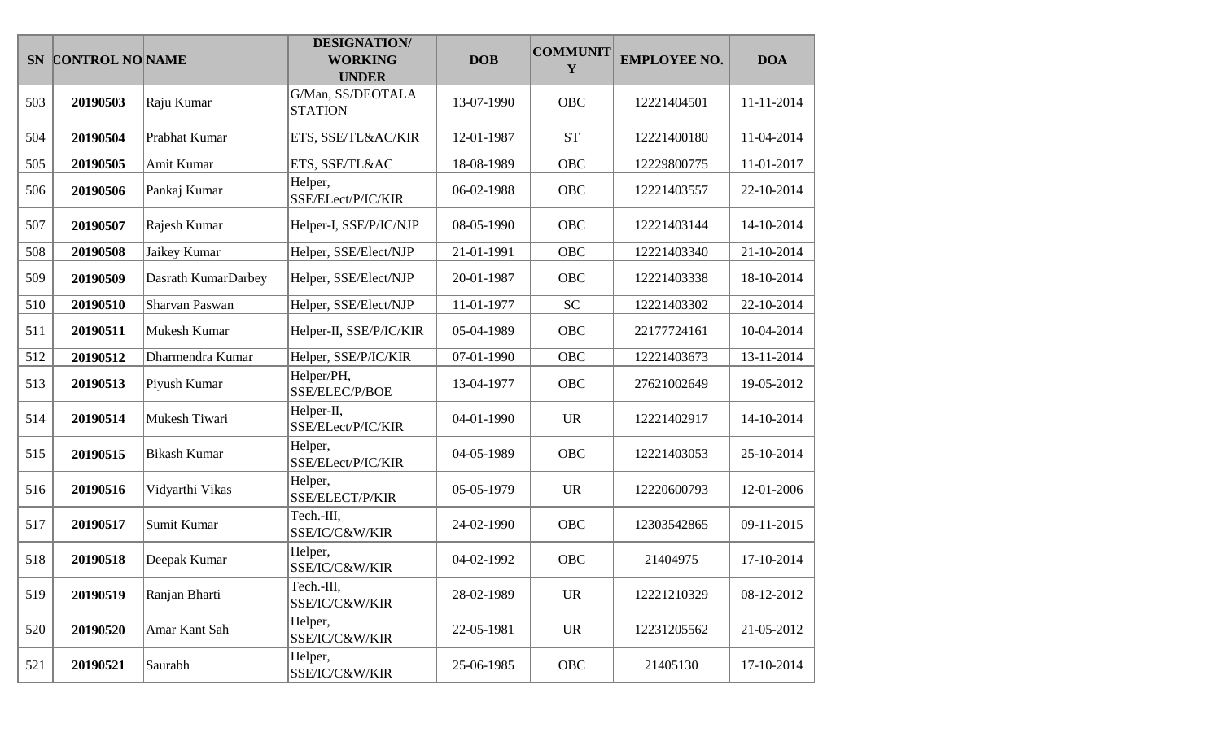| SN | CONTROL NO | NAME | DESIGNATION/ WORKING UNDER | DOB | COMMUNITY | EMPLOYEE NO. | DOA |
|---|---|---|---|---|---|---|---|
| 503 | **20190503** | Raju Kumar | G/Man, SS/DEOTALA STATION | 13-07-1990 | OBC | 12221404501 | 11-11-2014 |
| 504 | **20190504** | Prabhat Kumar | ETS, SSE/TL&AC/KIR | 12-01-1987 | ST | 12221400180 | 11-04-2014 |
| 505 | **20190505** | Amit Kumar | ETS, SSE/TL&AC | 18-08-1989 | OBC | 12229800775 | 11-01-2017 |
| 506 | **20190506** | Pankaj Kumar | Helper, SSE/ELect/P/IC/KIR | 06-02-1988 | OBC | 12221403557 | 22-10-2014 |
| 507 | **20190507** | Rajesh Kumar | Helper-I, SSE/P/IC/NJP | 08-05-1990 | OBC | 12221403144 | 14-10-2014 |
| 508 | **20190508** | Jaikey Kumar | Helper, SSE/Elect/NJP | 21-01-1991 | OBC | 12221403340 | 21-10-2014 |
| 509 | **20190509** | Dasrath KumarDarbey | Helper, SSE/Elect/NJP | 20-01-1987 | OBC | 12221403338 | 18-10-2014 |
| 510 | **20190510** | Sharvan Paswan | Helper, SSE/Elect/NJP | 11-01-1977 | SC | 12221403302 | 22-10-2014 |
| 511 | **20190511** | Mukesh Kumar | Helper-II, SSE/P/IC/KIR | 05-04-1989 | OBC | 22177724161 | 10-04-2014 |
| 512 | **20190512** | Dharmendra Kumar | Helper, SSE/P/IC/KIR | 07-01-1990 | OBC | 12221403673 | 13-11-2014 |
| 513 | **20190513** | Piyush Kumar | Helper/PH, SSE/ELEC/P/BOE | 13-04-1977 | OBC | 27621002649 | 19-05-2012 |
| 514 | **20190514** | Mukesh Tiwari | Helper-II, SSE/ELect/P/IC/KIR | 04-01-1990 | UR | 12221402917 | 14-10-2014 |
| 515 | **20190515** | Bikash Kumar | Helper, SSE/ELect/P/IC/KIR | 04-05-1989 | OBC | 12221403053 | 25-10-2014 |
| 516 | **20190516** | Vidyarthi Vikas | Helper, SSE/ELECT/P/KIR | 05-05-1979 | UR | 12220600793 | 12-01-2006 |
| 517 | **20190517** | Sumit Kumar | Tech.-III, SSE/IC/C&W/KIR | 24-02-1990 | OBC | 12303542865 | 09-11-2015 |
| 518 | **20190518** | Deepak Kumar | Helper, SSE/IC/C&W/KIR | 04-02-1992 | OBC | 21404975 | 17-10-2014 |
| 519 | **20190519** | Ranjan Bharti | Tech.-III, SSE/IC/C&W/KIR | 28-02-1989 | UR | 12221210329 | 08-12-2012 |
| 520 | **20190520** | Amar Kant Sah | Helper, SSE/IC/C&W/KIR | 22-05-1981 | UR | 12231205562 | 21-05-2012 |
| 521 | **20190521** | Saurabh | Helper, SSE/IC/C&W/KIR | 25-06-1985 | OBC | 21405130 | 17-10-2014 |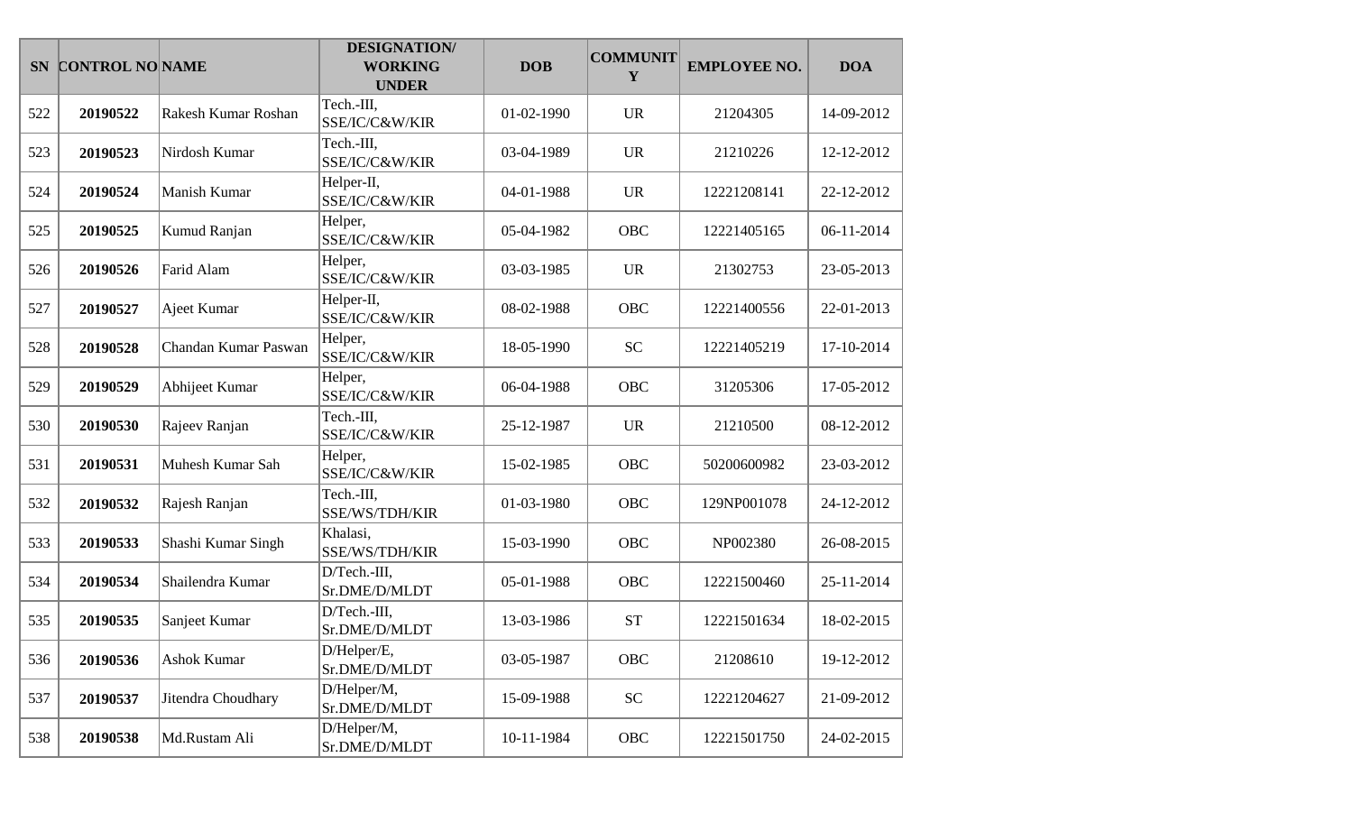| SN | CONTROL NO | NAME | DESIGNATION/ WORKING UNDER | DOB | COMMUNITY | EMPLOYEE NO. | DOA |
|---|---|---|---|---|---|---|---|
| 522 | **20190522** | Rakesh Kumar Roshan | Tech.-III, SSE/IC/C&W/KIR | 01-02-1990 | UR | 21204305 | 14-09-2012 |
| 523 | **20190523** | Nirdosh Kumar | Tech.-III, SSE/IC/C&W/KIR | 03-04-1989 | UR | 21210226 | 12-12-2012 |
| 524 | **20190524** | Manish Kumar | Helper-II, SSE/IC/C&W/KIR | 04-01-1988 | UR | 12221208141 | 22-12-2012 |
| 525 | **20190525** | Kumud Ranjan | Helper, SSE/IC/C&W/KIR | 05-04-1982 | OBC | 12221405165 | 06-11-2014 |
| 526 | **20190526** | Farid Alam | Helper, SSE/IC/C&W/KIR | 03-03-1985 | UR | 21302753 | 23-05-2013 |
| 527 | **20190527** | Ajeet Kumar | Helper-II, SSE/IC/C&W/KIR | 08-02-1988 | OBC | 12221400556 | 22-01-2013 |
| 528 | **20190528** | Chandan Kumar Paswan | Helper, SSE/IC/C&W/KIR | 18-05-1990 | SC | 12221405219 | 17-10-2014 |
| 529 | **20190529** | Abhijeet Kumar | Helper, SSE/IC/C&W/KIR | 06-04-1988 | OBC | 31205306 | 17-05-2012 |
| 530 | **20190530** | Rajeev Ranjan | Tech.-III, SSE/IC/C&W/KIR | 25-12-1987 | UR | 21210500 | 08-12-2012 |
| 531 | **20190531** | Muhesh Kumar Sah | Helper, SSE/IC/C&W/KIR | 15-02-1985 | OBC | 50200600982 | 23-03-2012 |
| 532 | **20190532** | Rajesh Ranjan | Tech.-III, SSE/WS/TDH/KIR | 01-03-1980 | OBC | 129NP001078 | 24-12-2012 |
| 533 | **20190533** | Shashi Kumar Singh | Khalasi, SSE/WS/TDH/KIR | 15-03-1990 | OBC | NP002380 | 26-08-2015 |
| 534 | **20190534** | Shailendra Kumar | D/Tech.-III, Sr.DME/D/MLDT | 05-01-1988 | OBC | 12221500460 | 25-11-2014 |
| 535 | **20190535** | Sanjeet Kumar | D/Tech.-III, Sr.DME/D/MLDT | 13-03-1986 | ST | 12221501634 | 18-02-2015 |
| 536 | **20190536** | Ashok Kumar | D/Helper/E, Sr.DME/D/MLDT | 03-05-1987 | OBC | 21208610 | 19-12-2012 |
| 537 | **20190537** | Jitendra Choudhary | D/Helper/M, Sr.DME/D/MLDT | 15-09-1988 | SC | 12221204627 | 21-09-2012 |
| 538 | **20190538** | Md.Rustam Ali | D/Helper/M, Sr.DME/D/MLDT | 10-11-1984 | OBC | 12221501750 | 24-02-2015 |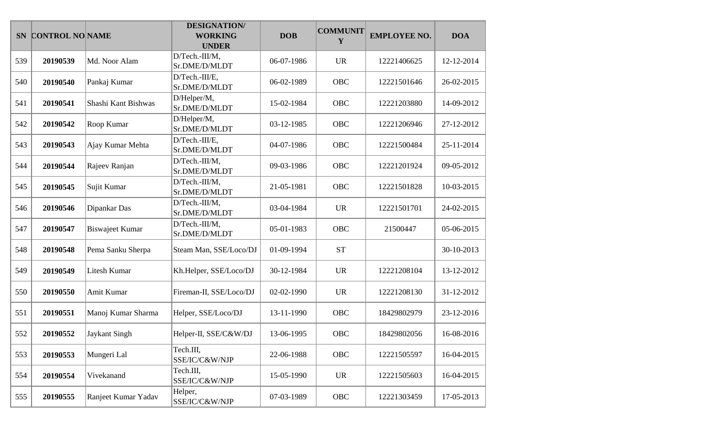| SN | CONTROL NO | NAME | DESIGNATION/ WORKING UNDER | DOB | COMMUNITY | EMPLOYEE NO. | DOA |
|---|---|---|---|---|---|---|---|
| 539 | **20190539** | Md. Noor Alam | D/Tech.-III/M, Sr.DME/D/MLDT | 06-07-1986 | UR | 12221406625 | 12-12-2014 |
| 540 | **20190540** | Pankaj Kumar | D/Tech.-III/E, Sr.DME/D/MLDT | 06-02-1989 | OBC | 12221501646 | 26-02-2015 |
| 541 | **20190541** | Shashi Kant Bishwas | D/Helper/M, Sr.DME/D/MLDT | 15-02-1984 | OBC | 12221203880 | 14-09-2012 |
| 542 | **20190542** | Roop Kumar | D/Helper/M, Sr.DME/D/MLDT | 03-12-1985 | OBC | 12221206946 | 27-12-2012 |
| 543 | **20190543** | Ajay Kumar Mehta | D/Tech.-III/E, Sr.DME/D/MLDT | 04-07-1986 | OBC | 12221500484 | 25-11-2014 |
| 544 | **20190544** | Rajeev Ranjan | D/Tech.-III/M, Sr.DME/D/MLDT | 09-03-1986 | OBC | 12221201924 | 09-05-2012 |
| 545 | **20190545** | Sujit Kumar | D/Tech.-III/M, Sr.DME/D/MLDT | 21-05-1981 | OBC | 12221501828 | 10-03-2015 |
| 546 | **20190546** | Dipankar Das | D/Tech.-III/M, Sr.DME/D/MLDT | 03-04-1984 | UR | 12221501701 | 24-02-2015 |
| 547 | **20190547** | Biswajeet Kumar | D/Tech.-III/M, Sr.DME/D/MLDT | 05-01-1983 | OBC | 21500447 | 05-06-2015 |
| 548 | **20190548** | Pema Sanku Sherpa | Steam Man, SSE/Loco/DJ | 01-09-1994 | ST | | 30-10-2013 |
| 549 | **20190549** | Litesh Kumar | Kh.Helper, SSE/Loco/DJ | 30-12-1984 | UR | 12221208104 | 13-12-2012 |
| 550 | **20190550** | Amit Kumar | Fireman-II, SSE/Loco/DJ | 02-02-1990 | UR | 12221208130 | 31-12-2012 |
| 551 | **20190551** | Manoj Kumar Sharma | Helper, SSE/Loco/DJ | 13-11-1990 | OBC | 18429802979 | 23-12-2016 |
| 552 | **20190552** | Jaykant Singh | Helper-II, SSE/C&W/DJ | 13-06-1995 | OBC | 18429802056 | 16-08-2016 |
| 553 | **20190553** | Mungeri Lal | Tech.III, SSE/IC/C&W/NJP | 22-06-1988 | OBC | 12221505597 | 16-04-2015 |
| 554 | **20190554** | Vivekanand | Tech.III, SSE/IC/C&W/NJP | 15-05-1990 | UR | 12221505603 | 16-04-2015 |
| 555 | **20190555** | Ranjeet Kumar Yadav | Helper, SSE/IC/C&W/NJP | 07-03-1989 | OBC | 12221303459 | 17-05-2013 |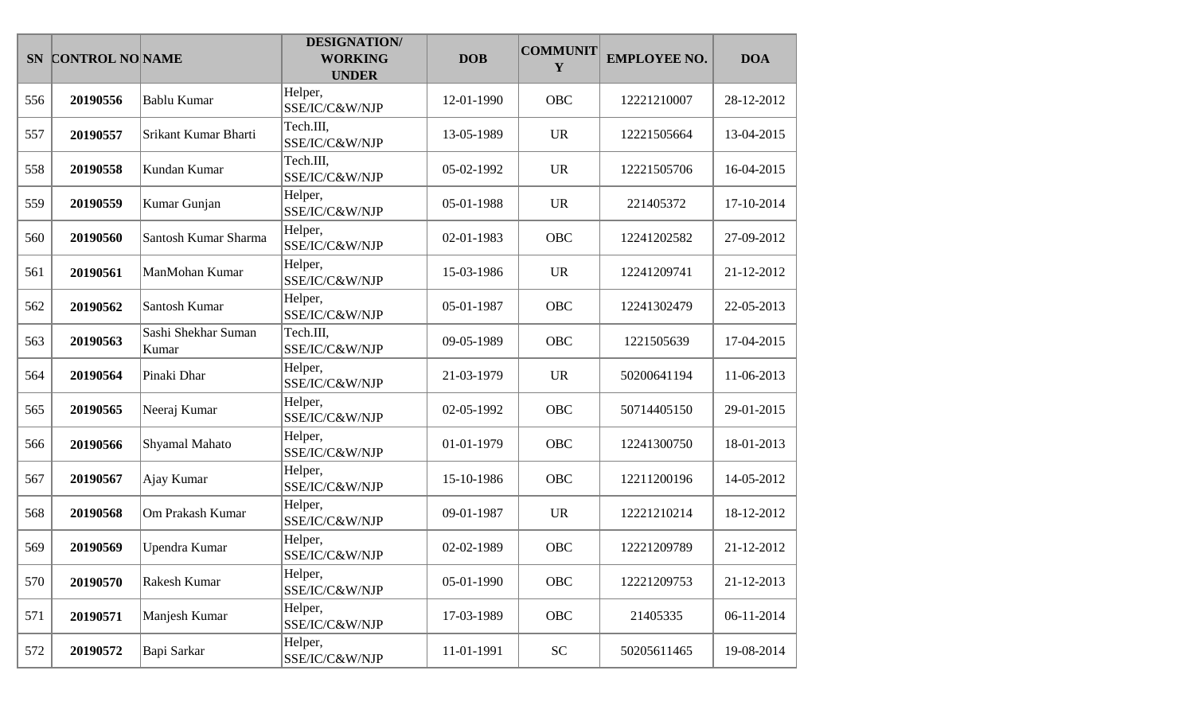| SN | CONTROL NO | NAME | DESIGNATION/ WORKING UNDER | DOB | COMMUNITY | EMPLOYEE NO. | DOA |
|---|---|---|---|---|---|---|---|
| 556 | **20190556** | Bablu Kumar | Helper, SSE/IC/C&W/NJP | 12-01-1990 | OBC | 12221210007 | 28-12-2012 |
| 557 | **20190557** | Srikant Kumar Bharti | Tech.III, SSE/IC/C&W/NJP | 13-05-1989 | UR | 12221505664 | 13-04-2015 |
| 558 | **20190558** | Kundan Kumar | Tech.III, SSE/IC/C&W/NJP | 05-02-1992 | UR | 12221505706 | 16-04-2015 |
| 559 | **20190559** | Kumar Gunjan | Helper, SSE/IC/C&W/NJP | 05-01-1988 | UR | 221405372 | 17-10-2014 |
| 560 | **20190560** | Santosh Kumar Sharma | Helper, SSE/IC/C&W/NJP | 02-01-1983 | OBC | 12241202582 | 27-09-2012 |
| 561 | **20190561** | ManMohan Kumar | Helper, SSE/IC/C&W/NJP | 15-03-1986 | UR | 12241209741 | 21-12-2012 |
| 562 | **20190562** | Santosh Kumar | Helper, SSE/IC/C&W/NJP | 05-01-1987 | OBC | 12241302479 | 22-05-2013 |
| 563 | **20190563** | Sashi Shekhar Suman Kumar | Tech.III, SSE/IC/C&W/NJP | 09-05-1989 | OBC | 1221505639 | 17-04-2015 |
| 564 | **20190564** | Pinaki Dhar | Helper, SSE/IC/C&W/NJP | 21-03-1979 | UR | 50200641194 | 11-06-2013 |
| 565 | **20190565** | Neeraj Kumar | Helper, SSE/IC/C&W/NJP | 02-05-1992 | OBC | 50714405150 | 29-01-2015 |
| 566 | **20190566** | Shyamal Mahato | Helper, SSE/IC/C&W/NJP | 01-01-1979 | OBC | 12241300750 | 18-01-2013 |
| 567 | **20190567** | Ajay Kumar | Helper, SSE/IC/C&W/NJP | 15-10-1986 | OBC | 12211200196 | 14-05-2012 |
| 568 | **20190568** | Om Prakash Kumar | Helper, SSE/IC/C&W/NJP | 09-01-1987 | UR | 12221210214 | 18-12-2012 |
| 569 | **20190569** | Upendra Kumar | Helper, SSE/IC/C&W/NJP | 02-02-1989 | OBC | 12221209789 | 21-12-2012 |
| 570 | **20190570** | Rakesh Kumar | Helper, SSE/IC/C&W/NJP | 05-01-1990 | OBC | 12221209753 | 21-12-2013 |
| 571 | **20190571** | Manjesh Kumar | Helper, SSE/IC/C&W/NJP | 17-03-1989 | OBC | 21405335 | 06-11-2014 |
| 572 | **20190572** | Bapi Sarkar | Helper, SSE/IC/C&W/NJP | 11-01-1991 | SC | 50205611465 | 19-08-2014 |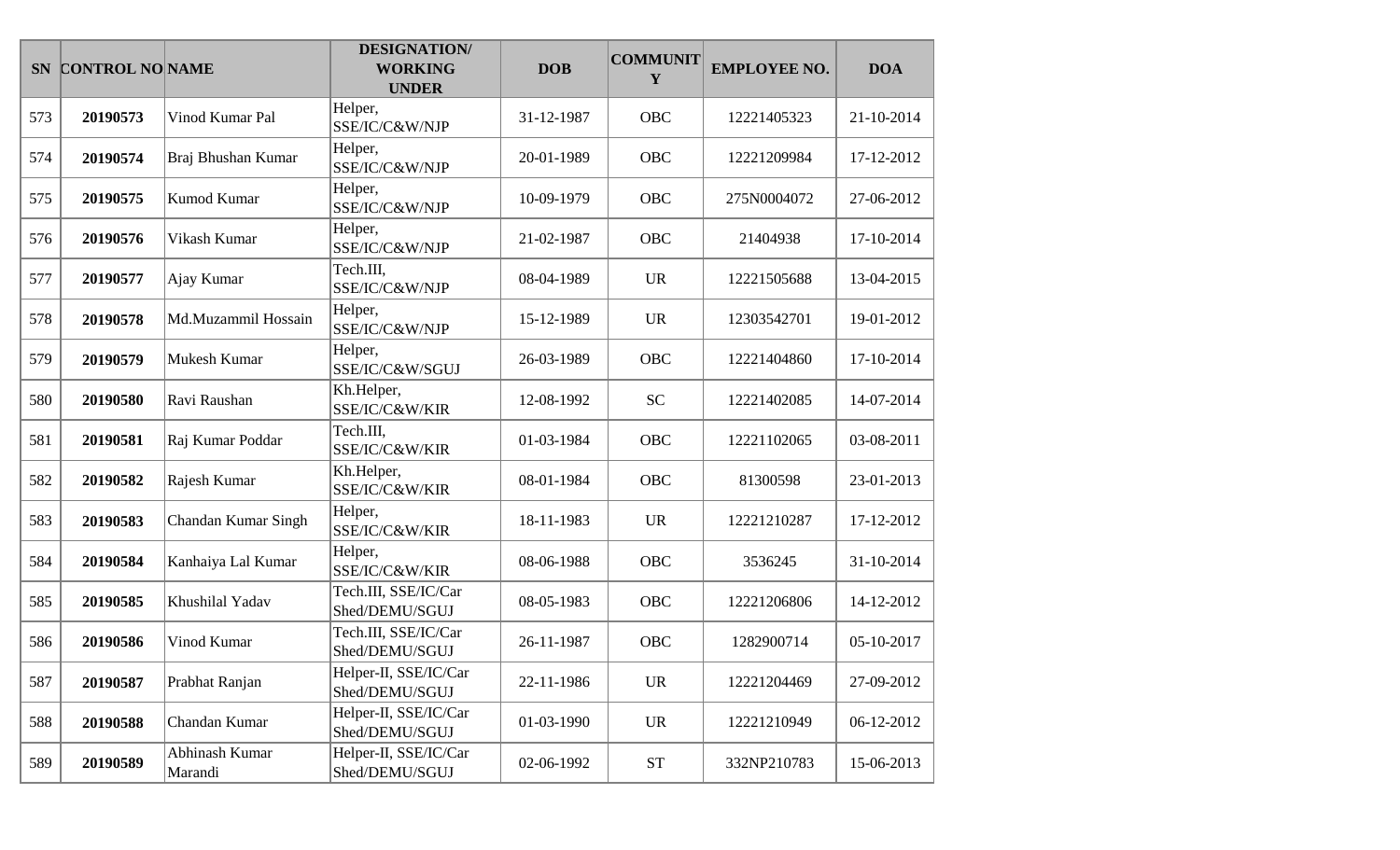| SN | CONTROL NO | NAME | DESIGNATION/ WORKING UNDER | DOB | COMMUNITY | EMPLOYEE NO. | DOA |
|---|---|---|---|---|---|---|---|
| 573 | **20190573** | Vinod Kumar Pal | Helper, SSE/IC/C&W/NJP | 31-12-1987 | OBC | 12221405323 | 21-10-2014 |
| 574 | **20190574** | Braj Bhushan Kumar | Helper, SSE/IC/C&W/NJP | 20-01-1989 | OBC | 12221209984 | 17-12-2012 |
| 575 | **20190575** | Kumod Kumar | Helper, SSE/IC/C&W/NJP | 10-09-1979 | OBC | 275N0004072 | 27-06-2012 |
| 576 | **20190576** | Vikash Kumar | Helper, SSE/IC/C&W/NJP | 21-02-1987 | OBC | 21404938 | 17-10-2014 |
| 577 | **20190577** | Ajay Kumar | Tech.III, SSE/IC/C&W/NJP | 08-04-1989 | UR | 12221505688 | 13-04-2015 |
| 578 | **20190578** | Md.Muzammil Hossain | Helper, SSE/IC/C&W/NJP | 15-12-1989 | UR | 12303542701 | 19-01-2012 |
| 579 | **20190579** | Mukesh Kumar | Helper, SSE/IC/C&W/SGUJ | 26-03-1989 | OBC | 12221404860 | 17-10-2014 |
| 580 | **20190580** | Ravi Raushan | Kh.Helper, SSE/IC/C&W/KIR | 12-08-1992 | SC | 12221402085 | 14-07-2014 |
| 581 | **20190581** | Raj Kumar Poddar | Tech.III, SSE/IC/C&W/KIR | 01-03-1984 | OBC | 12221102065 | 03-08-2011 |
| 582 | **20190582** | Rajesh Kumar | Kh.Helper, SSE/IC/C&W/KIR | 08-01-1984 | OBC | 81300598 | 23-01-2013 |
| 583 | **20190583** | Chandan Kumar Singh | Helper, SSE/IC/C&W/KIR | 18-11-1983 | UR | 12221210287 | 17-12-2012 |
| 584 | **20190584** | Kanhaiya Lal Kumar | Helper, SSE/IC/C&W/KIR | 08-06-1988 | OBC | 3536245 | 31-10-2014 |
| 585 | **20190585** | Khushilal Yadav | Tech.III, SSE/IC/Car Shed/DEMU/SGUJ | 08-05-1983 | OBC | 12221206806 | 14-12-2012 |
| 586 | **20190586** | Vinod Kumar | Tech.III, SSE/IC/Car Shed/DEMU/SGUJ | 26-11-1987 | OBC | 1282900714 | 05-10-2017 |
| 587 | **20190587** | Prabhat Ranjan | Helper-II, SSE/IC/Car Shed/DEMU/SGUJ | 22-11-1986 | UR | 12221204469 | 27-09-2012 |
| 588 | **20190588** | Chandan Kumar | Helper-II, SSE/IC/Car Shed/DEMU/SGUJ | 01-03-1990 | UR | 12221210949 | 06-12-2012 |
| 589 | **20190589** | Abhinash Kumar Marandi | Helper-II, SSE/IC/Car Shed/DEMU/SGUJ | 02-06-1992 | ST | 332NP210783 | 15-06-2013 |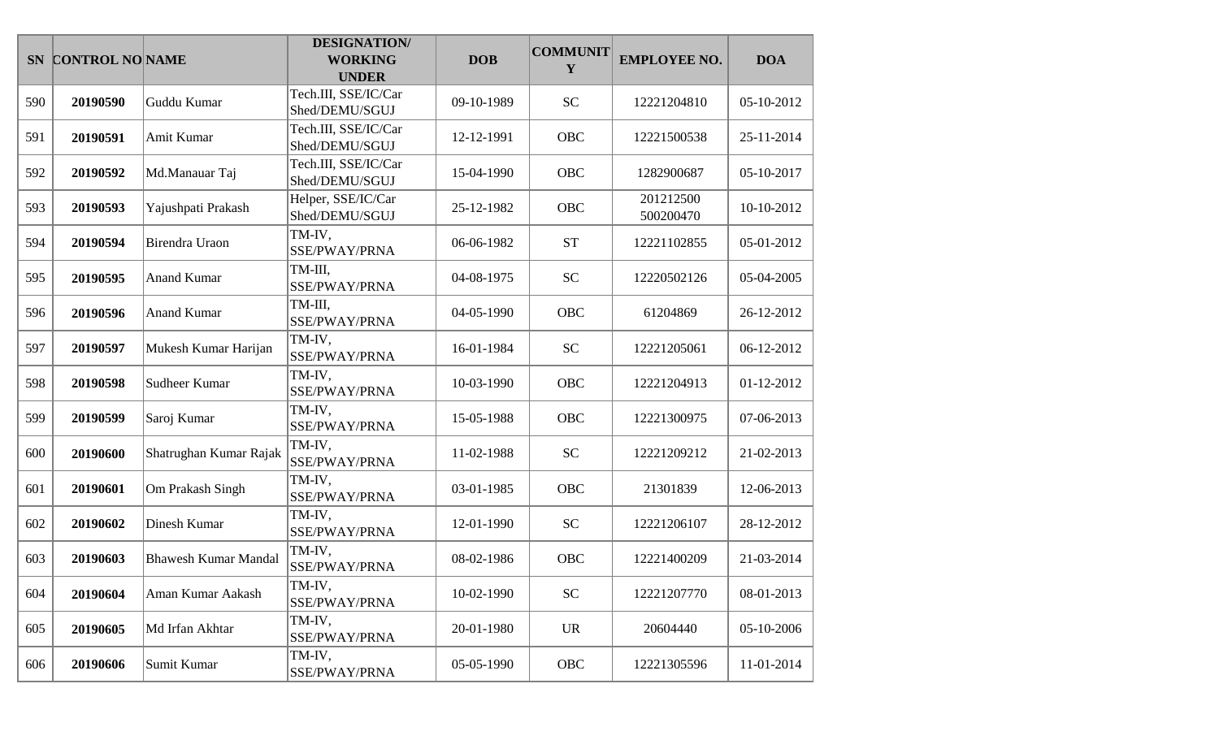| SN | CONTROL NO | NAME | DESIGNATION/ WORKING UNDER | DOB | COMMUNITY | EMPLOYEE NO. | DOA |
|---|---|---|---|---|---|---|---|
| 590 | **20190590** | Guddu Kumar | Tech.III, SSE/IC/Car Shed/DEMU/SGUJ | 09-10-1989 | SC | 12221204810 | 05-10-2012 |
| 591 | **20190591** | Amit Kumar | Tech.III, SSE/IC/Car Shed/DEMU/SGUJ | 12-12-1991 | OBC | 12221500538 | 25-11-2014 |
| 592 | **20190592** | Md.Manauar Taj | Tech.III, SSE/IC/Car Shed/DEMU/SGUJ | 15-04-1990 | OBC | 1282900687 | 05-10-2017 |
| 593 | **20190593** | Yajushpati Prakash | Helper, SSE/IC/Car Shed/DEMU/SGUJ | 25-12-1982 | OBC | 201212500 500200470 | 10-10-2012 |
| 594 | **20190594** | Birendra Uraon | TM-IV, SSE/PWAY/PRNA | 06-06-1982 | ST | 12221102855 | 05-01-2012 |
| 595 | **20190595** | Anand Kumar | TM-III, SSE/PWAY/PRNA | 04-08-1975 | SC | 12220502126 | 05-04-2005 |
| 596 | **20190596** | Anand Kumar | TM-III, SSE/PWAY/PRNA | 04-05-1990 | OBC | 61204869 | 26-12-2012 |
| 597 | **20190597** | Mukesh Kumar Harijan | TM-IV, SSE/PWAY/PRNA | 16-01-1984 | SC | 12221205061 | 06-12-2012 |
| 598 | **20190598** | Sudheer Kumar | TM-IV, SSE/PWAY/PRNA | 10-03-1990 | OBC | 12221204913 | 01-12-2012 |
| 599 | **20190599** | Saroj Kumar | TM-IV, SSE/PWAY/PRNA | 15-05-1988 | OBC | 12221300975 | 07-06-2013 |
| 600 | **20190600** | Shatrughan Kumar Rajak | TM-IV, SSE/PWAY/PRNA | 11-02-1988 | SC | 12221209212 | 21-02-2013 |
| 601 | **20190601** | Om Prakash Singh | TM-IV, SSE/PWAY/PRNA | 03-01-1985 | OBC | 21301839 | 12-06-2013 |
| 602 | **20190602** | Dinesh Kumar | TM-IV, SSE/PWAY/PRNA | 12-01-1990 | SC | 12221206107 | 28-12-2012 |
| 603 | **20190603** | Bhawesh Kumar Mandal | TM-IV, SSE/PWAY/PRNA | 08-02-1986 | OBC | 12221400209 | 21-03-2014 |
| 604 | **20190604** | Aman Kumar Aakash | TM-IV, SSE/PWAY/PRNA | 10-02-1990 | SC | 12221207770 | 08-01-2013 |
| 605 | **20190605** | Md Irfan Akhtar | TM-IV, SSE/PWAY/PRNA | 20-01-1980 | UR | 20604440 | 05-10-2006 |
| 606 | **20190606** | Sumit Kumar | TM-IV, SSE/PWAY/PRNA | 05-05-1990 | OBC | 12221305596 | 11-01-2014 |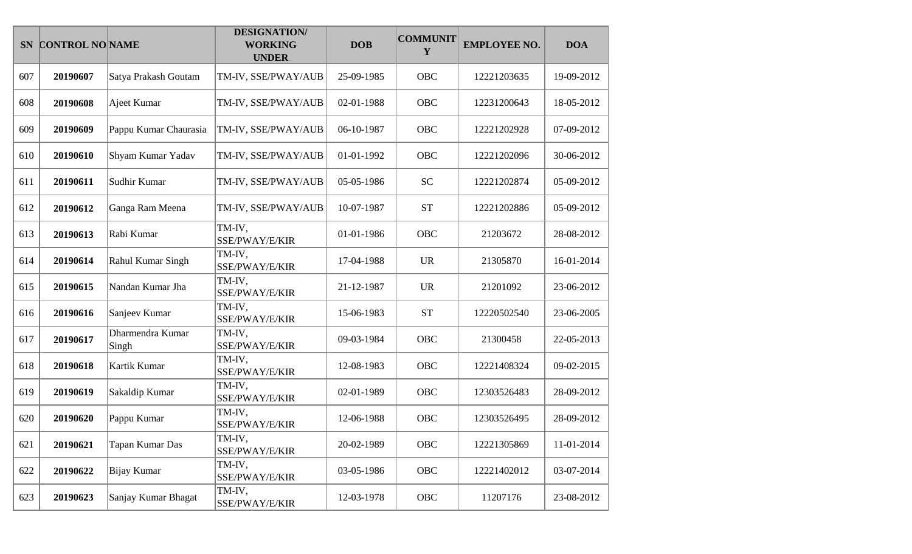| SN | CONTROL NO | NAME | DESIGNATION/ WORKING UNDER | DOB | COMMUNITY | EMPLOYEE NO. | DOA |
|---|---|---|---|---|---|---|---|
| 607 | **20190607** | Satya Prakash Goutam | TM-IV, SSE/PWAY/AUB | 25-09-1985 | OBC | 12221203635 | 19-09-2012 |
| 608 | **20190608** | Ajeet Kumar | TM-IV, SSE/PWAY/AUB | 02-01-1988 | OBC | 12231200643 | 18-05-2012 |
| 609 | **20190609** | Pappu Kumar Chaurasia | TM-IV, SSE/PWAY/AUB | 06-10-1987 | OBC | 12221202928 | 07-09-2012 |
| 610 | **20190610** | Shyam Kumar Yadav | TM-IV, SSE/PWAY/AUB | 01-01-1992 | OBC | 12221202096 | 30-06-2012 |
| 611 | **20190611** | Sudhir Kumar | TM-IV, SSE/PWAY/AUB | 05-05-1986 | SC | 12221202874 | 05-09-2012 |
| 612 | **20190612** | Ganga Ram Meena | TM-IV, SSE/PWAY/AUB | 10-07-1987 | ST | 12221202886 | 05-09-2012 |
| 613 | **20190613** | Rabi Kumar | TM-IV, SSE/PWAY/E/KIR | 01-01-1986 | OBC | 21203672 | 28-08-2012 |
| 614 | **20190614** | Rahul Kumar Singh | TM-IV, SSE/PWAY/E/KIR | 17-04-1988 | UR | 21305870 | 16-01-2014 |
| 615 | **20190615** | Nandan Kumar Jha | TM-IV, SSE/PWAY/E/KIR | 21-12-1987 | UR | 21201092 | 23-06-2012 |
| 616 | **20190616** | Sanjeev Kumar | TM-IV, SSE/PWAY/E/KIR | 15-06-1983 | ST | 12220502540 | 23-06-2005 |
| 617 | **20190617** | Dharmendra Kumar Singh | TM-IV, SSE/PWAY/E/KIR | 09-03-1984 | OBC | 21300458 | 22-05-2013 |
| 618 | **20190618** | Kartik Kumar | TM-IV, SSE/PWAY/E/KIR | 12-08-1983 | OBC | 12221408324 | 09-02-2015 |
| 619 | **20190619** | Sakaldip Kumar | TM-IV, SSE/PWAY/E/KIR | 02-01-1989 | OBC | 12303526483 | 28-09-2012 |
| 620 | **20190620** | Pappu Kumar | TM-IV, SSE/PWAY/E/KIR | 12-06-1988 | OBC | 12303526495 | 28-09-2012 |
| 621 | **20190621** | Tapan Kumar Das | TM-IV, SSE/PWAY/E/KIR | 20-02-1989 | OBC | 12221305869 | 11-01-2014 |
| 622 | **20190622** | Bijay Kumar | TM-IV, SSE/PWAY/E/KIR | 03-05-1986 | OBC | 12221402012 | 03-07-2014 |
| 623 | **20190623** | Sanjay Kumar Bhagat | TM-IV, SSE/PWAY/E/KIR | 12-03-1978 | OBC | 11207176 | 23-08-2012 |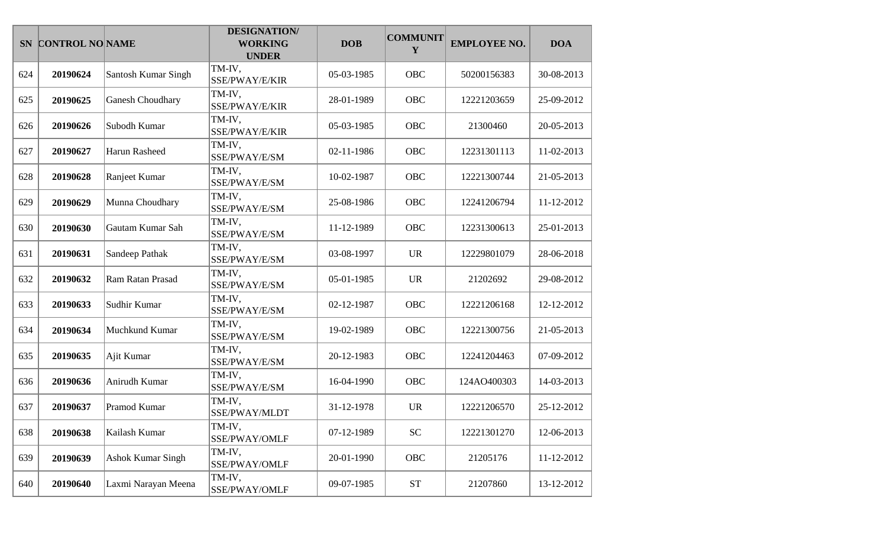| SN | CONTROL NO | NAME | DESIGNATION/ WORKING UNDER | DOB | COMMUNITY | EMPLOYEE NO. | DOA |
|---|---|---|---|---|---|---|---|
| 624 | **20190624** | Santosh Kumar Singh | TM-IV, SSE/PWAY/E/KIR | 05-03-1985 | OBC | 50200156383 | 30-08-2013 |
| 625 | **20190625** | Ganesh Choudhary | TM-IV, SSE/PWAY/E/KIR | 28-01-1989 | OBC | 12221203659 | 25-09-2012 |
| 626 | **20190626** | Subodh Kumar | TM-IV, SSE/PWAY/E/KIR | 05-03-1985 | OBC | 21300460 | 20-05-2013 |
| 627 | **20190627** | Harun Rasheed | TM-IV, SSE/PWAY/E/SM | 02-11-1986 | OBC | 12231301113 | 11-02-2013 |
| 628 | **20190628** | Ranjeet Kumar | TM-IV, SSE/PWAY/E/SM | 10-02-1987 | OBC | 12221300744 | 21-05-2013 |
| 629 | **20190629** | Munna Choudhary | TM-IV, SSE/PWAY/E/SM | 25-08-1986 | OBC | 12241206794 | 11-12-2012 |
| 630 | **20190630** | Gautam Kumar Sah | TM-IV, SSE/PWAY/E/SM | 11-12-1989 | OBC | 12231300613 | 25-01-2013 |
| 631 | **20190631** | Sandeep Pathak | TM-IV, SSE/PWAY/E/SM | 03-08-1997 | UR | 12229801079 | 28-06-2018 |
| 632 | **20190632** | Ram Ratan Prasad | TM-IV, SSE/PWAY/E/SM | 05-01-1985 | UR | 21202692 | 29-08-2012 |
| 633 | **20190633** | Sudhir Kumar | TM-IV, SSE/PWAY/E/SM | 02-12-1987 | OBC | 12221206168 | 12-12-2012 |
| 634 | **20190634** | Muchkund Kumar | TM-IV, SSE/PWAY/E/SM | 19-02-1989 | OBC | 12221300756 | 21-05-2013 |
| 635 | **20190635** | Ajit Kumar | TM-IV, SSE/PWAY/E/SM | 20-12-1983 | OBC | 12241204463 | 07-09-2012 |
| 636 | **20190636** | Anirudh Kumar | TM-IV, SSE/PWAY/E/SM | 16-04-1990 | OBC | 124AO400303 | 14-03-2013 |
| 637 | **20190637** | Pramod Kumar | TM-IV, SSE/PWAY/MLDT | 31-12-1978 | UR | 12221206570 | 25-12-2012 |
| 638 | **20190638** | Kailash Kumar | TM-IV, SSE/PWAY/OMLF | 07-12-1989 | SC | 12221301270 | 12-06-2013 |
| 639 | **20190639** | Ashok Kumar Singh | TM-IV, SSE/PWAY/OMLF | 20-01-1990 | OBC | 21205176 | 11-12-2012 |
| 640 | **20190640** | Laxmi Narayan Meena | TM-IV, SSE/PWAY/OMLF | 09-07-1985 | ST | 21207860 | 13-12-2012 |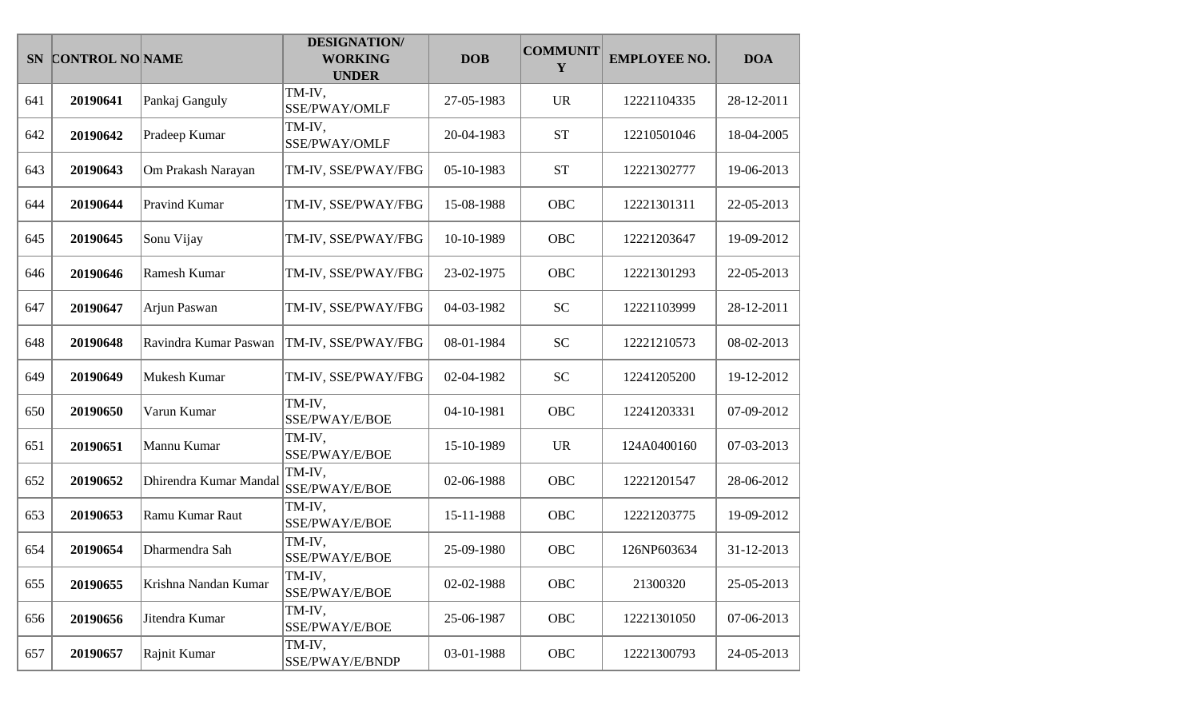| SN | CONTROL NO | NAME | DESIGNATION/ WORKING UNDER | DOB | COMMUNITY | EMPLOYEE NO. | DOA |
|---|---|---|---|---|---|---|---|
| 641 | **20190641** | Pankaj Ganguly | TM-IV, SSE/PWAY/OMLF | 27-05-1983 | UR | 12221104335 | 28-12-2011 |
| 642 | **20190642** | Pradeep Kumar | TM-IV, SSE/PWAY/OMLF | 20-04-1983 | ST | 12210501046 | 18-04-2005 |
| 643 | **20190643** | Om Prakash Narayan | TM-IV, SSE/PWAY/FBG | 05-10-1983 | ST | 12221302777 | 19-06-2013 |
| 644 | **20190644** | Pravind Kumar | TM-IV, SSE/PWAY/FBG | 15-08-1988 | OBC | 12221301311 | 22-05-2013 |
| 645 | **20190645** | Sonu Vijay | TM-IV, SSE/PWAY/FBG | 10-10-1989 | OBC | 12221203647 | 19-09-2012 |
| 646 | **20190646** | Ramesh Kumar | TM-IV, SSE/PWAY/FBG | 23-02-1975 | OBC | 12221301293 | 22-05-2013 |
| 647 | **20190647** | Arjun Paswan | TM-IV, SSE/PWAY/FBG | 04-03-1982 | SC | 12221103999 | 28-12-2011 |
| 648 | **20190648** | Ravindra Kumar Paswan | TM-IV, SSE/PWAY/FBG | 08-01-1984 | SC | 12221210573 | 08-02-2013 |
| 649 | **20190649** | Mukesh Kumar | TM-IV, SSE/PWAY/FBG | 02-04-1982 | SC | 12241205200 | 19-12-2012 |
| 650 | **20190650** | Varun Kumar | TM-IV, SSE/PWAY/E/BOE | 04-10-1981 | OBC | 12241203331 | 07-09-2012 |
| 651 | **20190651** | Mannu Kumar | TM-IV, SSE/PWAY/E/BOE | 15-10-1989 | UR | 124A0400160 | 07-03-2013 |
| 652 | **20190652** | Dhirendra Kumar Mandal | TM-IV, SSE/PWAY/E/BOE | 02-06-1988 | OBC | 12221201547 | 28-06-2012 |
| 653 | **20190653** | Ramu Kumar Raut | TM-IV, SSE/PWAY/E/BOE | 15-11-1988 | OBC | 12221203775 | 19-09-2012 |
| 654 | **20190654** | Dharmendra Sah | TM-IV, SSE/PWAY/E/BOE | 25-09-1980 | OBC | 126NP603634 | 31-12-2013 |
| 655 | **20190655** | Krishna Nandan Kumar | TM-IV, SSE/PWAY/E/BOE | 02-02-1988 | OBC | 21300320 | 25-05-2013 |
| 656 | **20190656** | Jitendra Kumar | TM-IV, SSE/PWAY/E/BOE | 25-06-1987 | OBC | 12221301050 | 07-06-2013 |
| 657 | **20190657** | Rajnit Kumar | TM-IV, SSE/PWAY/E/BNDP | 03-01-1988 | OBC | 12221300793 | 24-05-2013 |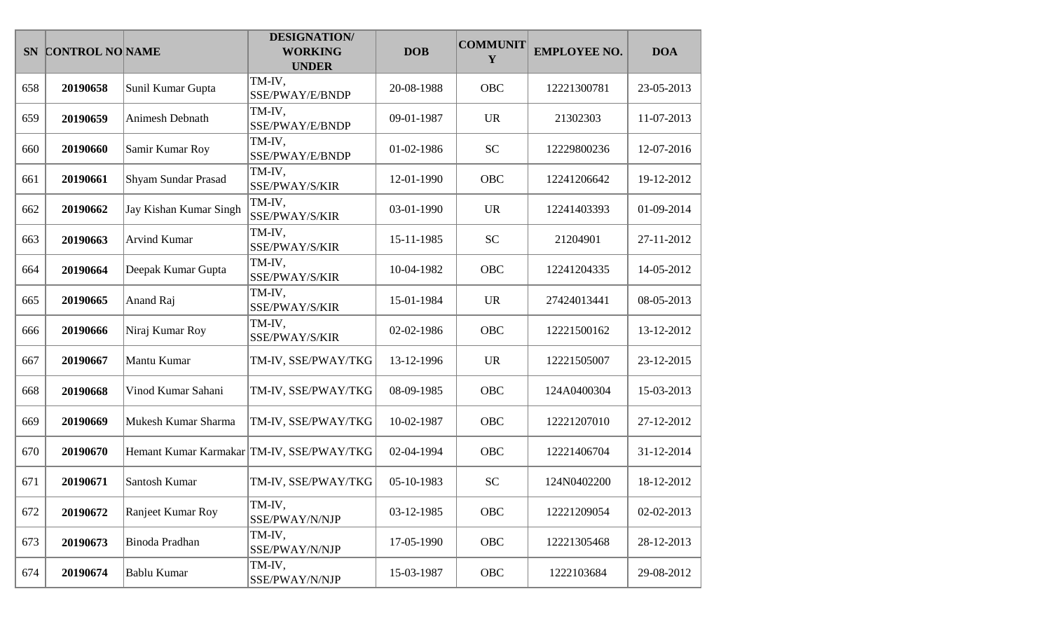| SN | CONTROL NO | NAME | DESIGNATION/ WORKING UNDER | DOB | COMMUNITY | EMPLOYEE NO. | DOA |
|---|---|---|---|---|---|---|---|
| 658 | **20190658** | Sunil Kumar Gupta | TM-IV, SSE/PWAY/E/BNDP | 20-08-1988 | OBC | 12221300781 | 23-05-2013 |
| 659 | **20190659** | Animesh Debnath | TM-IV, SSE/PWAY/E/BNDP | 09-01-1987 | UR | 21302303 | 11-07-2013 |
| 660 | **20190660** | Samir Kumar Roy | TM-IV, SSE/PWAY/E/BNDP | 01-02-1986 | SC | 12229800236 | 12-07-2016 |
| 661 | **20190661** | Shyam Sundar Prasad | TM-IV, SSE/PWAY/S/KIR | 12-01-1990 | OBC | 12241206642 | 19-12-2012 |
| 662 | **20190662** | Jay Kishan Kumar Singh | TM-IV, SSE/PWAY/S/KIR | 03-01-1990 | UR | 12241403393 | 01-09-2014 |
| 663 | **20190663** | Arvind Kumar | TM-IV, SSE/PWAY/S/KIR | 15-11-1985 | SC | 21204901 | 27-11-2012 |
| 664 | **20190664** | Deepak Kumar Gupta | TM-IV, SSE/PWAY/S/KIR | 10-04-1982 | OBC | 12241204335 | 14-05-2012 |
| 665 | **20190665** | Anand Raj | TM-IV, SSE/PWAY/S/KIR | 15-01-1984 | UR | 27424013441 | 08-05-2013 |
| 666 | **20190666** | Niraj Kumar Roy | TM-IV, SSE/PWAY/S/KIR | 02-02-1986 | OBC | 12221500162 | 13-12-2012 |
| 667 | **20190667** | Mantu Kumar | TM-IV, SSE/PWAY/TKG | 13-12-1996 | UR | 12221505007 | 23-12-2015 |
| 668 | **20190668** | Vinod Kumar Sahani | TM-IV, SSE/PWAY/TKG | 08-09-1985 | OBC | 124A0400304 | 15-03-2013 |
| 669 | **20190669** | Mukesh Kumar Sharma | TM-IV, SSE/PWAY/TKG | 10-02-1987 | OBC | 12221207010 | 27-12-2012 |
| 670 | **20190670** | Hemant Kumar Karmakar | TM-IV, SSE/PWAY/TKG | 02-04-1994 | OBC | 12221406704 | 31-12-2014 |
| 671 | **20190671** | Santosh Kumar | TM-IV, SSE/PWAY/TKG | 05-10-1983 | SC | 124N0402200 | 18-12-2012 |
| 672 | **20190672** | Ranjeet Kumar Roy | TM-IV, SSE/PWAY/N/NJP | 03-12-1985 | OBC | 12221209054 | 02-02-2013 |
| 673 | **20190673** | Binoda Pradhan | TM-IV, SSE/PWAY/N/NJP | 17-05-1990 | OBC | 12221305468 | 28-12-2013 |
| 674 | **20190674** | Bablu Kumar | TM-IV, SSE/PWAY/N/NJP | 15-03-1987 | OBC | 1222103684 | 29-08-2012 |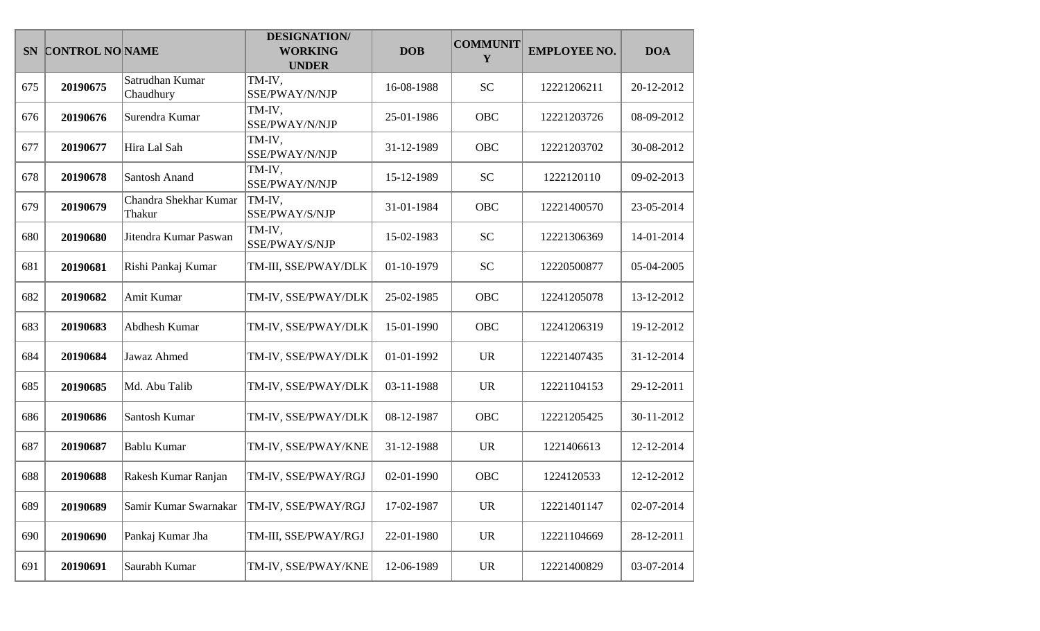| SN | CONTROL NO | NAME | DESIGNATION/ WORKING UNDER | DOB | COMMUNITY | EMPLOYEE NO. | DOA |
|---|---|---|---|---|---|---|---|
| 675 | **20190675** | Satrudhan Kumar Chaudhury | TM-IV, SSE/PWAY/N/NJP | 16-08-1988 | SC | 12221206211 | 20-12-2012 |
| 676 | **20190676** | Surendra Kumar | TM-IV, SSE/PWAY/N/NJP | 25-01-1986 | OBC | 12221203726 | 08-09-2012 |
| 677 | **20190677** | Hira Lal Sah | TM-IV, SSE/PWAY/N/NJP | 31-12-1989 | OBC | 12221203702 | 30-08-2012 |
| 678 | **20190678** | Santosh Anand | TM-IV, SSE/PWAY/N/NJP | 15-12-1989 | SC | 1222120110 | 09-02-2013 |
| 679 | **20190679** | Chandra Shekhar Kumar Thakur | TM-IV, SSE/PWAY/S/NJP | 31-01-1984 | OBC | 12221400570 | 23-05-2014 |
| 680 | **20190680** | Jitendra Kumar Paswan | TM-IV, SSE/PWAY/S/NJP | 15-02-1983 | SC | 12221306369 | 14-01-2014 |
| 681 | **20190681** | Rishi Pankaj Kumar | TM-III, SSE/PWAY/DLK | 01-10-1979 | SC | 12220500877 | 05-04-2005 |
| 682 | **20190682** | Amit Kumar | TM-IV, SSE/PWAY/DLK | 25-02-1985 | OBC | 12241205078 | 13-12-2012 |
| 683 | **20190683** | Abdhesh Kumar | TM-IV, SSE/PWAY/DLK | 15-01-1990 | OBC | 12241206319 | 19-12-2012 |
| 684 | **20190684** | Jawaz Ahmed | TM-IV, SSE/PWAY/DLK | 01-01-1992 | UR | 12221407435 | 31-12-2014 |
| 685 | **20190685** | Md. Abu Talib | TM-IV, SSE/PWAY/DLK | 03-11-1988 | UR | 12221104153 | 29-12-2011 |
| 686 | **20190686** | Santosh Kumar | TM-IV, SSE/PWAY/DLK | 08-12-1987 | OBC | 12221205425 | 30-11-2012 |
| 687 | **20190687** | Bablu Kumar | TM-IV, SSE/PWAY/KNE | 31-12-1988 | UR | 1221406613 | 12-12-2014 |
| 688 | **20190688** | Rakesh Kumar Ranjan | TM-IV, SSE/PWAY/RGJ | 02-01-1990 | OBC | 1224120533 | 12-12-2012 |
| 689 | **20190689** | Samir Kumar Swarnakar | TM-IV, SSE/PWAY/RGJ | 17-02-1987 | UR | 12221401147 | 02-07-2014 |
| 690 | **20190690** | Pankaj Kumar Jha | TM-III, SSE/PWAY/RGJ | 22-01-1980 | UR | 12221104669 | 28-12-2011 |
| 691 | **20190691** | Saurabh Kumar | TM-IV, SSE/PWAY/KNE | 12-06-1989 | UR | 12221400829 | 03-07-2014 |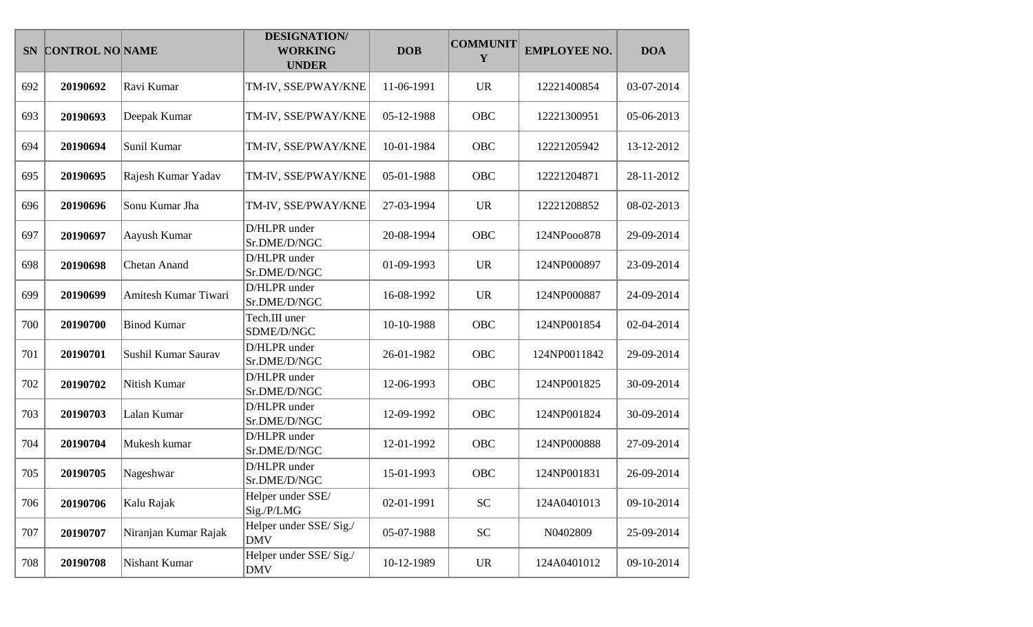| SN | CONTROL NO | NAME | DESIGNATION/ WORKING UNDER | DOB | COMMUNITY | EMPLOYEE NO. | DOA |
|---|---|---|---|---|---|---|---|
| 692 | **20190692** | Ravi Kumar | TM-IV, SSE/PWAY/KNE | 11-06-1991 | UR | 12221400854 | 03-07-2014 |
| 693 | **20190693** | Deepak Kumar | TM-IV, SSE/PWAY/KNE | 05-12-1988 | OBC | 12221300951 | 05-06-2013 |
| 694 | **20190694** | Sunil Kumar | TM-IV, SSE/PWAY/KNE | 10-01-1984 | OBC | 12221205942 | 13-12-2012 |
| 695 | **20190695** | Rajesh Kumar Yadav | TM-IV, SSE/PWAY/KNE | 05-01-1988 | OBC | 12221204871 | 28-11-2012 |
| 696 | **20190696** | Sonu Kumar Jha | TM-IV, SSE/PWAY/KNE | 27-03-1994 | UR | 12221208852 | 08-02-2013 |
| 697 | **20190697** | Aayush Kumar | D/HLPR under Sr.DME/D/NGC | 20-08-1994 | OBC | 124NPooo878 | 29-09-2014 |
| 698 | **20190698** | Chetan Anand | D/HLPR under Sr.DME/D/NGC | 01-09-1993 | UR | 124NP000897 | 23-09-2014 |
| 699 | **20190699** | Amitesh Kumar Tiwari | D/HLPR under Sr.DME/D/NGC | 16-08-1992 | UR | 124NP000887 | 24-09-2014 |
| 700 | **20190700** | Binod Kumar | Tech.III uner SDME/D/NGC | 10-10-1988 | OBC | 124NP001854 | 02-04-2014 |
| 701 | **20190701** | Sushil Kumar Saurav | D/HLPR under Sr.DME/D/NGC | 26-01-1982 | OBC | 124NP0011842 | 29-09-2014 |
| 702 | **20190702** | Nitish Kumar | D/HLPR under Sr.DME/D/NGC | 12-06-1993 | OBC | 124NP001825 | 30-09-2014 |
| 703 | **20190703** | Lalan Kumar | D/HLPR under Sr.DME/D/NGC | 12-09-1992 | OBC | 124NP001824 | 30-09-2014 |
| 704 | **20190704** | Mukesh kumar | D/HLPR under Sr.DME/D/NGC | 12-01-1992 | OBC | 124NP000888 | 27-09-2014 |
| 705 | **20190705** | Nageshwar | D/HLPR under Sr.DME/D/NGC | 15-01-1993 | OBC | 124NP001831 | 26-09-2014 |
| 706 | **20190706** | Kalu Rajak | Helper under SSE/ Sig./P/LMG | 02-01-1991 | SC | 124A0401013 | 09-10-2014 |
| 707 | **20190707** | Niranjan Kumar Rajak | Helper under SSE/ Sig./ DMV | 05-07-1988 | SC | N0402809 | 25-09-2014 |
| 708 | **20190708** | Nishant Kumar | Helper under SSE/ Sig./ DMV | 10-12-1989 | UR | 124A0401012 | 09-10-2014 |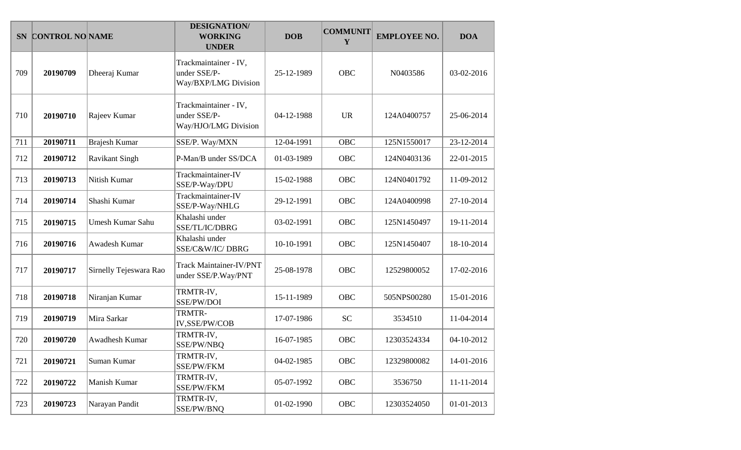| SN | CONTROL NO | NAME | DESIGNATION/ WORKING UNDER | DOB | COMMUNITY | EMPLOYEE NO. | DOA |
|---|---|---|---|---|---|---|---|
| 709 | **20190709** | Dheeraj Kumar | Trackmaintainer - IV, under SSE/P-Way/BXP/LMG Division | 25-12-1989 | OBC | N0403586 | 03-02-2016 |
| 710 | **20190710** | Rajeev Kumar | Trackmaintainer - IV, under SSE/P-Way/HJO/LMG Division | 04-12-1988 | UR | 124A0400757 | 25-06-2014 |
| 711 | **20190711** | Brajesh Kumar | SSE/P. Way/MXN | 12-04-1991 | OBC | 125N1550017 | 23-12-2014 |
| 712 | **20190712** | Ravikant Singh | P-Man/B under SS/DCA | 01-03-1989 | OBC | 124N0403136 | 22-01-2015 |
| 713 | **20190713** | Nitish Kumar | Trackmaintainer-IV SSE/P-Way/DPU | 15-02-1988 | OBC | 124N0401792 | 11-09-2012 |
| 714 | **20190714** | Shashi Kumar | Trackmaintainer-IV SSE/P-Way/NHLG | 29-12-1991 | OBC | 124A0400998 | 27-10-2014 |
| 715 | **20190715** | Umesh Kumar Sahu | Khalashi under SSE/TL/IC/DBRG | 03-02-1991 | OBC | 125N1450497 | 19-11-2014 |
| 716 | **20190716** | Awadesh Kumar | Khalashi under SSE/C&W/IC/ DBRG | 10-10-1991 | OBC | 125N1450407 | 18-10-2014 |
| 717 | **20190717** | Sirnelly Tejeswara Rao | Track Maintainer-IV/PNT under SSE/P.Way/PNT | 25-08-1978 | OBC | 12529800052 | 17-02-2016 |
| 718 | **20190718** | Niranjan Kumar | TRMTR-IV, SSE/PW/DOI | 15-11-1989 | OBC | 505NPS00280 | 15-01-2016 |
| 719 | **20190719** | Mira Sarkar | TRMTR-IV,SSE/PW/COB | 17-07-1986 | SC | 3534510 | 11-04-2014 |
| 720 | **20190720** | Awadhesh Kumar | TRMTR-IV, SSE/PW/NBQ | 16-07-1985 | OBC | 12303524334 | 04-10-2012 |
| 721 | **20190721** | Suman Kumar | TRMTR-IV, SSE/PW/FKM | 04-02-1985 | OBC | 12329800082 | 14-01-2016 |
| 722 | **20190722** | Manish Kumar | TRMTR-IV, SSE/PW/FKM | 05-07-1992 | OBC | 3536750 | 11-11-2014 |
| 723 | **20190723** | Narayan Pandit | TRMTR-IV, SSE/PW/BNQ | 01-02-1990 | OBC | 12303524050 | 01-01-2013 |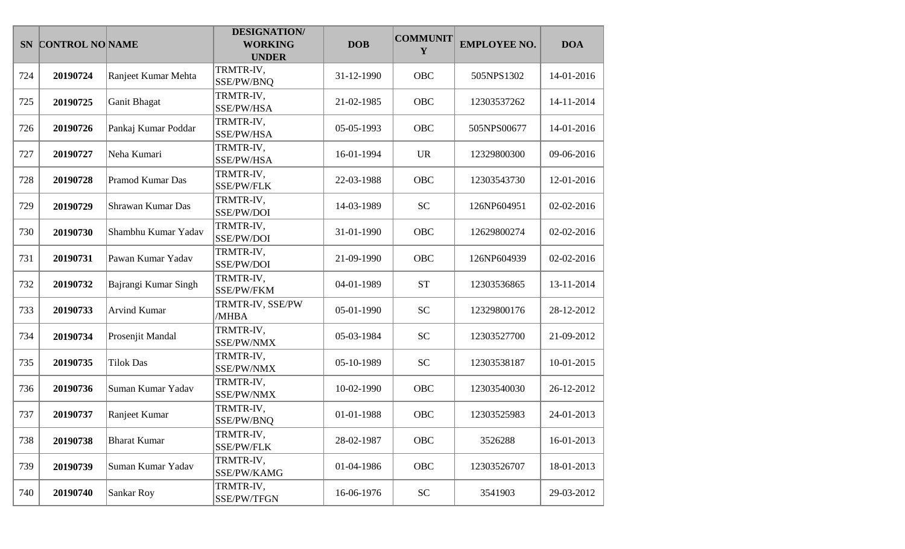| SN | CONTROL NO | NAME | DESIGNATION/ WORKING UNDER | DOB | COMMUNITY | EMPLOYEE NO. | DOA |
|---|---|---|---|---|---|---|---|
| 724 | **20190724** | Ranjeet Kumar Mehta | TRMTR-IV, SSE/PW/BNQ | 31-12-1990 | OBC | 505NPS1302 | 14-01-2016 |
| 725 | **20190725** | Ganit Bhagat | TRMTR-IV, SSE/PW/HSA | 21-02-1985 | OBC | 12303537262 | 14-11-2014 |
| 726 | **20190726** | Pankaj Kumar Poddar | TRMTR-IV, SSE/PW/HSA | 05-05-1993 | OBC | 505NPS00677 | 14-01-2016 |
| 727 | **20190727** | Neha Kumari | TRMTR-IV, SSE/PW/HSA | 16-01-1994 | UR | 12329800300 | 09-06-2016 |
| 728 | **20190728** | Pramod Kumar Das | TRMTR-IV, SSE/PW/FLK | 22-03-1988 | OBC | 12303543730 | 12-01-2016 |
| 729 | **20190729** | Shrawan Kumar Das | TRMTR-IV, SSE/PW/DOI | 14-03-1989 | SC | 126NP604951 | 02-02-2016 |
| 730 | **20190730** | Shambhu Kumar Yadav | TRMTR-IV, SSE/PW/DOI | 31-01-1990 | OBC | 12629800274 | 02-02-2016 |
| 731 | **20190731** | Pawan Kumar Yadav | TRMTR-IV, SSE/PW/DOI | 21-09-1990 | OBC | 126NP604939 | 02-02-2016 |
| 732 | **20190732** | Bajrangi Kumar Singh | TRMTR-IV, SSE/PW/FKM | 04-01-1989 | ST | 12303536865 | 13-11-2014 |
| 733 | **20190733** | Arvind Kumar | TRMTR-IV, SSE/PW /MHBA | 05-01-1990 | SC | 12329800176 | 28-12-2012 |
| 734 | **20190734** | Prosenjit Mandal | TRMTR-IV, SSE/PW/NMX | 05-03-1984 | SC | 12303527700 | 21-09-2012 |
| 735 | **20190735** | Tilok Das | TRMTR-IV, SSE/PW/NMX | 05-10-1989 | SC | 12303538187 | 10-01-2015 |
| 736 | **20190736** | Suman Kumar Yadav | TRMTR-IV, SSE/PW/NMX | 10-02-1990 | OBC | 12303540030 | 26-12-2012 |
| 737 | **20190737** | Ranjeet Kumar | TRMTR-IV, SSE/PW/BNQ | 01-01-1988 | OBC | 12303525983 | 24-01-2013 |
| 738 | **20190738** | Bharat Kumar | TRMTR-IV, SSE/PW/FLK | 28-02-1987 | OBC | 3526288 | 16-01-2013 |
| 739 | **20190739** | Suman Kumar Yadav | TRMTR-IV, SSE/PW/KAMG | 01-04-1986 | OBC | 12303526707 | 18-01-2013 |
| 740 | **20190740** | Sankar Roy | TRMTR-IV, SSE/PW/TFGN | 16-06-1976 | SC | 3541903 | 29-03-2012 |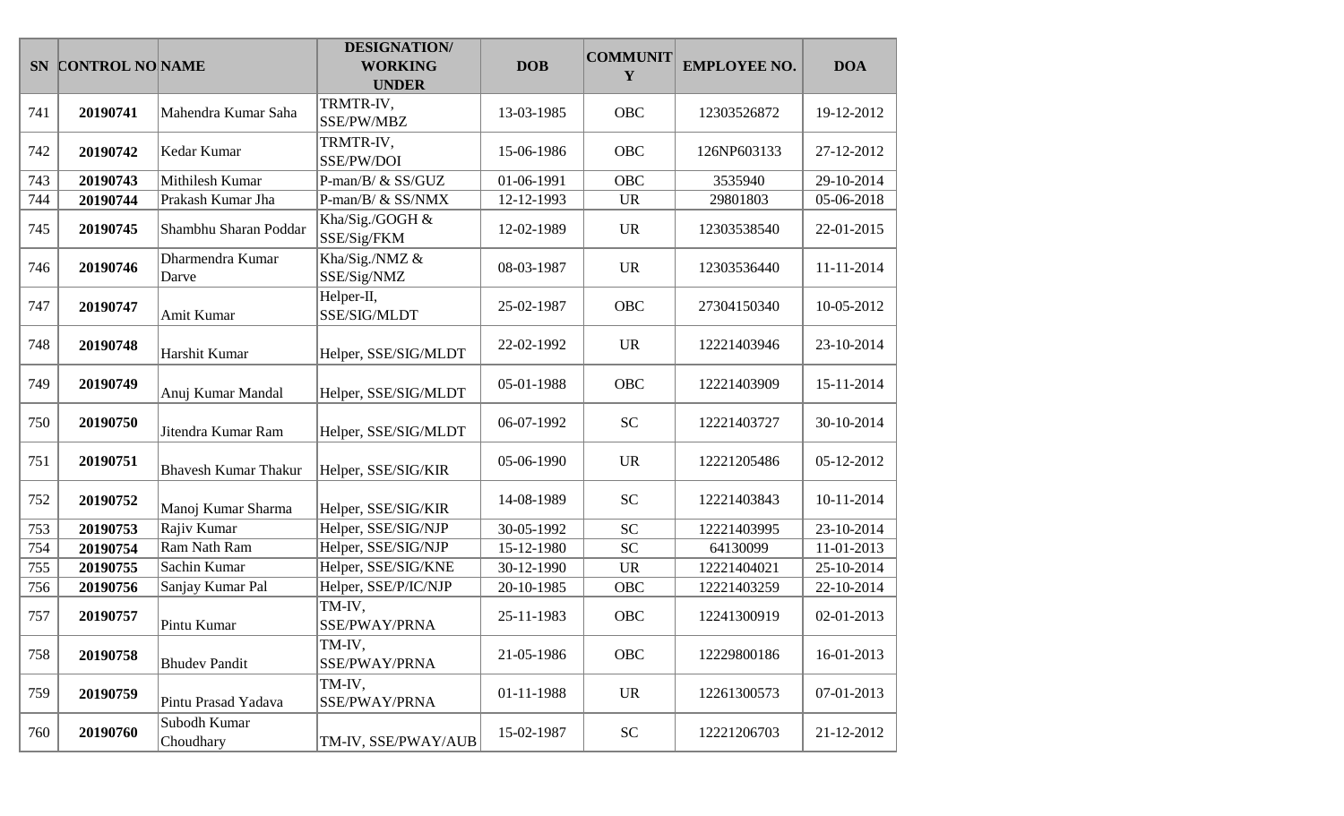| SN | CONTROL NO | NAME | DESIGNATION/ WORKING UNDER | DOB | COMMUNITY | EMPLOYEE NO. | DOA |
|---|---|---|---|---|---|---|---|
| 741 | **20190741** | Mahendra Kumar Saha | TRMTR-IV, SSE/PW/MBZ | 13-03-1985 | OBC | 12303526872 | 19-12-2012 |
| 742 | **20190742** | Kedar Kumar | TRMTR-IV, SSE/PW/DOI | 15-06-1986 | OBC | 126NP603133 | 27-12-2012 |
| 743 | **20190743** | Mithilesh Kumar | P-man/B/ & SS/GUZ | 01-06-1991 | OBC | 3535940 | 29-10-2014 |
| 744 | **20190744** | Prakash Kumar Jha | P-man/B/ & SS/NMX | 12-12-1993 | UR | 29801803 | 05-06-2018 |
| 745 | **20190745** | Shambhu Sharan Poddar | Kha/Sig./GOGH & SSE/Sig/FKM | 12-02-1989 | UR | 12303538540 | 22-01-2015 |
| 746 | **20190746** | Dharmendra Kumar Darve | Kha/Sig./NMZ & SSE/Sig/NMZ | 08-03-1987 | UR | 12303536440 | 11-11-2014 |
| 747 | **20190747** | Amit Kumar | Helper-II, SSE/SIG/MLDT | 25-02-1987 | OBC | 27304150340 | 10-05-2012 |
| 748 | **20190748** | Harshit Kumar | Helper, SSE/SIG/MLDT | 22-02-1992 | UR | 12221403946 | 23-10-2014 |
| 749 | **20190749** | Anuj Kumar Mandal | Helper, SSE/SIG/MLDT | 05-01-1988 | OBC | 12221403909 | 15-11-2014 |
| 750 | **20190750** | Jitendra Kumar Ram | Helper, SSE/SIG/MLDT | 06-07-1992 | SC | 12221403727 | 30-10-2014 |
| 751 | **20190751** | Bhavesh Kumar Thakur | Helper, SSE/SIG/KIR | 05-06-1990 | UR | 12221205486 | 05-12-2012 |
| 752 | **20190752** | Manoj Kumar Sharma | Helper, SSE/SIG/KIR | 14-08-1989 | SC | 12221403843 | 10-11-2014 |
| 753 | **20190753** | Rajiv Kumar | Helper, SSE/SIG/NJP | 30-05-1992 | SC | 12221403995 | 23-10-2014 |
| 754 | **20190754** | Ram Nath Ram | Helper, SSE/SIG/NJP | 15-12-1980 | SC | 64130099 | 11-01-2013 |
| 755 | **20190755** | Sachin Kumar | Helper, SSE/SIG/KNE | 30-12-1990 | UR | 12221404021 | 25-10-2014 |
| 756 | **20190756** | Sanjay Kumar Pal | Helper, SSE/P/IC/NJP | 20-10-1985 | OBC | 12221403259 | 22-10-2014 |
| 757 | **20190757** | Pintu Kumar | TM-IV, SSE/PWAY/PRNA | 25-11-1983 | OBC | 12241300919 | 02-01-2013 |
| 758 | **20190758** | Bhudev Pandit | TM-IV, SSE/PWAY/PRNA | 21-05-1986 | OBC | 12229800186 | 16-01-2013 |
| 759 | **20190759** | Pintu Prasad Yadava | TM-IV, SSE/PWAY/PRNA | 01-11-1988 | UR | 12261300573 | 07-01-2013 |
| 760 | **20190760** | Subodh Kumar Choudhary | TM-IV, SSE/PWAY/AUB | 15-02-1987 | SC | 12221206703 | 21-12-2012 |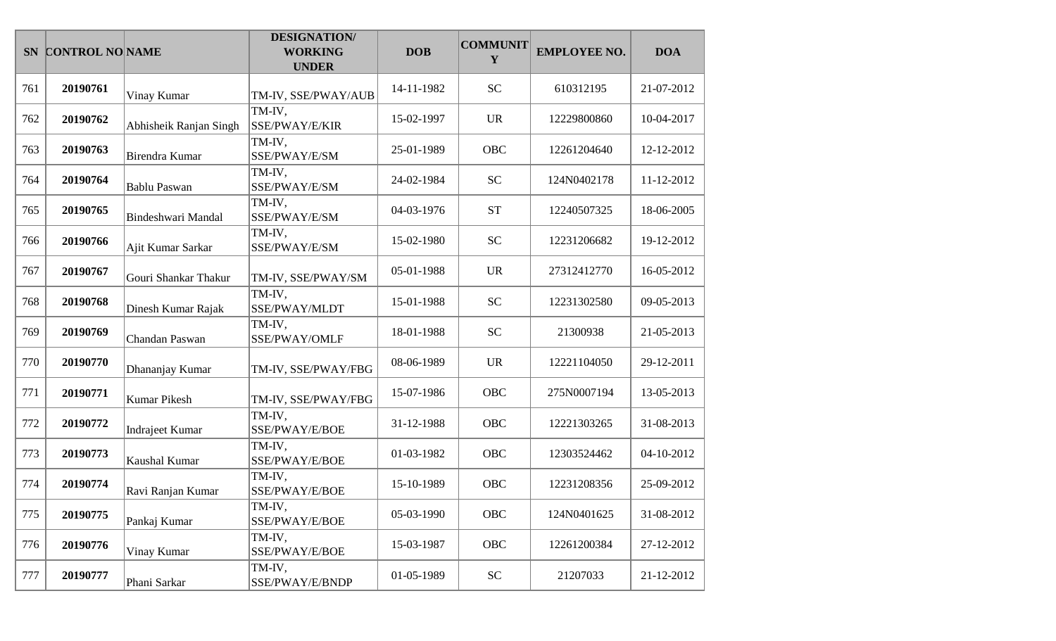| SN | CONTROL NO | NAME | DESIGNATION/ WORKING UNDER | DOB | COMMUNITY | EMPLOYEE NO. | DOA |
|---|---|---|---|---|---|---|---|
| 761 | **20190761** | Vinay Kumar | TM-IV, SSE/PWAY/AUB | 14-11-1982 | SC | 610312195 | 21-07-2012 |
| 762 | **20190762** | Abhisheik Ranjan Singh | TM-IV, SSE/PWAY/E/KIR | 15-02-1997 | UR | 12229800860 | 10-04-2017 |
| 763 | **20190763** | Birendra Kumar | TM-IV, SSE/PWAY/E/SM | 25-01-1989 | OBC | 12261204640 | 12-12-2012 |
| 764 | **20190764** | Bablu Paswan | TM-IV, SSE/PWAY/E/SM | 24-02-1984 | SC | 124N0402178 | 11-12-2012 |
| 765 | **20190765** | Bindeshwari Mandal | TM-IV, SSE/PWAY/E/SM | 04-03-1976 | ST | 12240507325 | 18-06-2005 |
| 766 | **20190766** | Ajit Kumar Sarkar | TM-IV, SSE/PWAY/E/SM | 15-02-1980 | SC | 12231206682 | 19-12-2012 |
| 767 | **20190767** | Gouri Shankar Thakur | TM-IV, SSE/PWAY/SM | 05-01-1988 | UR | 27312412770 | 16-05-2012 |
| 768 | **20190768** | Dinesh Kumar Rajak | TM-IV, SSE/PWAY/MLDT | 15-01-1988 | SC | 12231302580 | 09-05-2013 |
| 769 | **20190769** | Chandan Paswan | TM-IV, SSE/PWAY/OMLF | 18-01-1988 | SC | 21300938 | 21-05-2013 |
| 770 | **20190770** | Dhananjay Kumar | TM-IV, SSE/PWAY/FBG | 08-06-1989 | UR | 12221104050 | 29-12-2011 |
| 771 | **20190771** | Kumar Pikesh | TM-IV, SSE/PWAY/FBG | 15-07-1986 | OBC | 275N0007194 | 13-05-2013 |
| 772 | **20190772** | Indrajeet Kumar | TM-IV, SSE/PWAY/E/BOE | 31-12-1988 | OBC | 12221303265 | 31-08-2013 |
| 773 | **20190773** | Kaushal Kumar | TM-IV, SSE/PWAY/E/BOE | 01-03-1982 | OBC | 12303524462 | 04-10-2012 |
| 774 | **20190774** | Ravi Ranjan Kumar | TM-IV, SSE/PWAY/E/BOE | 15-10-1989 | OBC | 12231208356 | 25-09-2012 |
| 775 | **20190775** | Pankaj Kumar | TM-IV, SSE/PWAY/E/BOE | 05-03-1990 | OBC | 124N0401625 | 31-08-2012 |
| 776 | **20190776** | Vinay Kumar | TM-IV, SSE/PWAY/E/BOE | 15-03-1987 | OBC | 12261200384 | 27-12-2012 |
| 777 | **20190777** | Phani Sarkar | TM-IV, SSE/PWAY/E/BNDP | 01-05-1989 | SC | 21207033 | 21-12-2012 |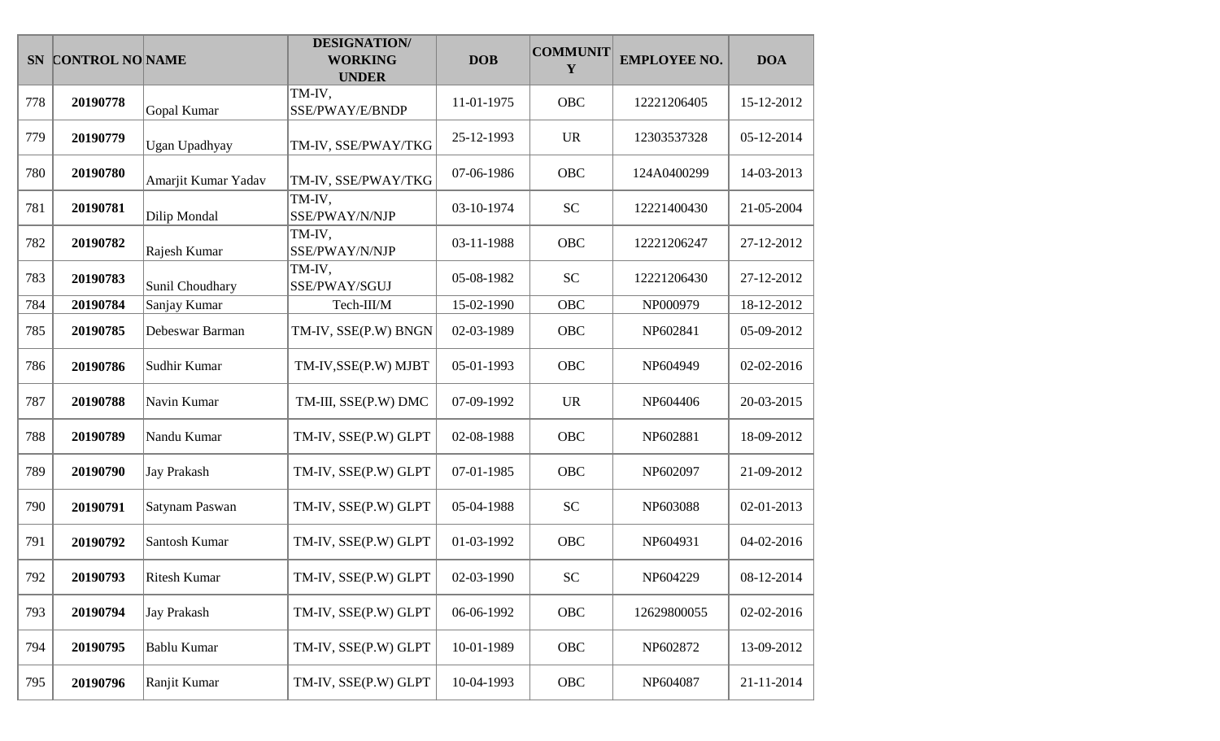| SN | CONTROL NO | NAME | DESIGNATION/ WORKING UNDER | DOB | COMMUNITY | EMPLOYEE NO. | DOA |
|---|---|---|---|---|---|---|---|
| 778 | **20190778** | Gopal Kumar | TM-IV, SSE/PWAY/E/BNDP | 11-01-1975 | OBC | 12221206405 | 15-12-2012 |
| 779 | **20190779** | Ugan Upadhyay | TM-IV, SSE/PWAY/TKG | 25-12-1993 | UR | 12303537328 | 05-12-2014 |
| 780 | **20190780** | Amarjit Kumar Yadav | TM-IV, SSE/PWAY/TKG | 07-06-1986 | OBC | 124A0400299 | 14-03-2013 |
| 781 | **20190781** | Dilip Mondal | TM-IV, SSE/PWAY/N/NJP | 03-10-1974 | SC | 12221400430 | 21-05-2004 |
| 782 | **20190782** | Rajesh Kumar | TM-IV, SSE/PWAY/N/NJP | 03-11-1988 | OBC | 12221206247 | 27-12-2012 |
| 783 | **20190783** | Sunil Choudhary | TM-IV, SSE/PWAY/SGUJ | 05-08-1982 | SC | 12221206430 | 27-12-2012 |
| 784 | **20190784** | Sanjay Kumar | Tech-III/M | 15-02-1990 | OBC | NP000979 | 18-12-2012 |
| 785 | **20190785** | Debeswar Barman | TM-IV, SSE(P.W) BNGN | 02-03-1989 | OBC | NP602841 | 05-09-2012 |
| 786 | **20190786** | Sudhir Kumar | TM-IV,SSE(P.W) MJBT | 05-01-1993 | OBC | NP604949 | 02-02-2016 |
| 787 | **20190788** | Navin Kumar | TM-III, SSE(P.W) DMC | 07-09-1992 | UR | NP604406 | 20-03-2015 |
| 788 | **20190789** | Nandu Kumar | TM-IV, SSE(P.W) GLPT | 02-08-1988 | OBC | NP602881 | 18-09-2012 |
| 789 | **20190790** | Jay Prakash | TM-IV, SSE(P.W) GLPT | 07-01-1985 | OBC | NP602097 | 21-09-2012 |
| 790 | **20190791** | Satynam Paswan | TM-IV, SSE(P.W) GLPT | 05-04-1988 | SC | NP603088 | 02-01-2013 |
| 791 | **20190792** | Santosh Kumar | TM-IV, SSE(P.W) GLPT | 01-03-1992 | OBC | NP604931 | 04-02-2016 |
| 792 | **20190793** | Ritesh Kumar | TM-IV, SSE(P.W) GLPT | 02-03-1990 | SC | NP604229 | 08-12-2014 |
| 793 | **20190794** | Jay Prakash | TM-IV, SSE(P.W) GLPT | 06-06-1992 | OBC | 12629800055 | 02-02-2016 |
| 794 | **20190795** | Bablu Kumar | TM-IV, SSE(P.W) GLPT | 10-01-1989 | OBC | NP602872 | 13-09-2012 |
| 795 | **20190796** | Ranjit Kumar | TM-IV, SSE(P.W) GLPT | 10-04-1993 | OBC | NP604087 | 21-11-2014 |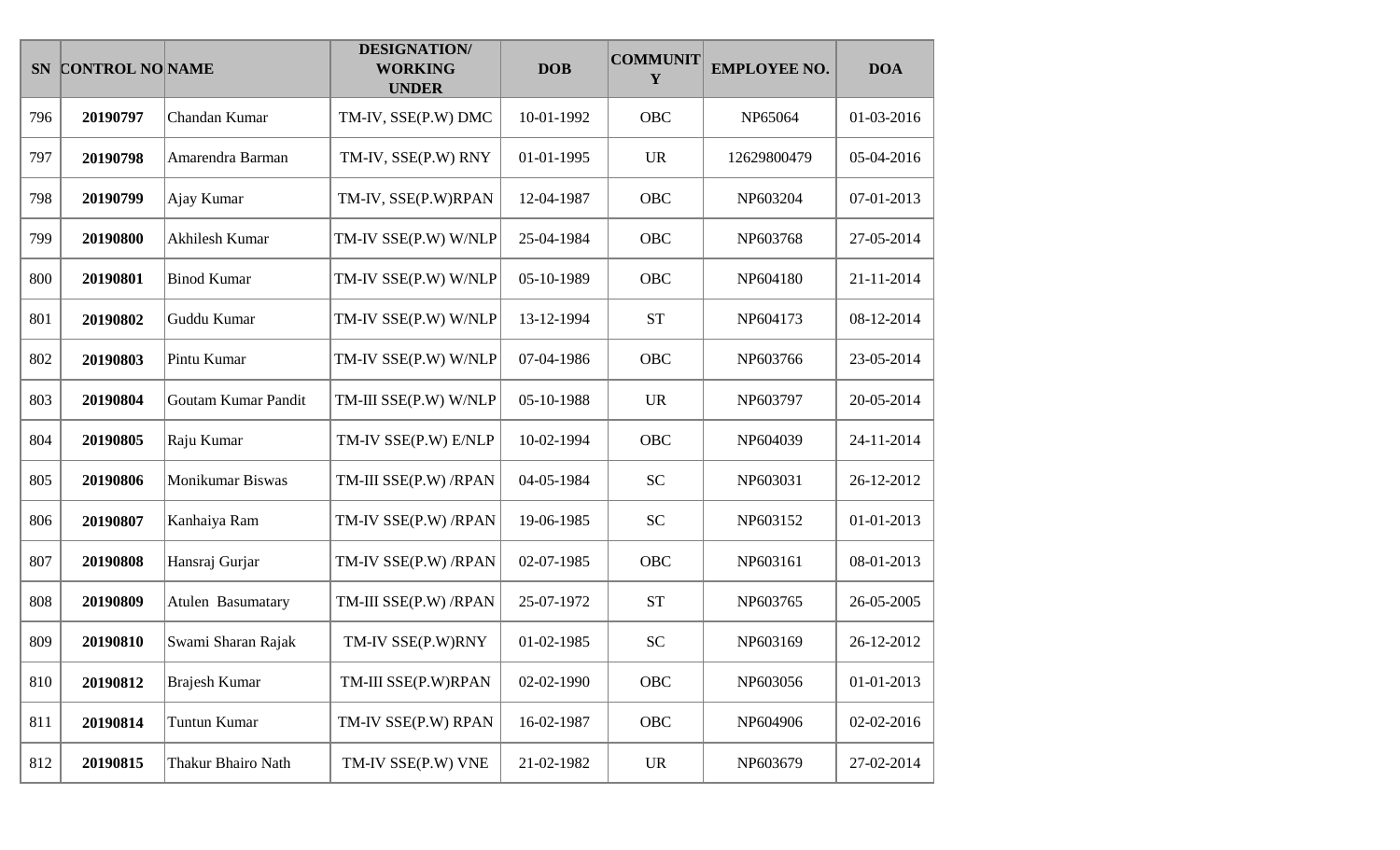| SN | CONTROL NO | NAME | DESIGNATION/ WORKING UNDER | DOB | COMMUNITY | EMPLOYEE NO. | DOA |
|---|---|---|---|---|---|---|---|
| 796 | **20190797** | Chandan Kumar | TM-IV, SSE(P.W) DMC | 10-01-1992 | OBC | NP65064 | 01-03-2016 |
| 797 | **20190798** | Amarendra Barman | TM-IV, SSE(P.W) RNY | 01-01-1995 | UR | 12629800479 | 05-04-2016 |
| 798 | **20190799** | Ajay Kumar | TM-IV, SSE(P.W)RPAN | 12-04-1987 | OBC | NP603204 | 07-01-2013 |
| 799 | **20190800** | Akhilesh Kumar | TM-IV SSE(P.W) W/NLP | 25-04-1984 | OBC | NP603768 | 27-05-2014 |
| 800 | **20190801** | Binod Kumar | TM-IV SSE(P.W) W/NLP | 05-10-1989 | OBC | NP604180 | 21-11-2014 |
| 801 | **20190802** | Guddu Kumar | TM-IV SSE(P.W) W/NLP | 13-12-1994 | ST | NP604173 | 08-12-2014 |
| 802 | **20190803** | Pintu Kumar | TM-IV SSE(P.W) W/NLP | 07-04-1986 | OBC | NP603766 | 23-05-2014 |
| 803 | **20190804** | Goutam Kumar Pandit | TM-III SSE(P.W) W/NLP | 05-10-1988 | UR | NP603797 | 20-05-2014 |
| 804 | **20190805** | Raju Kumar | TM-IV SSE(P.W) E/NLP | 10-02-1994 | OBC | NP604039 | 24-11-2014 |
| 805 | **20190806** | Monikumar Biswas | TM-III SSE(P.W) /RPAN | 04-05-1984 | SC | NP603031 | 26-12-2012 |
| 806 | **20190807** | Kanhaiya Ram | TM-IV SSE(P.W) /RPAN | 19-06-1985 | SC | NP603152 | 01-01-2013 |
| 807 | **20190808** | Hansraj Gurjar | TM-IV SSE(P.W) /RPAN | 02-07-1985 | OBC | NP603161 | 08-01-2013 |
| 808 | **20190809** | Atulen Basumatary | TM-III SSE(P.W) /RPAN | 25-07-1972 | ST | NP603765 | 26-05-2005 |
| 809 | **20190810** | Swami Sharan Rajak | TM-IV SSE(P.W)RNY | 01-02-1985 | SC | NP603169 | 26-12-2012 |
| 810 | **20190812** | Brajesh Kumar | TM-III SSE(P.W)RPAN | 02-02-1990 | OBC | NP603056 | 01-01-2013 |
| 811 | **20190814** | Tuntun Kumar | TM-IV SSE(P.W) RPAN | 16-02-1987 | OBC | NP604906 | 02-02-2016 |
| 812 | **20190815** | Thakur Bhairo Nath | TM-IV SSE(P.W) VNE | 21-02-1982 | UR | NP603679 | 27-02-2014 |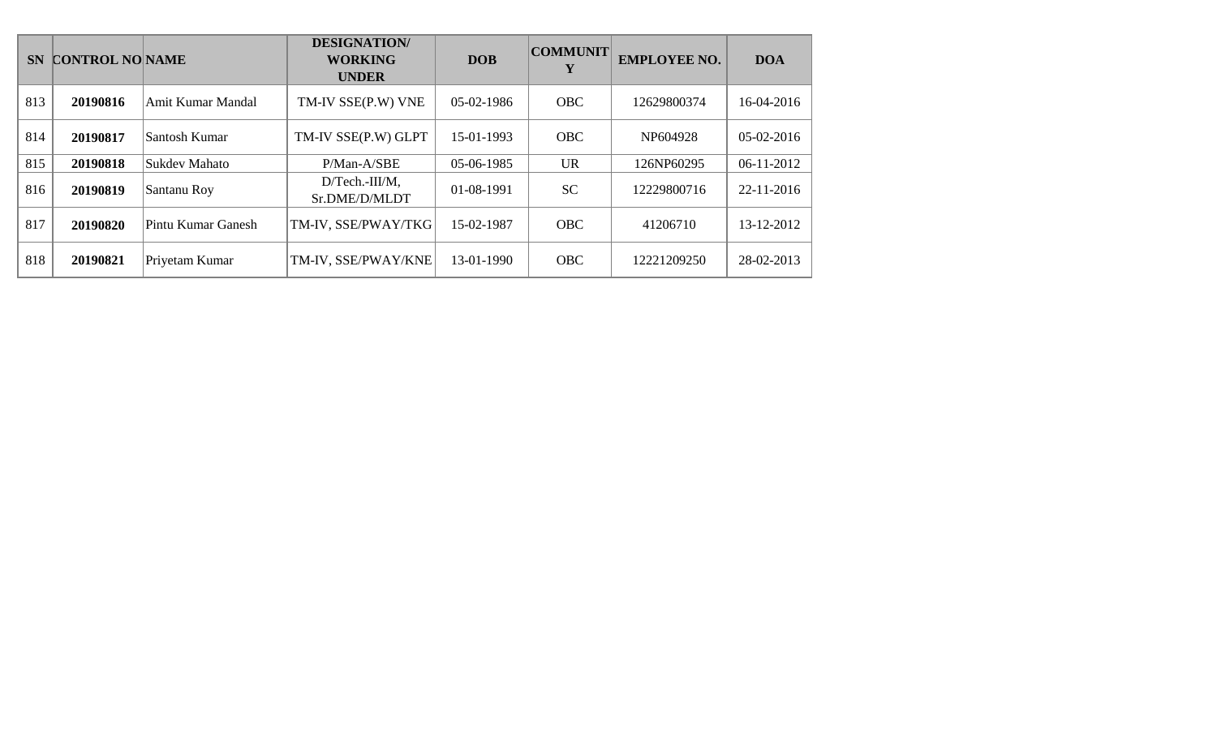| SN | CONTROL NO | NAME | DESIGNATION/ WORKING UNDER | DOB | COMMUNITY | EMPLOYEE NO. | DOA |
|---|---|---|---|---|---|---|---|
| 813 | **20190816** | Amit Kumar Mandal | TM-IV SSE(P.W) VNE | 05-02-1986 | OBC | 12629800374 | 16-04-2016 |
| 814 | **20190817** | Santosh Kumar | TM-IV SSE(P.W) GLPT | 15-01-1993 | OBC | NP604928 | 05-02-2016 |
| 815 | **20190818** | Sukdev Mahato | P/Man-A/SBE | 05-06-1985 | UR | 126NP60295 | 06-11-2012 |
| 816 | **20190819** | Santanu Roy | D/Tech.-III/M, Sr.DME/D/MLDT | 01-08-1991 | SC | 12229800716 | 22-11-2016 |
| 817 | **20190820** | Pintu Kumar Ganesh | TM-IV, SSE/PWAY/TKG | 15-02-1987 | OBC | 41206710 | 13-12-2012 |
| 818 | **20190821** | Priyetam Kumar | TM-IV, SSE/PWAY/KNE | 13-01-1990 | OBC | 12221209250 | 28-02-2013 |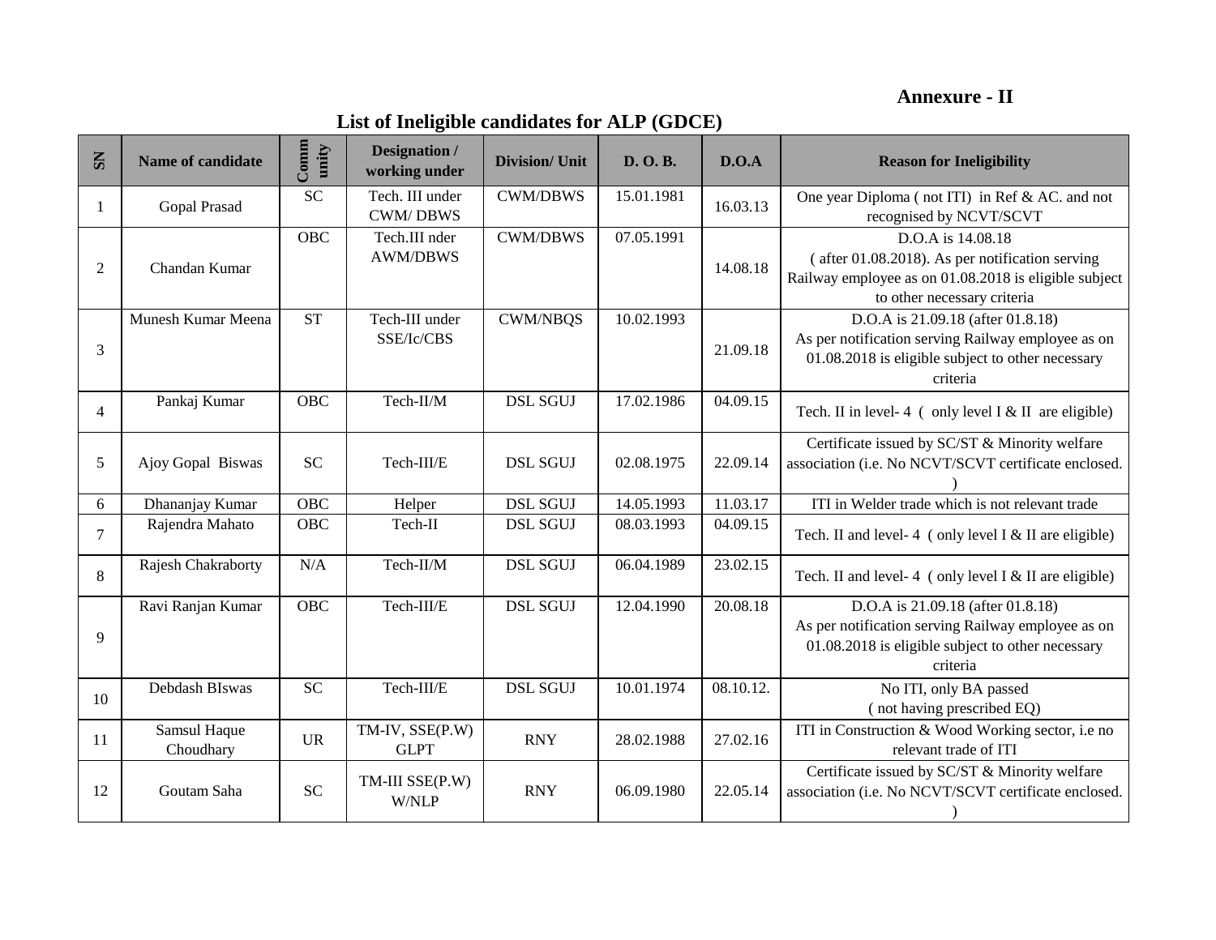**Annexure - II**

## List of Ineligible candidates for ALP (GDCE)

| SN | Name of candidate | Community | Designation / working under | Division/ Unit | D. O. B. | D.O.A | Reason for Ineligibility |
|---|---|---|---|---|---|---|---|
| 1 | Gopal Prasad | SC | Tech. III under CWM/ DBWS | CWM/DBWS | 15.01.1981 | 16.03.13 | One year Diploma ( not ITI) in Ref & AC. and not recognised by NCVT/SCVT |
| 2 | Chandan Kumar | OBC | Tech.III nder AWM/DBWS | CWM/DBWS | 07.05.1991 | 14.08.18 | D.O.A is 14.08.18 ( after 01.08.2018). As per notification serving Railway employee as on 01.08.2018 is eligible subject to other necessary criteria |
| 3 | Munesh Kumar Meena | ST | Tech-III under SSE/Ic/CBS | CWM/NBQS | 10.02.1993 | 21.09.18 | D.O.A is 21.09.18 (after 01.8.18) As per notification serving Railway employee as on 01.08.2018 is eligible subject to other necessary criteria |
| 4 | Pankaj Kumar | OBC | Tech-II/M | DSL SGUJ | 17.02.1986 | 04.09.15 | Tech. II in level- 4 ( only level I & II are eligible) |
| 5 | Ajoy Gopal Biswas | SC | Tech-III/E | DSL SGUJ | 02.08.1975 | 22.09.14 | Certificate issued by SC/ST & Minority welfare association (i.e. No NCVT/SCVT certificate enclosed. ) |
| 6 | Dhananjay Kumar | OBC | Helper | DSL SGUJ | 14.05.1993 | 11.03.17 | ITI in Welder trade which is not relevant trade |
| 7 | Rajendra Mahato | OBC | Tech-II | DSL SGUJ | 08.03.1993 | 04.09.15 | Tech. II and level- 4 ( only level I & II are eligible) |
| 8 | Rajesh Chakraborty | N/A | Tech-II/M | DSL SGUJ | 06.04.1989 | 23.02.15 | Tech. II and level- 4 ( only level I & II are eligible) |
| 9 | Ravi Ranjan Kumar | OBC | Tech-III/E | DSL SGUJ | 12.04.1990 | 20.08.18 | D.O.A is 21.09.18 (after 01.8.18) As per notification serving Railway employee as on 01.08.2018 is eligible subject to other necessary criteria |
| 10 | Debdash BIswas | SC | Tech-III/E | DSL SGUJ | 10.01.1974 | 08.10.12. | No ITI, only BA passed ( not having prescribed EQ) |
| 11 | Samsul Haque Choudhary | UR | TM-IV, SSE(P.W) GLPT | RNY | 28.02.1988 | 27.02.16 | ITI in Construction & Wood Working sector, i.e no relevant trade of ITI |
| 12 | Goutam Saha | SC | TM-III SSE(P.W) W/NLP | RNY | 06.09.1980 | 22.05.14 | Certificate issued by SC/ST & Minority welfare association (i.e. No NCVT/SCVT certificate enclosed. ) |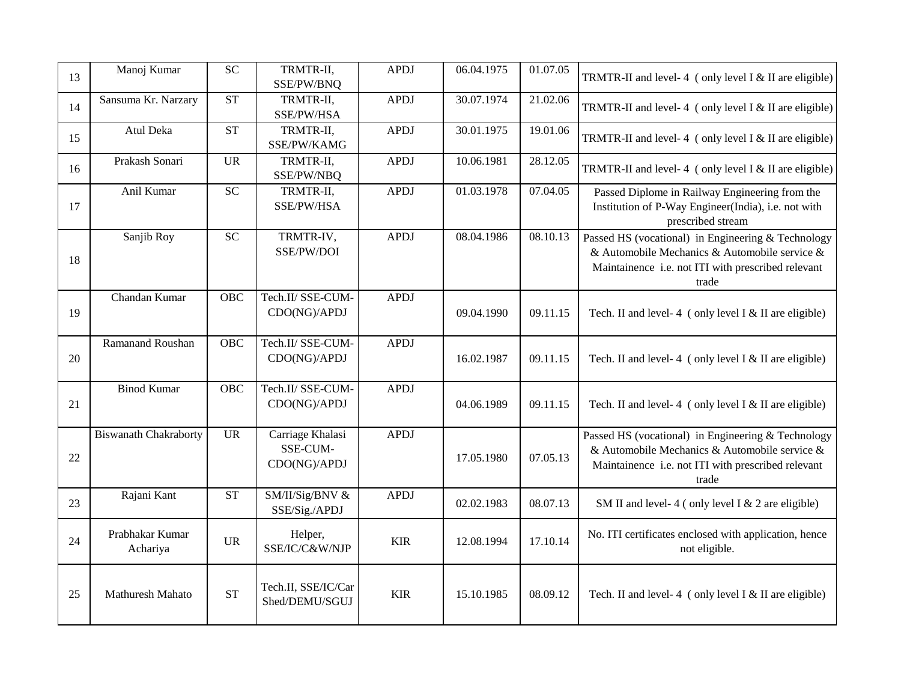| 13 | Manoj Kumar | SC | TRMTR-II, SSE/PW/BNQ | APDJ | 06.04.1975 | 01.07.05 | TRMTR-II and level- 4 ( only level I & II are eligible) |
|---|---|---|---|---|---|---|---|
| 14 | Sansuma Kr. Narzary | ST | TRMTR-II, SSE/PW/HSA | APDJ | 30.07.1974 | 21.02.06 | TRMTR-II and level- 4 ( only level I & II are eligible) |
| 15 | Atul Deka | ST | TRMTR-II, SSE/PW/KAMG | APDJ | 30.01.1975 | 19.01.06 | TRMTR-II and level- 4 ( only level I & II are eligible) |
| 16 | Prakash Sonari | UR | TRMTR-II, SSE/PW/NBQ | APDJ | 10.06.1981 | 28.12.05 | TRMTR-II and level- 4 ( only level I & II are eligible) |
| 17 | Anil Kumar | SC | TRMTR-II, SSE/PW/HSA | APDJ | 01.03.1978 | 07.04.05 | Passed Diplome in Railway Engineering from the Institution of P-Way Engineer(India), i.e. not with prescribed stream |
| 18 | Sanjib Roy | SC | TRMTR-IV, SSE/PW/DOI | APDJ | 08.04.1986 | 08.10.13 | Passed HS (vocational) in Engineering & Technology & Automobile Mechanics & Automobile service & Maintainence i.e. not ITI with prescribed relevant trade |
| 19 | Chandan Kumar | OBC | Tech.II/ SSE-CUM-CDO(NG)/APDJ | APDJ | 09.04.1990 | 09.11.15 | Tech. II and level- 4 ( only level I & II are eligible) |
| 20 | Ramanand Roushan | OBC | Tech.II/ SSE-CUM-CDO(NG)/APDJ | APDJ | 16.02.1987 | 09.11.15 | Tech. II and level- 4 ( only level I & II are eligible) |
| 21 | Binod Kumar | OBC | Tech.II/ SSE-CUM-CDO(NG)/APDJ | APDJ | 04.06.1989 | 09.11.15 | Tech. II and level- 4 ( only level I & II are eligible) |
| 22 | Biswanath Chakraborty | UR | Carriage Khalasi SSE-CUM-CDO(NG)/APDJ | APDJ | 17.05.1980 | 07.05.13 | Passed HS (vocational) in Engineering & Technology & Automobile Mechanics & Automobile service & Maintainence i.e. not ITI with prescribed relevant trade |
| 23 | Rajani Kant | ST | SM/II/Sig/BNV & SSE/Sig./APDJ | APDJ | 02.02.1983 | 08.07.13 | SM II and level- 4 ( only level I & 2 are eligible) |
| 24 | Prabhakar Kumar Achariya | UR | Helper, SSE/IC/C&W/NJP | KIR | 12.08.1994 | 17.10.14 | No. ITI certificates enclosed with application, hence not eligible. |
| 25 | Mathuresh Mahato | ST | Tech.II, SSE/IC/Car Shed/DEMU/SGUJ | KIR | 15.10.1985 | 08.09.12 | Tech. II and level- 4 ( only level I & II are eligible) |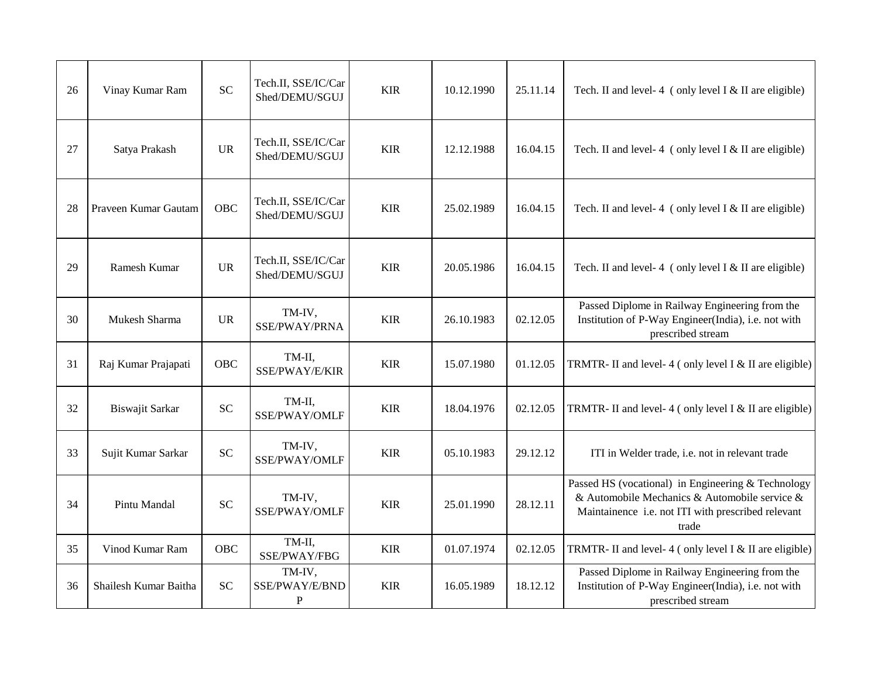| 26 | Vinay Kumar Ram | SC | Tech.II, SSE/IC/Car Shed/DEMU/SGUJ | KIR | 10.12.1990 | 25.11.14 | Tech. II and level- 4 ( only level I & II are eligible) |
|---|---|---|---|---|---|---|---|
| 27 | Satya Prakash | UR | Tech.II, SSE/IC/Car Shed/DEMU/SGUJ | KIR | 12.12.1988 | 16.04.15 | Tech. II and level- 4 ( only level I & II are eligible) |
| 28 | Praveen Kumar Gautam | OBC | Tech.II, SSE/IC/Car Shed/DEMU/SGUJ | KIR | 25.02.1989 | 16.04.15 | Tech. II and level- 4 ( only level I & II are eligible) |
| 29 | Ramesh Kumar | UR | Tech.II, SSE/IC/Car Shed/DEMU/SGUJ | KIR | 20.05.1986 | 16.04.15 | Tech. II and level- 4 ( only level I & II are eligible) |
| 30 | Mukesh Sharma | UR | TM-IV, SSE/PWAY/PRNA | KIR | 26.10.1983 | 02.12.05 | Passed Diplome in Railway Engineering from the Institution of P-Way Engineer(India), i.e. not with prescribed stream |
| 31 | Raj Kumar Prajapati | OBC | TM-II, SSE/PWAY/E/KIR | KIR | 15.07.1980 | 01.12.05 | TRMTR- II and level- 4 ( only level I & II are eligible) |
| 32 | Biswajit Sarkar | SC | TM-II, SSE/PWAY/OMLF | KIR | 18.04.1976 | 02.12.05 | TRMTR- II and level- 4 ( only level I & II are eligible) |
| 33 | Sujit Kumar Sarkar | SC | TM-IV, SSE/PWAY/OMLF | KIR | 05.10.1983 | 29.12.12 | ITI in Welder trade, i.e. not in relevant trade |
| 34 | Pintu Mandal | SC | TM-IV, SSE/PWAY/OMLF | KIR | 25.01.1990 | 28.12.11 | Passed HS (vocational) in Engineering & Technology & Automobile Mechanics & Automobile service & Maintainence i.e. not ITI with prescribed relevant trade |
| 35 | Vinod Kumar Ram | OBC | TM-II, SSE/PWAY/FBG | KIR | 01.07.1974 | 02.12.05 | TRMTR- II and level- 4 ( only level I & II are eligible) |
| 36 | Shailesh Kumar Baitha | SC | TM-IV, SSE/PWAY/E/BNDP | KIR | 16.05.1989 | 18.12.12 | Passed Diplome in Railway Engineering from the Institution of P-Way Engineer(India), i.e. not with prescribed stream |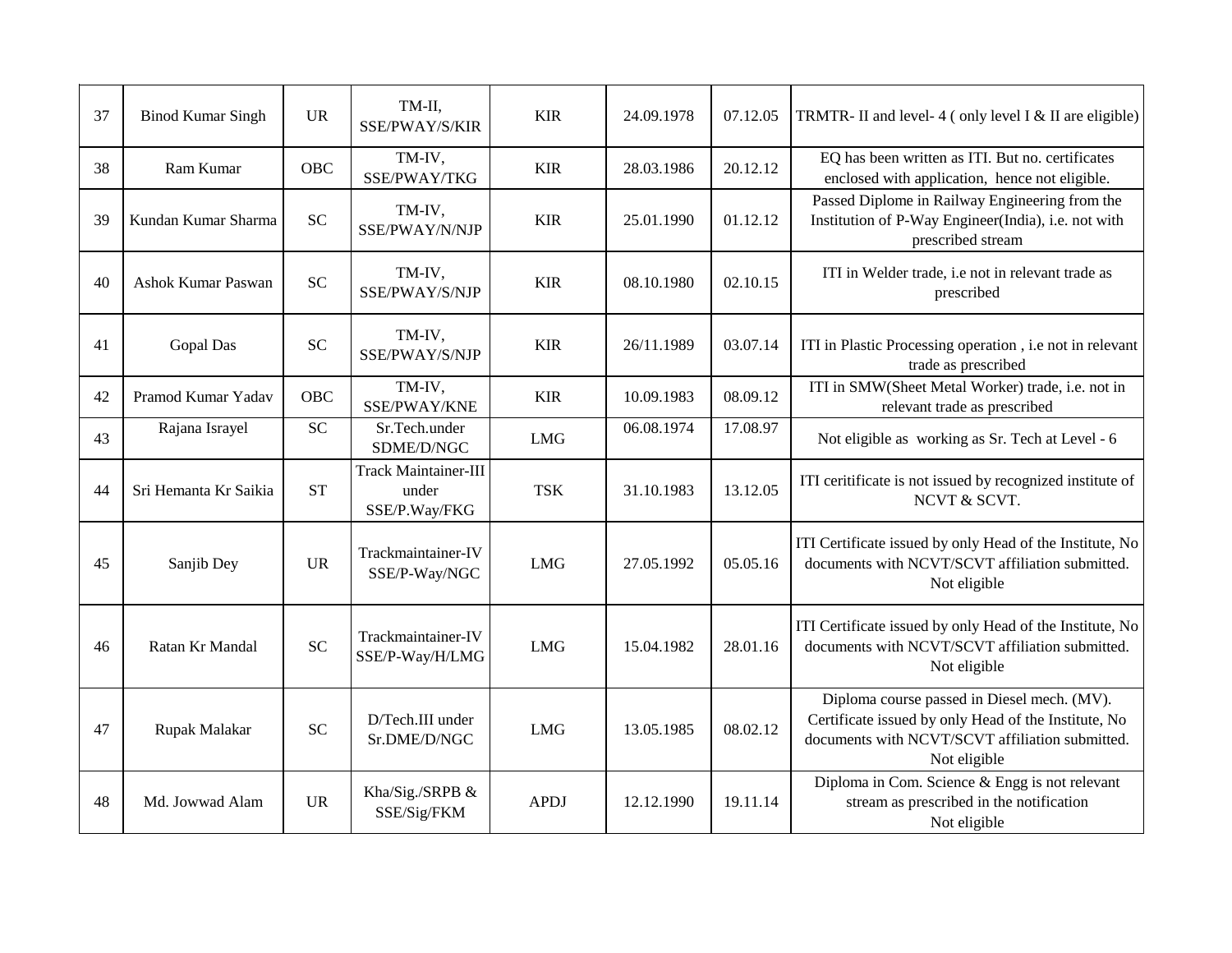| 37 | Binod Kumar Singh | UR | TM-II, SSE/PWAY/S/KIR | KIR | 24.09.1978 | 07.12.05 | TRMTR- II and level- 4 ( only level I & II are eligible) |
|---|---|---|---|---|---|---|---|
| 38 | Ram Kumar | OBC | TM-IV, SSE/PWAY/TKG | KIR | 28.03.1986 | 20.12.12 | EQ has been written as ITI. But no. certificates enclosed with application, hence not eligible. |
| 39 | Kundan Kumar Sharma | SC | TM-IV, SSE/PWAY/N/NJP | KIR | 25.01.1990 | 01.12.12 | Passed Diplome in Railway Engineering from the Institution of P-Way Engineer(India), i.e. not with prescribed stream |
| 40 | Ashok Kumar Paswan | SC | TM-IV, SSE/PWAY/S/NJP | KIR | 08.10.1980 | 02.10.15 | ITI in Welder trade, i.e not in relevant trade as prescribed |
| 41 | Gopal Das | SC | TM-IV, SSE/PWAY/S/NJP | KIR | 26/11.1989 | 03.07.14 | ITI in Plastic Processing operation , i.e not in relevant trade as prescribed |
| 42 | Pramod Kumar Yadav | OBC | TM-IV, SSE/PWAY/KNE | KIR | 10.09.1983 | 08.09.12 | ITI in SMW(Sheet Metal Worker) trade, i.e. not in relevant trade as prescribed |
| 43 | Rajana Israyel | SC | Sr.Tech.under SDME/D/NGC | LMG | 06.08.1974 | 17.08.97 | Not eligible as working as Sr. Tech at Level - 6 |
| 44 | Sri Hemanta Kr Saikia | ST | Track Maintainer-III under SSE/P.Way/FKG | TSK | 31.10.1983 | 13.12.05 | ITI ceritificate is not issued by recognized institute of NCVT & SCVT. |
| 45 | Sanjib Dey | UR | Trackmaintainer-IV SSE/P-Way/NGC | LMG | 27.05.1992 | 05.05.16 | ITI Certificate issued by only Head of the Institute, No documents with NCVT/SCVT affiliation submitted. Not eligible |
| 46 | Ratan Kr Mandal | SC | Trackmaintainer-IV SSE/P-Way/H/LMG | LMG | 15.04.1982 | 28.01.16 | ITI Certificate issued by only Head of the Institute, No documents with NCVT/SCVT affiliation submitted. Not eligible |
| 47 | Rupak Malakar | SC | D/Tech.III under Sr.DME/D/NGC | LMG | 13.05.1985 | 08.02.12 | Diploma course passed in Diesel mech. (MV). Certificate issued by only Head of the Institute, No documents with NCVT/SCVT affiliation submitted. Not eligible |
| 48 | Md. Jowwad Alam | UR | Kha/Sig./SRPB & SSE/Sig/FKM | APDJ | 12.12.1990 | 19.11.14 | Diploma in Com. Science & Engg is not relevant stream as prescribed in the notification Not eligible |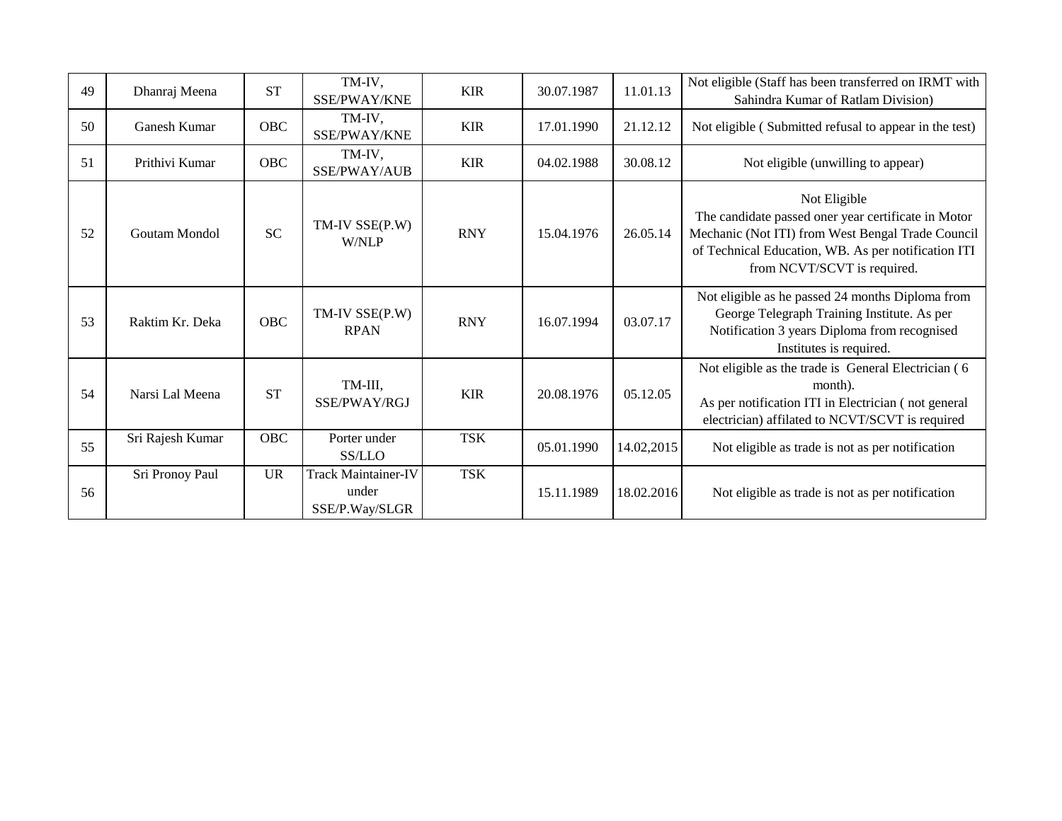| 49 | Dhanraj Meena | ST | TM-IV, SSE/PWAY/KNE | KIR | 30.07.1987 | 11.01.13 | Not eligible (Staff has been transferred on IRMT with Sahindra Kumar of Ratlam Division) |
|---|---|---|---|---|---|---|---|
| 50 | Ganesh Kumar | OBC | TM-IV, SSE/PWAY/KNE | KIR | 17.01.1990 | 21.12.12 | Not eligible ( Submitted refusal to appear in the test) |
| 51 | Prithivi Kumar | OBC | TM-IV, SSE/PWAY/AUB | KIR | 04.02.1988 | 30.08.12 | Not eligible (unwilling to appear) |
| 52 | Goutam Mondol | SC | TM-IV SSE(P.W) W/NLP | RNY | 15.04.1976 | 26.05.14 | Not Eligible The candidate passed oner year certificate in Motor Mechanic (Not ITI) from West Bengal Trade Council of Technical Education, WB. As per notification ITI from NCVT/SCVT is required. |
| 53 | Raktim Kr. Deka | OBC | TM-IV SSE(P.W) RPAN | RNY | 16.07.1994 | 03.07.17 | Not eligible as he passed 24 months Diploma from George Telegraph Training Institute. As per Notification 3 years Diploma from recognised Institutes is required. |
| 54 | Narsi Lal Meena | ST | TM-III, SSE/PWAY/RGJ | KIR | 20.08.1976 | 05.12.05 | Not eligible as the trade is General Electrician ( 6 month). As per notification ITI in Electrician ( not general electrician) affilated to NCVT/SCVT is required |
| 55 | Sri Rajesh Kumar | OBC | Porter under SS/LLO | TSK | 05.01.1990 | 14.02,2015 | Not eligible as trade is not as per notification |
| 56 | Sri Pronoy Paul | UR | Track Maintainer-IV under SSE/P.Way/SLGR | TSK | 15.11.1989 | 18.02.2016 | Not eligible as trade is not as per notification |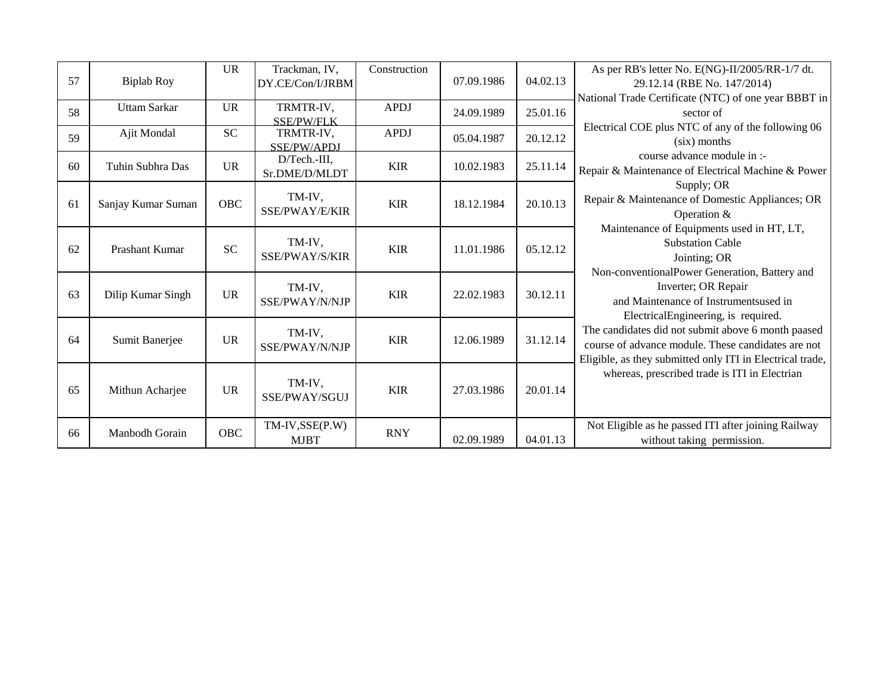| | | | | | | | |
|---|---|---|---|---|---|---|---|
| 57 | Biplab Roy | UR | Trackman, IV, DY.CE/Con/I/JRBM | Construction | 07.09.1986 | 04.02.13 | As per RB's letter No. E(NG)-II/2005/RR-1/7 dt. 29.12.14 (RBE No. 147/2014) National Trade Certificate (NTC) of one year BBBT in sector of Electrical COE plus NTC of any of the following 06 (six) months course advance module in :- Repair & Maintenance of Electrical Machine & Power Supply; OR Repair & Maintenance of Domestic Appliances; OR Operation & Maintenance of Equipments used in HT, LT, Substation Cable Jointing; OR Non-conventionalPower Generation, Battery and Inverter; OR Repair and Maintenance of Instrumentsused in ElectricalEngineering, is required. The candidates did not submit above 6 month paased course of advance module. These candidates are not Eligible, as they submitted only ITI in Electrical trade, whereas, prescribed trade is ITI in Electrian |
| 58 | Uttam Sarkar | UR | TRMTR-IV, SSE/PW/FLK | APDJ | 24.09.1989 | 25.01.16 | |
| 59 | Ajit Mondal | SC | TRMTR-IV, SSE/PW/APDJ | APDJ | 05.04.1987 | 20.12.12 | |
| 60 | Tuhin Subhra Das | UR | D/Tech.-III, Sr.DME/D/MLDT | KIR | 10.02.1983 | 25.11.14 | |
| 61 | Sanjay Kumar Suman | OBC | TM-IV, SSE/PWAY/E/KIR | KIR | 18.12.1984 | 20.10.13 | |
| 62 | Prashant Kumar | SC | TM-IV, SSE/PWAY/S/KIR | KIR | 11.01.1986 | 05.12.12 | |
| 63 | Dilip Kumar Singh | UR | TM-IV, SSE/PWAY/N/NJP | KIR | 22.02.1983 | 30.12.11 | |
| 64 | Sumit Banerjee | UR | TM-IV, SSE/PWAY/N/NJP | KIR | 12.06.1989 | 31.12.14 | |
| 65 | Mithun Acharjee | UR | TM-IV, SSE/PWAY/SGUJ | KIR | 27.03.1986 | 20.01.14 | |
| 66 | Manbodh Gorain | OBC | TM-IV,SSE(P.W) MJBT | RNY | 02.09.1989 | 04.01.13 | Not Eligible as he passed ITI after joining Railway without taking permission. |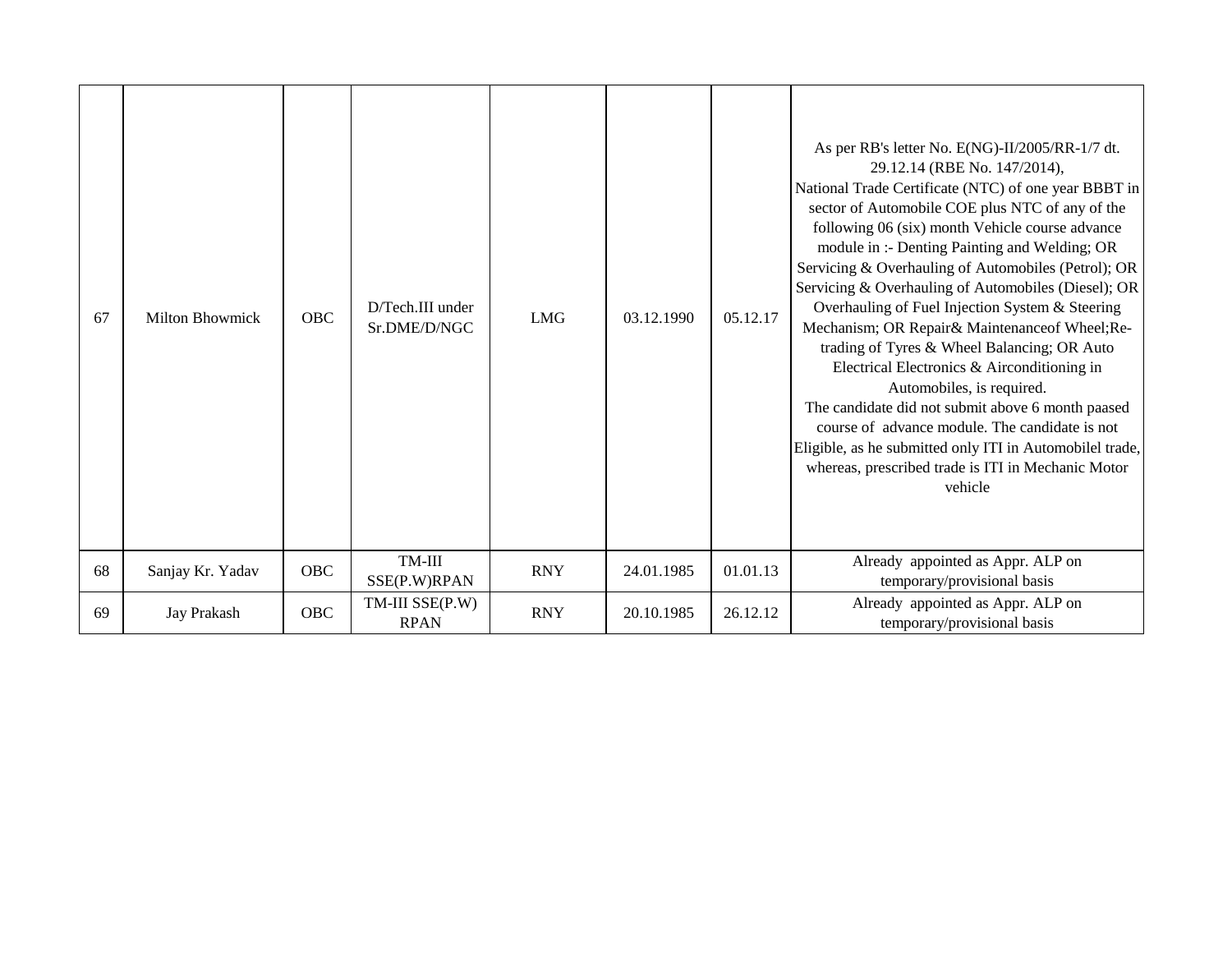| | | | | | | | |
|---|---|---|---|---|---|---|---|
| 67 | Milton Bhowmick | OBC | D/Tech.III under Sr.DME/D/NGC | LMG | 03.12.1990 | 05.12.17 | As per RB's letter No. E(NG)-II/2005/RR-1/7 dt. 29.12.14 (RBE No. 147/2014), National Trade Certificate (NTC) of one year BBBT in sector of Automobile COE plus NTC of any of the following 06 (six) month Vehicle course advance module in :- Denting Painting and Welding; OR Servicing & Overhauling of Automobiles (Petrol); OR Servicing & Overhauling of Automobiles (Diesel); OR Overhauling of Fuel Injection System & Steering Mechanism; OR Repair& Maintenanceof Wheel;Re-trading of Tyres & Wheel Balancing; OR Auto Electrical Electronics & Airconditioning in Automobiles, is required. The candidate did not submit above 6 month paased course of advance module. The candidate is not Eligible, as he submitted only ITI in Automobilel trade, whereas, prescribed trade is ITI in Mechanic Motor vehicle |
| 68 | Sanjay Kr. Yadav | OBC | TM-III SSE(P.W)RPAN | RNY | 24.01.1985 | 01.01.13 | Already appointed as Appr. ALP on temporary/provisional basis |
| 69 | Jay Prakash | OBC | TM-III SSE(P.W) RPAN | RNY | 20.10.1985 | 26.12.12 | Already appointed as Appr. ALP on temporary/provisional basis |